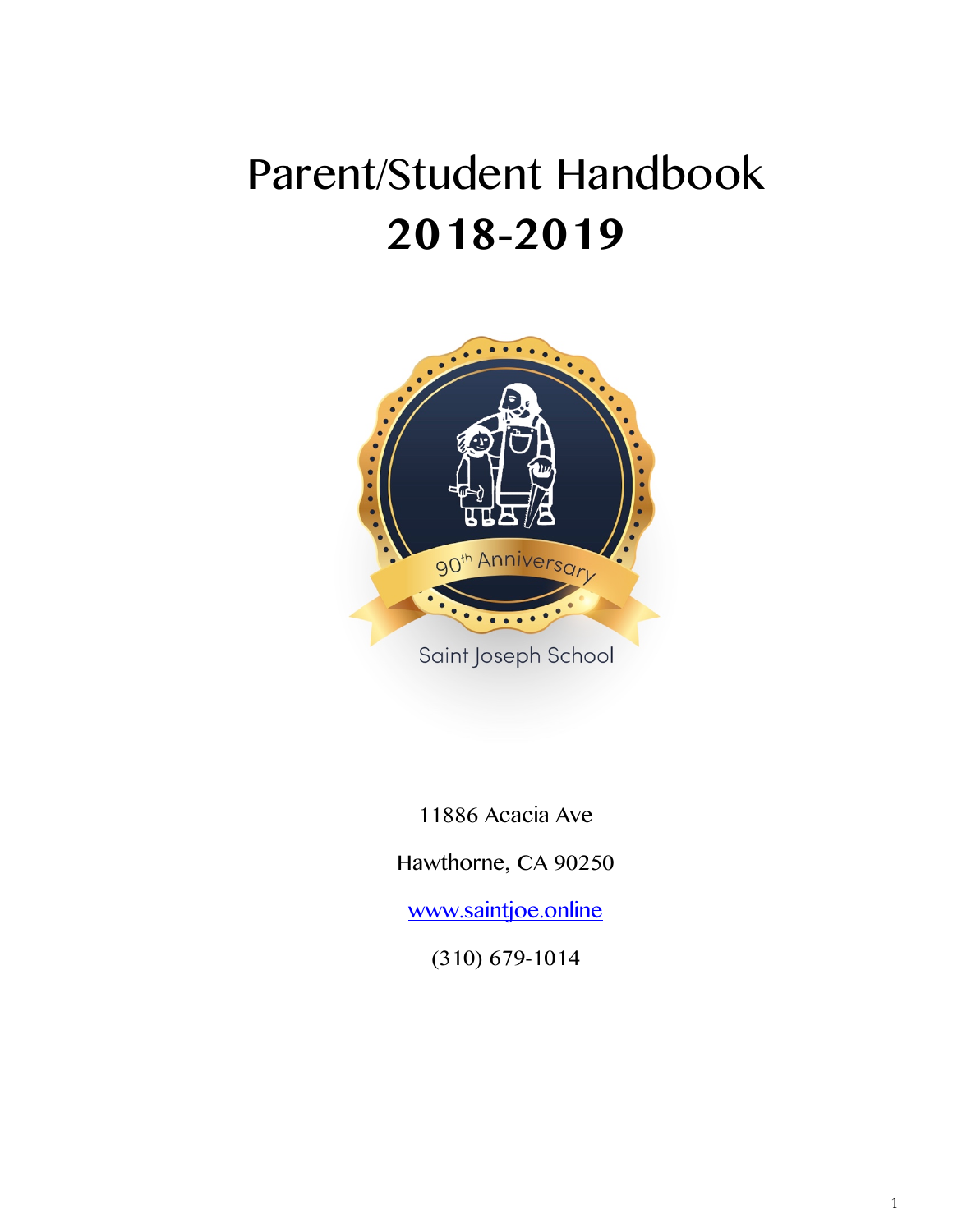# Parent/Student Handbook
# 2018-2019

90th Anniversary

Saint Joseph School

11886 Acacia Ave

Hawthorne, CA 90250

www.saintjoe.online

(310) 679-1014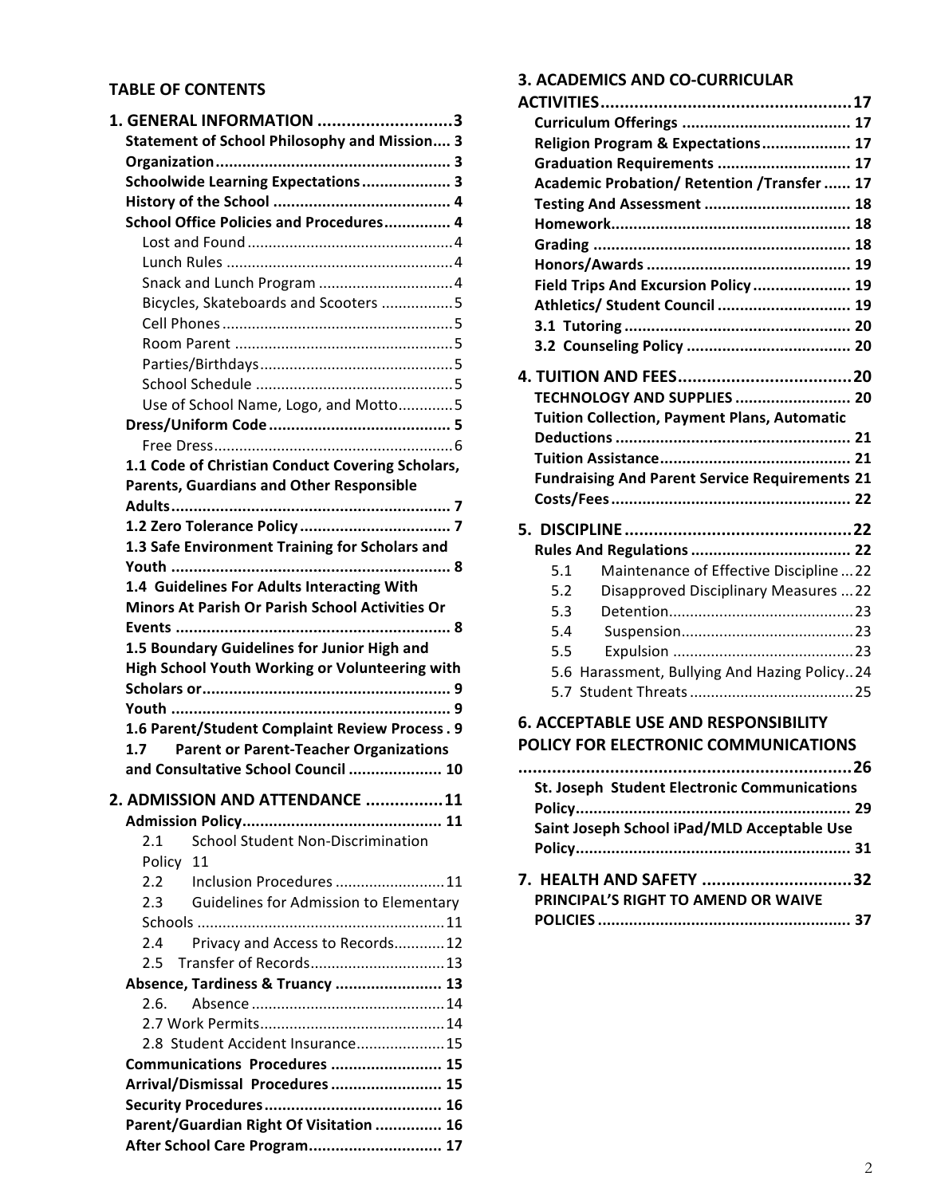## TABLE OF CONTENTS

**1. GENERAL INFORMATION ............................3**

- **Statement of School Philosophy and Mission.... 3**
- **Organization..................................................... 3**
- **Schoolwide Learning Expectations.................... 3**
- **History of the School ........................................ 4**
- **School Office Policies and Procedures............... 4**
  - Lost and Found.................................................4
  - Lunch Rules ......................................................4
  - Snack and Lunch Program ................................4
  - Bicycles, Skateboards and Scooters .................5
  - Cell Phones.......................................................5
  - Room Parent ....................................................5
  - Parties/Birthdays..............................................5
  - School Schedule ...............................................5
  - Use of School Name, Logo, and Motto.............5
- **Dress/Uniform Code.......................................... 5**
  - Free Dress.........................................................6
- **1.1 Code of Christian Conduct Covering Scholars, Parents, Guardians and Other Responsible Adults............................................................... 7**
- **1.2 Zero Tolerance Policy.................................. 7**
- **1.3 Safe Environment Training for Scholars and Youth ............................................................... 8**
- **1.4 Guidelines For Adults Interacting With Minors At Parish Or Parish School Activities Or Events ............................................................. 8**
- **1.5 Boundary Guidelines for Junior High and High School Youth Working or Volunteering with Scholars or........................................................ 9**
- **Youth ............................................................... 9**
- **1.6 Parent/Student Complaint Review Process . 9**
- **1.7 Parent or Parent-Teacher Organizations and Consultative School Council ..................... 10**

**2. ADMISSION AND ATTENDANCE ................11**

- **Admission Policy............................................. 11**
  - 2.1 School Student Non-Discrimination Policy 11
  - 2.2 Inclusion Procedures ..........................11
  - 2.3 Guidelines for Admission to Elementary Schools ...........................................................11
  - 2.4 Privacy and Access to Records............12
  - 2.5 Transfer of Records................................13
- **Absence, Tardiness & Truancy ........................ 13**
  - 2.6. Absence ..............................................14
  - 2.7 Work Permits............................................14
  - 2.8 Student Accident Insurance.....................15
- **Communications Procedures ......................... 15**
- **Arrival/Dismissal Procedures ......................... 15**
- **Security Procedures........................................ 16**
- **Parent/Guardian Right Of Visitation ............... 16**
- **After School Care Program.............................. 17**

**3. ACADEMICS AND CO-CURRICULAR ACTIVITIES....................................................17**

- **Curriculum Offerings ...................................... 17**
- **Religion Program & Expectations.................... 17**
- **Graduation Requirements .............................. 17**
- **Academic Probation/ Retention /Transfer ...... 17**
- **Testing And Assessment ................................. 18**
- **Homework...................................................... 18**
- **Grading .......................................................... 18**
- **Honors/Awards .............................................. 19**
- **Field Trips And Excursion Policy ...................... 19**
- **Athletics/ Student Council .............................. 19**
- **3.1 Tutoring .................................................. 20**
- **3.2 Counseling Policy ..................................... 20**

**4. TUITION AND FEES....................................20**

- **TECHNOLOGY AND SUPPLIES .......................... 20**
- **Tuition Collection, Payment Plans, Automatic Deductions .................................................... 21**
- **Tuition Assistance........................................... 21**
- **Fundraising And Parent Service Requirements 21**
- **Costs/Fees...................................................... 22**

**5. DISCIPLINE...............................................22**

- **Rules And Regulations .................................... 22**
  - 5.1 Maintenance of Effective Discipline ...22
  - 5.2 Disapproved Disciplinary Measures ...22
  - 5.3 Detention............................................23
  - 5.4 Suspension.........................................23
  - 5.5 Expulsion ...........................................23
  - 5.6 Harassment, Bullying And Hazing Policy..24
  - 5.7 Student Threats .......................................25

**6. ACCEPTABLE USE AND RESPONSIBILITY POLICY FOR ELECTRONIC COMMUNICATIONS .....................................................................26**

- **St. Joseph Student Electronic Communications Policy.............................................................. 29**
- **Saint Joseph School iPad/MLD Acceptable Use Policy.............................................................. 31**

**7. HEALTH AND SAFETY ...............................32**

- **PRINCIPAL'S RIGHT TO AMEND OR WAIVE POLICIES ......................................................... 37**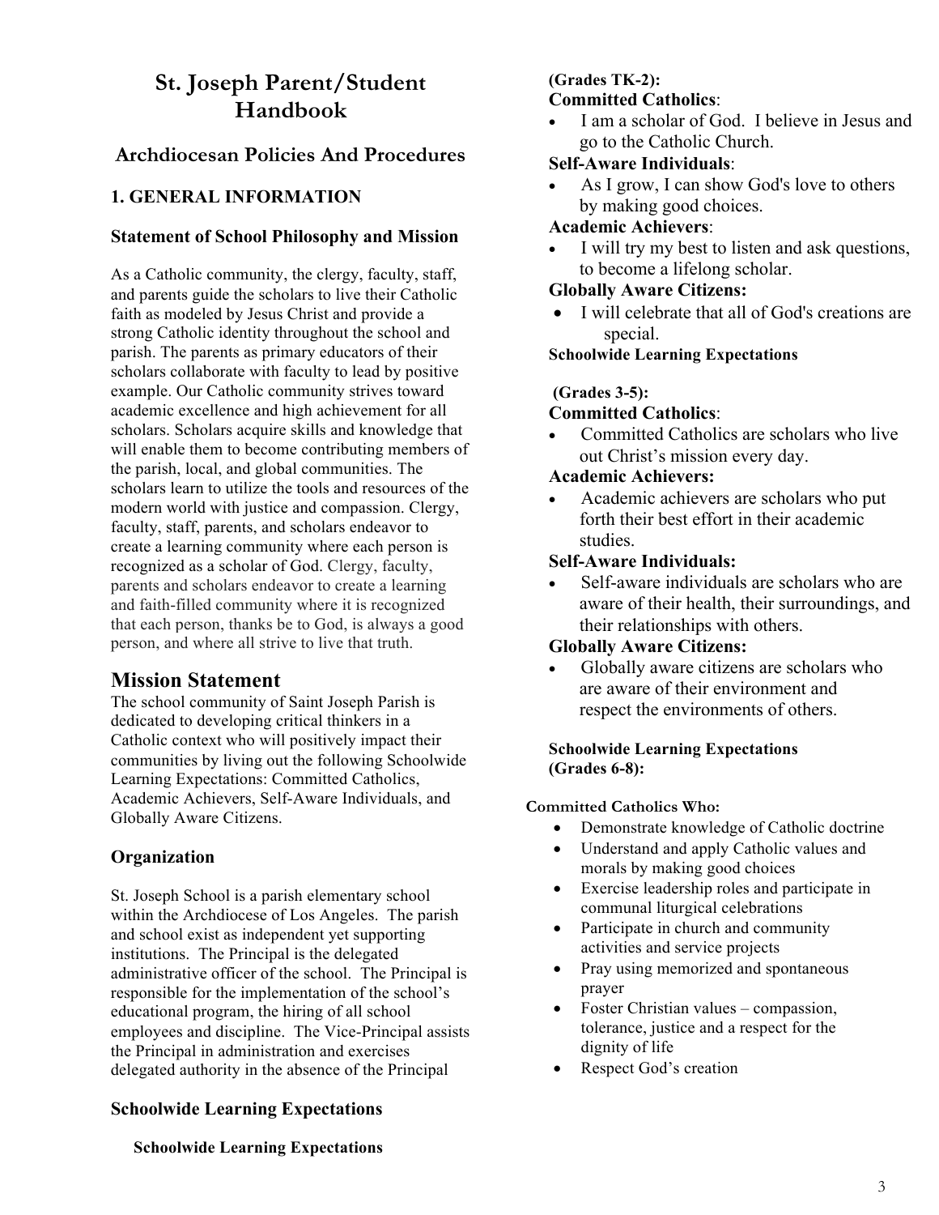# St. Joseph Parent/Student Handbook

## Archdiocesan Policies And Procedures

### 1. GENERAL INFORMATION

#### Statement of School Philosophy and Mission

As a Catholic community, the clergy, faculty, staff, and parents guide the scholars to live their Catholic faith as modeled by Jesus Christ and provide a strong Catholic identity throughout the school and parish. The parents as primary educators of their scholars collaborate with faculty to lead by positive example. Our Catholic community strives toward academic excellence and high achievement for all scholars. Scholars acquire skills and knowledge that will enable them to become contributing members of the parish, local, and global communities. The scholars learn to utilize the tools and resources of the modern world with justice and compassion. Clergy, faculty, staff, parents, and scholars endeavor to create a learning community where each person is recognized as a scholar of God. Clergy, faculty, parents and scholars endeavor to create a learning and faith-filled community where it is recognized that each person, thanks be to God, is always a good person, and where all strive to live that truth.

## Mission Statement

The school community of Saint Joseph Parish is dedicated to developing critical thinkers in a Catholic context who will positively impact their communities by living out the following Schoolwide Learning Expectations: Committed Catholics, Academic Achievers, Self-Aware Individuals, and Globally Aware Citizens.

#### Organization

St. Joseph School is a parish elementary school within the Archdiocese of Los Angeles. The parish and school exist as independent yet supporting institutions. The Principal is the delegated administrative officer of the school. The Principal is responsible for the implementation of the school's educational program, the hiring of all school employees and discipline. The Vice-Principal assists the Principal in administration and exercises delegated authority in the absence of the Principal

#### Schoolwide Learning Expectations

**Schoolwide Learning Expectations (Grades TK-2):**

**Committed Catholics**:
- I am a scholar of God. I believe in Jesus and go to the Catholic Church.

**Self-Aware Individuals**:
- As I grow, I can show God's love to others by making good choices.

**Academic Achievers**:
- I will try my best to listen and ask questions, to become a lifelong scholar.

**Globally Aware Citizens:**
- I will celebrate that all of God's creations are special.

**Schoolwide Learning Expectations (Grades 3-5):**

**Committed Catholics**:
- Committed Catholics are scholars who live out Christ's mission every day.

**Academic Achievers:**
- Academic achievers are scholars who put forth their best effort in their academic studies.

**Self-Aware Individuals:**
- Self-aware individuals are scholars who are aware of their health, their surroundings, and their relationships with others.

**Globally Aware Citizens:**
- Globally aware citizens are scholars who are aware of their environment and respect the environments of others.

**Schoolwide Learning Expectations (Grades 6-8):**

**Committed Catholics Who:**
- Demonstrate knowledge of Catholic doctrine
- Understand and apply Catholic values and morals by making good choices
- Exercise leadership roles and participate in communal liturgical celebrations
- Participate in church and community activities and service projects
- Pray using memorized and spontaneous prayer
- Foster Christian values – compassion, tolerance, justice and a respect for the dignity of life
- Respect God's creation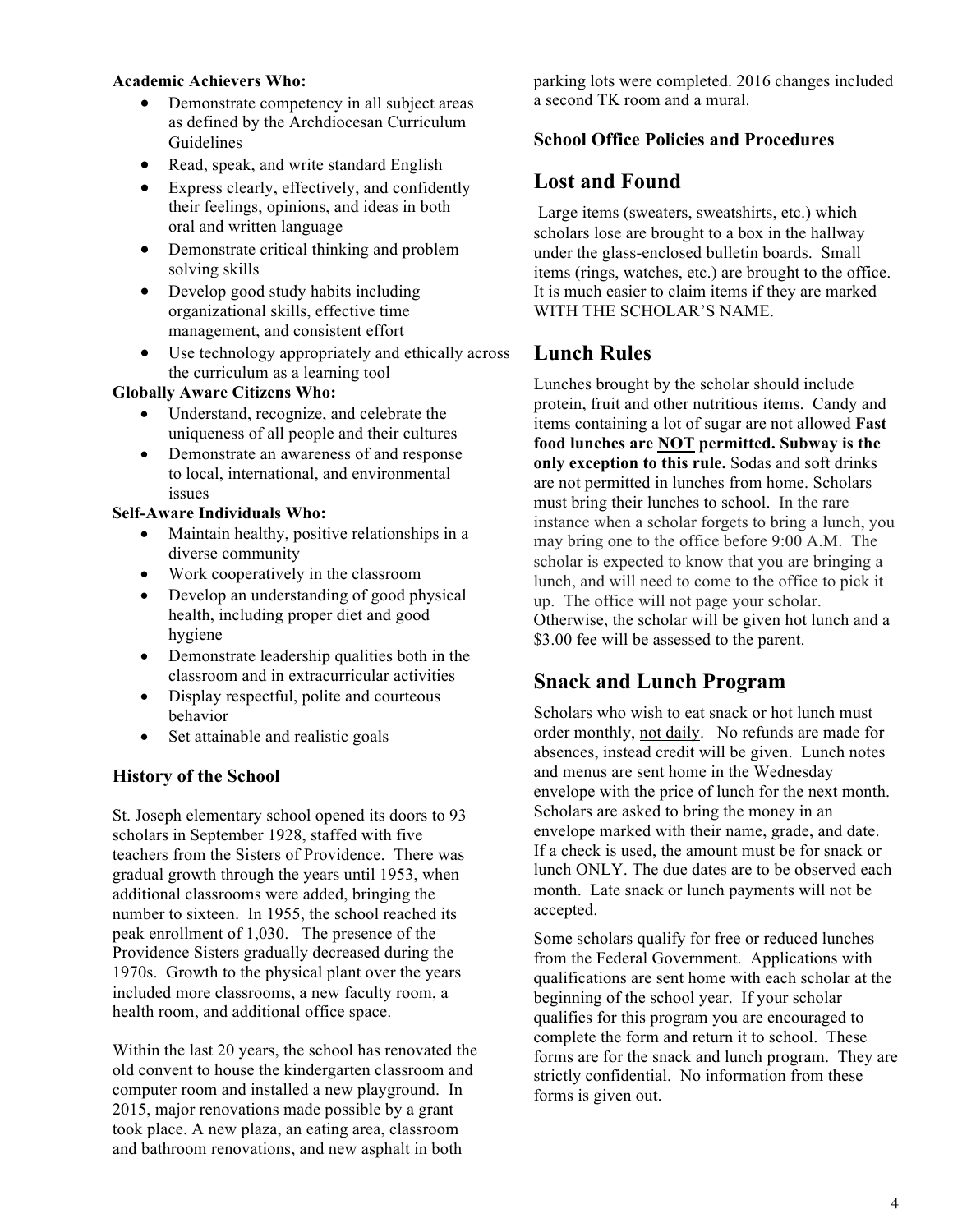**Academic Achievers Who:**

- Demonstrate competency in all subject areas as defined by the Archdiocesan Curriculum Guidelines
- Read, speak, and write standard English
- Express clearly, effectively, and confidently their feelings, opinions, and ideas in both oral and written language
- Demonstrate critical thinking and problem solving skills
- Develop good study habits including organizational skills, effective time management, and consistent effort
- Use technology appropriately and ethically across the curriculum as a learning tool

**Globally Aware Citizens Who:**

- Understand, recognize, and celebrate the uniqueness of all people and their cultures
- Demonstrate an awareness of and response to local, international, and environmental issues

**Self-Aware Individuals Who:**

- Maintain healthy, positive relationships in a diverse community
- Work cooperatively in the classroom
- Develop an understanding of good physical health, including proper diet and good hygiene
- Demonstrate leadership qualities both in the classroom and in extracurricular activities
- Display respectful, polite and courteous behavior
- Set attainable and realistic goals

### History of the School

St. Joseph elementary school opened its doors to 93 scholars in September 1928, staffed with five teachers from the Sisters of Providence. There was gradual growth through the years until 1953, when additional classrooms were added, bringing the number to sixteen. In 1955, the school reached its peak enrollment of 1,030. The presence of the Providence Sisters gradually decreased during the 1970s. Growth to the physical plant over the years included more classrooms, a new faculty room, a health room, and additional office space.

Within the last 20 years, the school has renovated the old convent to house the kindergarten classroom and computer room and installed a new playground. In 2015, major renovations made possible by a grant took place. A new plaza, an eating area, classroom and bathroom renovations, and new asphalt in both parking lots were completed. 2016 changes included a second TK room and a mural.

**School Office Policies and Procedures**

## Lost and Found

Large items (sweaters, sweatshirts, etc.) which scholars lose are brought to a box in the hallway under the glass-enclosed bulletin boards. Small items (rings, watches, etc.) are brought to the office. It is much easier to claim items if they are marked WITH THE SCHOLAR'S NAME.

## Lunch Rules

Lunches brought by the scholar should include protein, fruit and other nutritious items. Candy and items containing a lot of sugar are not allowed **Fast food lunches are <u>NOT</u> permitted. Subway is the only exception to this rule.** Sodas and soft drinks are not permitted in lunches from home. Scholars must bring their lunches to school. In the rare instance when a scholar forgets to bring a lunch, you may bring one to the office before 9:00 A.M. The scholar is expected to know that you are bringing a lunch, and will need to come to the office to pick it up. The office will not page your scholar. Otherwise, the scholar will be given hot lunch and a $3.00 fee will be assessed to the parent.

## Snack and Lunch Program

Scholars who wish to eat snack or hot lunch must order monthly, <u>not daily</u>. No refunds are made for absences, instead credit will be given. Lunch notes and menus are sent home in the Wednesday envelope with the price of lunch for the next month. Scholars are asked to bring the money in an envelope marked with their name, grade, and date. If a check is used, the amount must be for snack or lunch ONLY. The due dates are to be observed each month. Late snack or lunch payments will not be accepted.

Some scholars qualify for free or reduced lunches from the Federal Government. Applications with qualifications are sent home with each scholar at the beginning of the school year. If your scholar qualifies for this program you are encouraged to complete the form and return it to school. These forms are for the snack and lunch program. They are strictly confidential. No information from these forms is given out.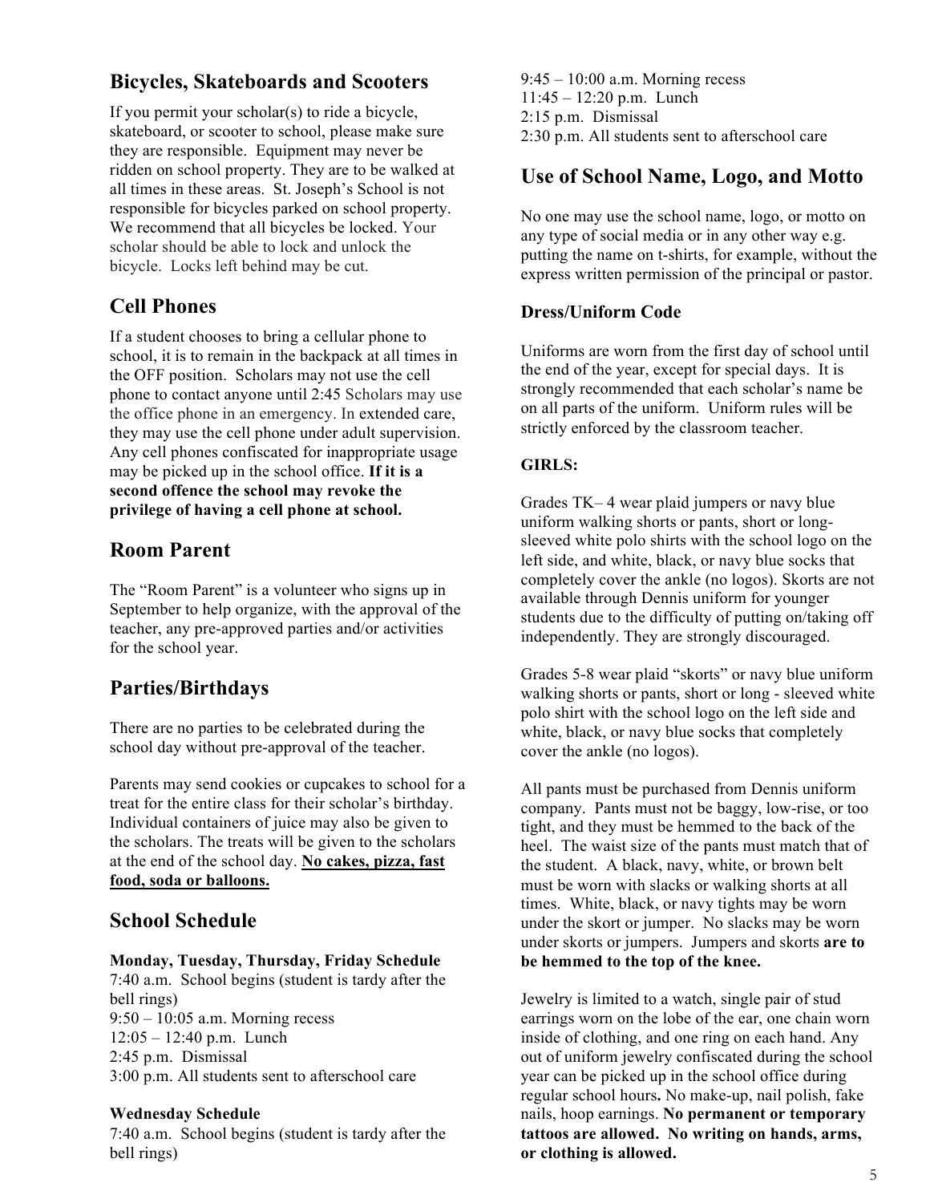## Bicycles, Skateboards and Scooters

If you permit your scholar(s) to ride a bicycle, skateboard, or scooter to school, please make sure they are responsible. Equipment may never be ridden on school property. They are to be walked at all times in these areas. St. Joseph's School is not responsible for bicycles parked on school property. We recommend that all bicycles be locked. Your scholar should be able to lock and unlock the bicycle. Locks left behind may be cut.

## Cell Phones

If a student chooses to bring a cellular phone to school, it is to remain in the backpack at all times in the OFF position. Scholars may not use the cell phone to contact anyone until 2:45 Scholars may use the office phone in an emergency. In extended care, they may use the cell phone under adult supervision. Any cell phones confiscated for inappropriate usage may be picked up in the school office. **If it is a second offence the school may revoke the privilege of having a cell phone at school.**

## Room Parent

The "Room Parent" is a volunteer who signs up in September to help organize, with the approval of the teacher, any pre-approved parties and/or activities for the school year.

## Parties/Birthdays

There are no parties to be celebrated during the school day without pre-approval of the teacher.

Parents may send cookies or cupcakes to school for a treat for the entire class for their scholar's birthday. Individual containers of juice may also be given to the scholars. The treats will be given to the scholars at the end of the school day. **<u>No cakes, pizza, fast food, soda or balloons.</u>**

## School Schedule

**Monday, Tuesday, Thursday, Friday Schedule**
7:40 a.m. School begins (student is tardy after the bell rings)
9:50 – 10:05 a.m. Morning recess
12:05 – 12:40 p.m. Lunch
2:45 p.m. Dismissal
3:00 p.m. All students sent to afterschool care

**Wednesday Schedule**
7:40 a.m. School begins (student is tardy after the bell rings)
9:45 – 10:00 a.m. Morning recess
11:45 – 12:20 p.m. Lunch
2:15 p.m. Dismissal
2:30 p.m. All students sent to afterschool care

## Use of School Name, Logo, and Motto

No one may use the school name, logo, or motto on any type of social media or in any other way e.g. putting the name on t-shirts, for example, without the express written permission of the principal or pastor.

### Dress/Uniform Code

Uniforms are worn from the first day of school until the end of the year, except for special days. It is strongly recommended that each scholar's name be on all parts of the uniform. Uniform rules will be strictly enforced by the classroom teacher.

**GIRLS:**

Grades TK– 4 wear plaid jumpers or navy blue uniform walking shorts or pants, short or long-sleeved white polo shirts with the school logo on the left side, and white, black, or navy blue socks that completely cover the ankle (no logos). Skorts are not available through Dennis uniform for younger students due to the difficulty of putting on/taking off independently. They are strongly discouraged.

Grades 5-8 wear plaid "skorts" or navy blue uniform walking shorts or pants, short or long - sleeved white polo shirt with the school logo on the left side and white, black, or navy blue socks that completely cover the ankle (no logos).

All pants must be purchased from Dennis uniform company. Pants must not be baggy, low-rise, or too tight, and they must be hemmed to the back of the heel. The waist size of the pants must match that of the student. A black, navy, white, or brown belt must be worn with slacks or walking shorts at all times. White, black, or navy tights may be worn under the skort or jumper. No slacks may be worn under skorts or jumpers. Jumpers and skorts **are to be hemmed to the top of the knee.**

Jewelry is limited to a watch, single pair of stud earrings worn on the lobe of the ear, one chain worn inside of clothing, and one ring on each hand. Any out of uniform jewelry confiscated during the school year can be picked up in the school office during regular school hours**.** No make-up, nail polish, fake nails, hoop earnings. **No permanent or temporary tattoos are allowed. No writing on hands, arms, or clothing is allowed.**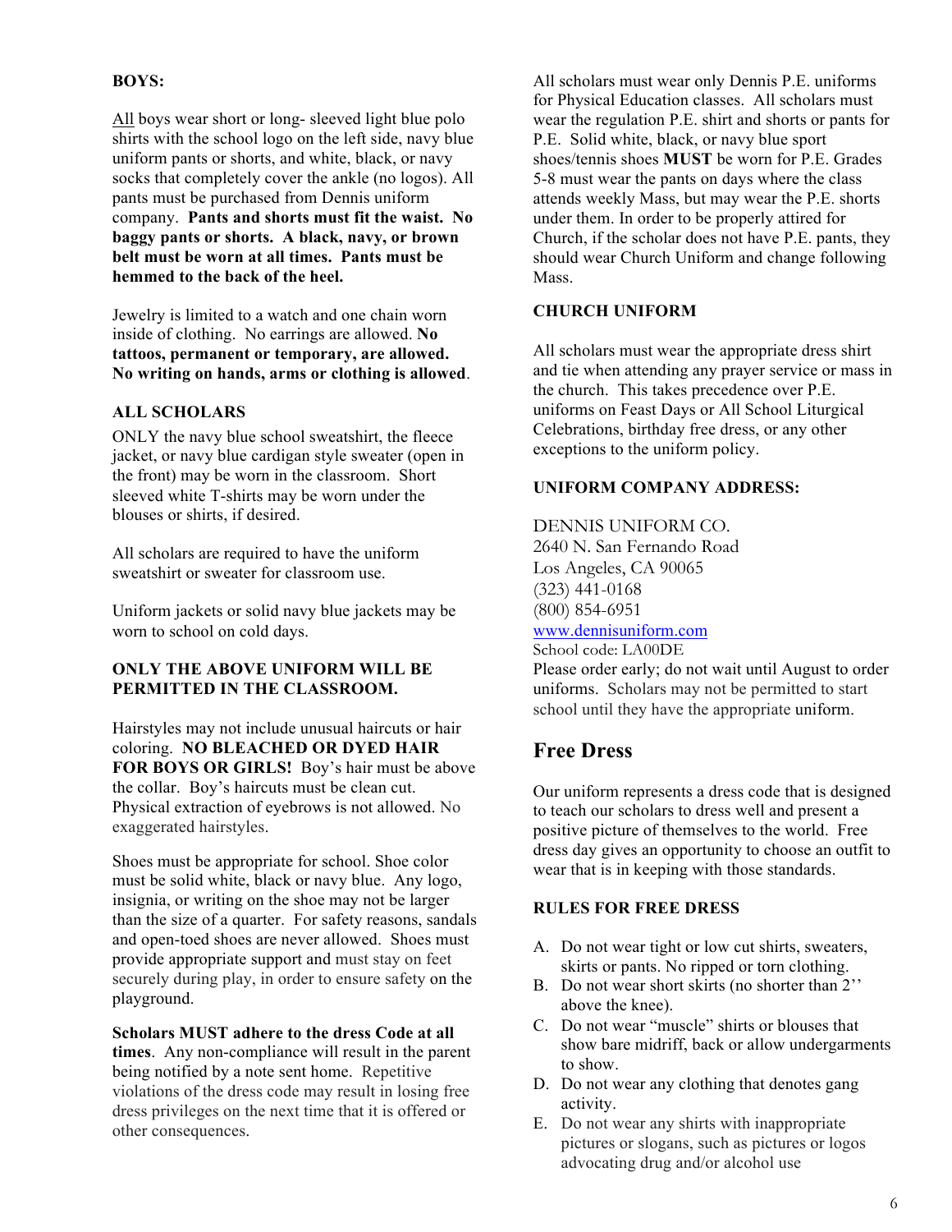**BOYS:**

All boys wear short or long- sleeved light blue polo shirts with the school logo on the left side, navy blue uniform pants or shorts, and white, black, or navy socks that completely cover the ankle (no logos). All pants must be purchased from Dennis uniform company. **Pants and shorts must fit the waist. No baggy pants or shorts. A black, navy, or brown belt must be worn at all times. Pants must be hemmed to the back of the heel.**

Jewelry is limited to a watch and one chain worn inside of clothing. No earrings are allowed. **No tattoos, permanent or temporary, are allowed. No writing on hands, arms or clothing is allowed**.

**ALL SCHOLARS**

ONLY the navy blue school sweatshirt, the fleece jacket, or navy blue cardigan style sweater (open in the front) may be worn in the classroom. Short sleeved white T-shirts may be worn under the blouses or shirts, if desired.

All scholars are required to have the uniform sweatshirt or sweater for classroom use.

Uniform jackets or solid navy blue jackets may be worn to school on cold days.

**ONLY THE ABOVE UNIFORM WILL BE PERMITTED IN THE CLASSROOM.**

Hairstyles may not include unusual haircuts or hair coloring. **NO BLEACHED OR DYED HAIR FOR BOYS OR GIRLS!** Boy's hair must be above the collar. Boy's haircuts must be clean cut. Physical extraction of eyebrows is not allowed. No exaggerated hairstyles.

Shoes must be appropriate for school. Shoe color must be solid white, black or navy blue. Any logo, insignia, or writing on the shoe may not be larger than the size of a quarter. For safety reasons, sandals and open-toed shoes are never allowed. Shoes must provide appropriate support and must stay on feet securely during play, in order to ensure safety on the playground.

**Scholars MUST adhere to the dress Code at all times**. Any non-compliance will result in the parent being notified by a note sent home. Repetitive violations of the dress code may result in losing free dress privileges on the next time that it is offered or other consequences.

All scholars must wear only Dennis P.E. uniforms for Physical Education classes. All scholars must wear the regulation P.E. shirt and shorts or pants for P.E. Solid white, black, or navy blue sport shoes/tennis shoes **MUST** be worn for P.E. Grades 5-8 must wear the pants on days where the class attends weekly Mass, but may wear the P.E. shorts under them. In order to be properly attired for Church, if the scholar does not have P.E. pants, they should wear Church Uniform and change following Mass.

**CHURCH UNIFORM**

All scholars must wear the appropriate dress shirt and tie when attending any prayer service or mass in the church. This takes precedence over P.E. uniforms on Feast Days or All School Liturgical Celebrations, birthday free dress, or any other exceptions to the uniform policy.

**UNIFORM COMPANY ADDRESS:**

DENNIS UNIFORM CO.
2640 N. San Fernando Road
Los Angeles, CA 90065
(323) 441-0168
(800) 854-6951
www.dennisuniform.com
School code: LA00DE
Please order early; do not wait until August to order uniforms. Scholars may not be permitted to start school until they have the appropriate uniform.

## Free Dress

Our uniform represents a dress code that is designed to teach our scholars to dress well and present a positive picture of themselves to the world. Free dress day gives an opportunity to choose an outfit to wear that is in keeping with those standards.

**RULES FOR FREE DRESS**

A. Do not wear tight or low cut shirts, sweaters, skirts or pants. No ripped or torn clothing.
B. Do not wear short skirts (no shorter than 2'' above the knee).
C. Do not wear "muscle" shirts or blouses that show bare midriff, back or allow undergarments to show.
D. Do not wear any clothing that denotes gang activity.
E. Do not wear any shirts with inappropriate pictures or slogans, such as pictures or logos advocating drug and/or alcohol use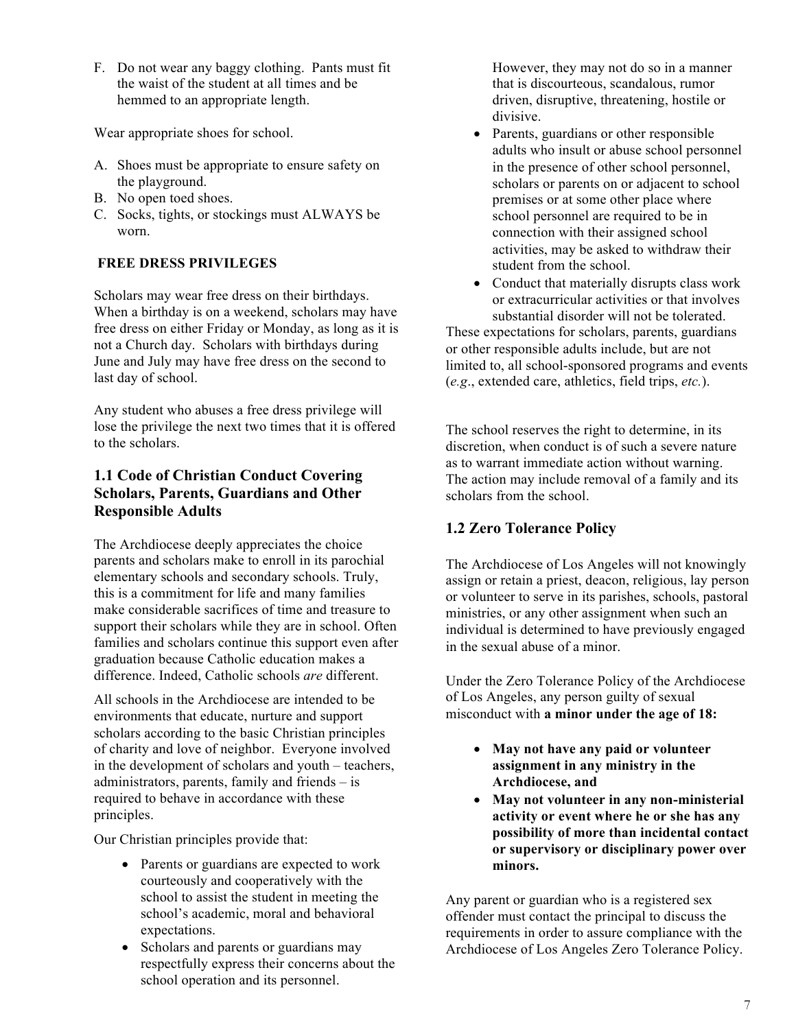F. Do not wear any baggy clothing. Pants must fit the waist of the student at all times and be hemmed to an appropriate length.

Wear appropriate shoes for school.

A. Shoes must be appropriate to ensure safety on the playground.
B. No open toed shoes.
C. Socks, tights, or stockings must ALWAYS be worn.

**FREE DRESS PRIVILEGES**

Scholars may wear free dress on their birthdays. When a birthday is on a weekend, scholars may have free dress on either Friday or Monday, as long as it is not a Church day. Scholars with birthdays during June and July may have free dress on the second to last day of school.

Any student who abuses a free dress privilege will lose the privilege the next two times that it is offered to the scholars.

## 1.1 Code of Christian Conduct Covering Scholars, Parents, Guardians and Other Responsible Adults

The Archdiocese deeply appreciates the choice parents and scholars make to enroll in its parochial elementary schools and secondary schools. Truly, this is a commitment for life and many families make considerable sacrifices of time and treasure to support their scholars while they are in school. Often families and scholars continue this support even after graduation because Catholic education makes a difference. Indeed, Catholic schools *are* different.

All schools in the Archdiocese are intended to be environments that educate, nurture and support scholars according to the basic Christian principles of charity and love of neighbor. Everyone involved in the development of scholars and youth – teachers, administrators, parents, family and friends – is required to behave in accordance with these principles.

Our Christian principles provide that:

- Parents or guardians are expected to work courteously and cooperatively with the school to assist the student in meeting the school's academic, moral and behavioral expectations.
- Scholars and parents or guardians may respectfully express their concerns about the school operation and its personnel. However, they may not do so in a manner that is discourteous, scandalous, rumor driven, disruptive, threatening, hostile or divisive.
- Parents, guardians or other responsible adults who insult or abuse school personnel in the presence of other school personnel, scholars or parents on or adjacent to school premises or at some other place where school personnel are required to be in connection with their assigned school activities, may be asked to withdraw their student from the school.
- Conduct that materially disrupts class work or extracurricular activities or that involves substantial disorder will not be tolerated.

These expectations for scholars, parents, guardians or other responsible adults include, but are not limited to, all school-sponsored programs and events (*e.g*., extended care, athletics, field trips, *etc.*).

The school reserves the right to determine, in its discretion, when conduct is of such a severe nature as to warrant immediate action without warning. The action may include removal of a family and its scholars from the school.

## 1.2 Zero Tolerance Policy

The Archdiocese of Los Angeles will not knowingly assign or retain a priest, deacon, religious, lay person or volunteer to serve in its parishes, schools, pastoral ministries, or any other assignment when such an individual is determined to have previously engaged in the sexual abuse of a minor.

Under the Zero Tolerance Policy of the Archdiocese of Los Angeles, any person guilty of sexual misconduct with **a minor under the age of 18:**

- **May not have any paid or volunteer assignment in any ministry in the Archdiocese, and**
- **May not volunteer in any non-ministerial activity or event where he or she has any possibility of more than incidental contact or supervisory or disciplinary power over minors.**

Any parent or guardian who is a registered sex offender must contact the principal to discuss the requirements in order to assure compliance with the Archdiocese of Los Angeles Zero Tolerance Policy.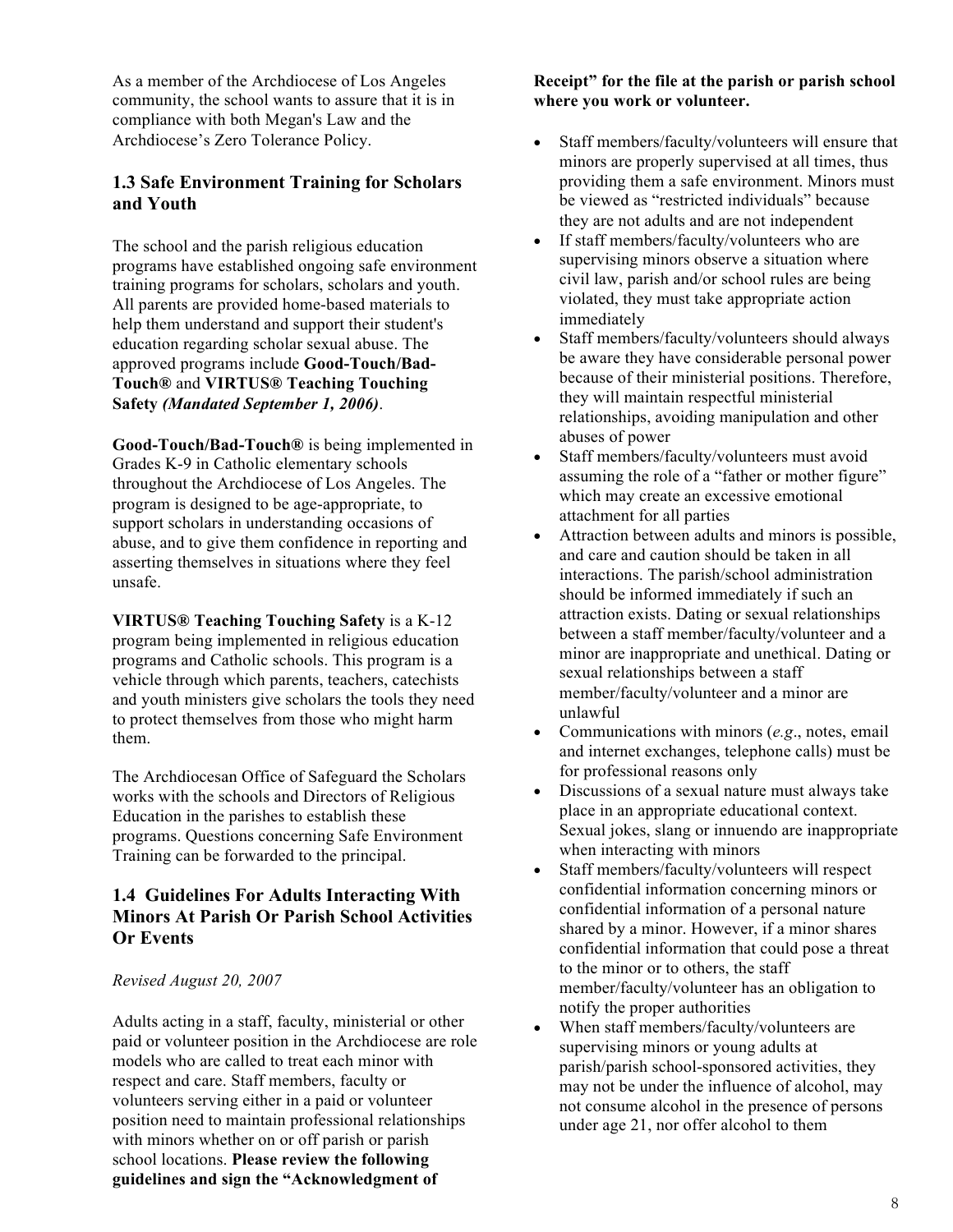As a member of the Archdiocese of Los Angeles community, the school wants to assure that it is in compliance with both Megan's Law and the Archdiocese's Zero Tolerance Policy.

### 1.3 Safe Environment Training for Scholars and Youth

The school and the parish religious education programs have established ongoing safe environment training programs for scholars, scholars and youth. All parents are provided home-based materials to help them understand and support their student's education regarding scholar sexual abuse. The approved programs include **Good-Touch/Bad-Touch®** and **VIRTUS® Teaching Touching Safety** ***(Mandated September 1, 2006)***.

**Good-Touch/Bad-Touch®** is being implemented in Grades K-9 in Catholic elementary schools throughout the Archdiocese of Los Angeles. The program is designed to be age-appropriate, to support scholars in understanding occasions of abuse, and to give them confidence in reporting and asserting themselves in situations where they feel unsafe.

**VIRTUS® Teaching Touching Safety** is a K-12 program being implemented in religious education programs and Catholic schools. This program is a vehicle through which parents, teachers, catechists and youth ministers give scholars the tools they need to protect themselves from those who might harm them.

The Archdiocesan Office of Safeguard the Scholars works with the schools and Directors of Religious Education in the parishes to establish these programs. Questions concerning Safe Environment Training can be forwarded to the principal.

### 1.4 Guidelines For Adults Interacting With Minors At Parish Or Parish School Activities Or Events

*Revised August 20, 2007*

Adults acting in a staff, faculty, ministerial or other paid or volunteer position in the Archdiocese are role models who are called to treat each minor with respect and care. Staff members, faculty or volunteers serving either in a paid or volunteer position need to maintain professional relationships with minors whether on or off parish or parish school locations. **Please review the following guidelines and sign the "Acknowledgment of Receipt" for the file at the parish or parish school where you work or volunteer.**

- Staff members/faculty/volunteers will ensure that minors are properly supervised at all times, thus providing them a safe environment. Minors must be viewed as "restricted individuals" because they are not adults and are not independent
- If staff members/faculty/volunteers who are supervising minors observe a situation where civil law, parish and/or school rules are being violated, they must take appropriate action immediately
- Staff members/faculty/volunteers should always be aware they have considerable personal power because of their ministerial positions. Therefore, they will maintain respectful ministerial relationships, avoiding manipulation and other abuses of power
- Staff members/faculty/volunteers must avoid assuming the role of a "father or mother figure" which may create an excessive emotional attachment for all parties
- Attraction between adults and minors is possible, and care and caution should be taken in all interactions. The parish/school administration should be informed immediately if such an attraction exists. Dating or sexual relationships between a staff member/faculty/volunteer and a minor are inappropriate and unethical. Dating or sexual relationships between a staff member/faculty/volunteer and a minor are unlawful
- Communications with minors (*e.g*., notes, email and internet exchanges, telephone calls) must be for professional reasons only
- Discussions of a sexual nature must always take place in an appropriate educational context. Sexual jokes, slang or innuendo are inappropriate when interacting with minors
- Staff members/faculty/volunteers will respect confidential information concerning minors or confidential information of a personal nature shared by a minor. However, if a minor shares confidential information that could pose a threat to the minor or to others, the staff member/faculty/volunteer has an obligation to notify the proper authorities
- When staff members/faculty/volunteers are supervising minors or young adults at parish/parish school-sponsored activities, they may not be under the influence of alcohol, may not consume alcohol in the presence of persons under age 21, nor offer alcohol to them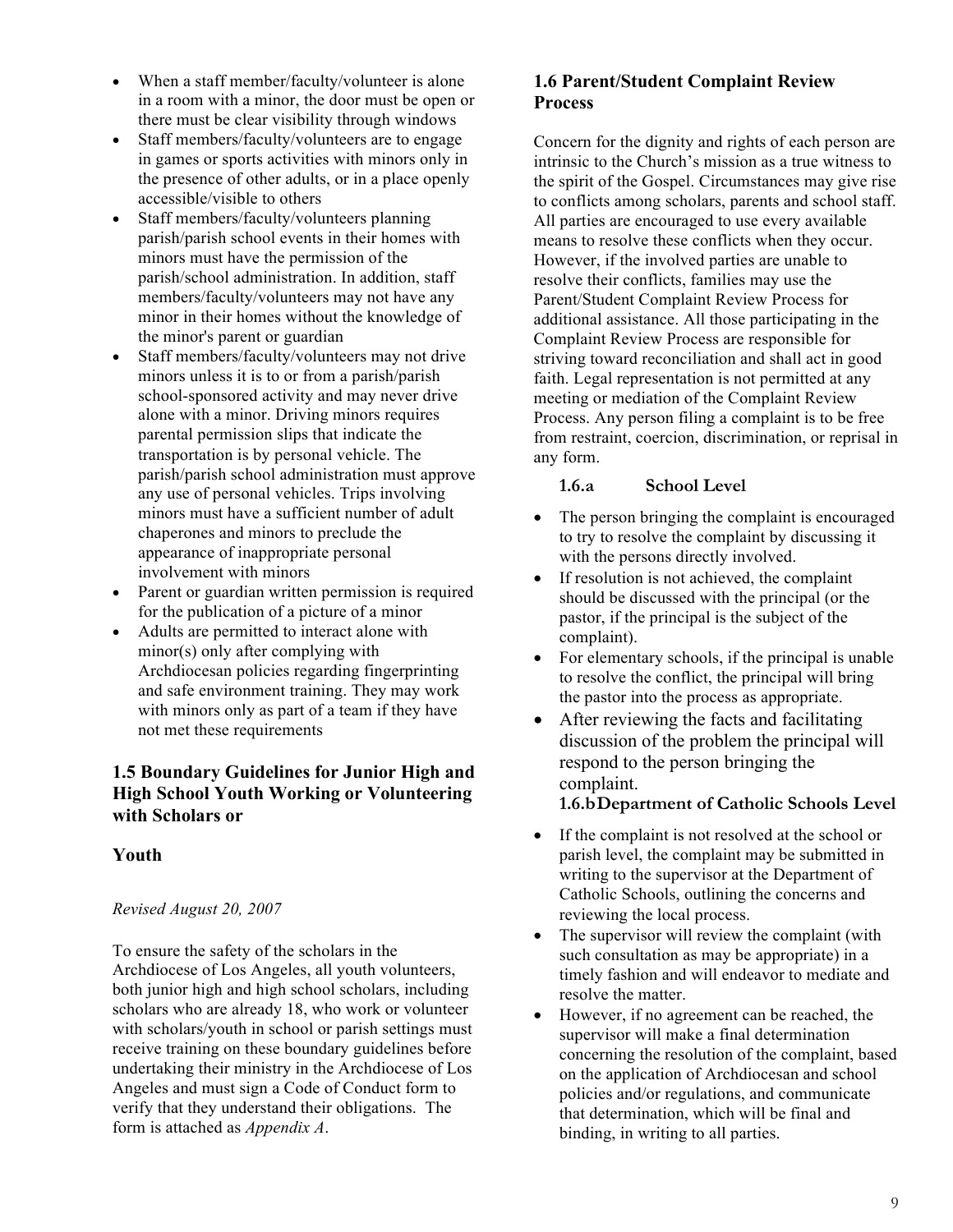- When a staff member/faculty/volunteer is alone in a room with a minor, the door must be open or there must be clear visibility through windows
- Staff members/faculty/volunteers are to engage in games or sports activities with minors only in the presence of other adults, or in a place openly accessible/visible to others
- Staff members/faculty/volunteers planning parish/parish school events in their homes with minors must have the permission of the parish/school administration. In addition, staff members/faculty/volunteers may not have any minor in their homes without the knowledge of the minor's parent or guardian
- Staff members/faculty/volunteers may not drive minors unless it is to or from a parish/parish school-sponsored activity and may never drive alone with a minor. Driving minors requires parental permission slips that indicate the transportation is by personal vehicle. The parish/parish school administration must approve any use of personal vehicles. Trips involving minors must have a sufficient number of adult chaperones and minors to preclude the appearance of inappropriate personal involvement with minors
- Parent or guardian written permission is required for the publication of a picture of a minor
- Adults are permitted to interact alone with minor(s) only after complying with Archdiocesan policies regarding fingerprinting and safe environment training. They may work with minors only as part of a team if they have not met these requirements

## 1.5 Boundary Guidelines for Junior High and High School Youth Working or Volunteering with Scholars or

## Youth

*Revised August 20, 2007*

To ensure the safety of the scholars in the Archdiocese of Los Angeles, all youth volunteers, both junior high and high school scholars, including scholars who are already 18, who work or volunteer with scholars/youth in school or parish settings must receive training on these boundary guidelines before undertaking their ministry in the Archdiocese of Los Angeles and must sign a Code of Conduct form to verify that they understand their obligations. The form is attached as *Appendix A*.

## 1.6 Parent/Student Complaint Review Process

Concern for the dignity and rights of each person are intrinsic to the Church's mission as a true witness to the spirit of the Gospel. Circumstances may give rise to conflicts among scholars, parents and school staff. All parties are encouraged to use every available means to resolve these conflicts when they occur. However, if the involved parties are unable to resolve their conflicts, families may use the Parent/Student Complaint Review Process for additional assistance. All those participating in the Complaint Review Process are responsible for striving toward reconciliation and shall act in good faith. Legal representation is not permitted at any meeting or mediation of the Complaint Review Process. Any person filing a complaint is to be free from restraint, coercion, discrimination, or reprisal in any form.

### 1.6.a School Level

- The person bringing the complaint is encouraged to try to resolve the complaint by discussing it with the persons directly involved.
- If resolution is not achieved, the complaint should be discussed with the principal (or the pastor, if the principal is the subject of the complaint).
- For elementary schools, if the principal is unable to resolve the conflict, the principal will bring the pastor into the process as appropriate.
- After reviewing the facts and facilitating discussion of the problem the principal will respond to the person bringing the complaint.

### 1.6.b Department of Catholic Schools Level

- If the complaint is not resolved at the school or parish level, the complaint may be submitted in writing to the supervisor at the Department of Catholic Schools, outlining the concerns and reviewing the local process.
- The supervisor will review the complaint (with such consultation as may be appropriate) in a timely fashion and will endeavor to mediate and resolve the matter.
- However, if no agreement can be reached, the supervisor will make a final determination concerning the resolution of the complaint, based on the application of Archdiocesan and school policies and/or regulations, and communicate that determination, which will be final and binding, in writing to all parties.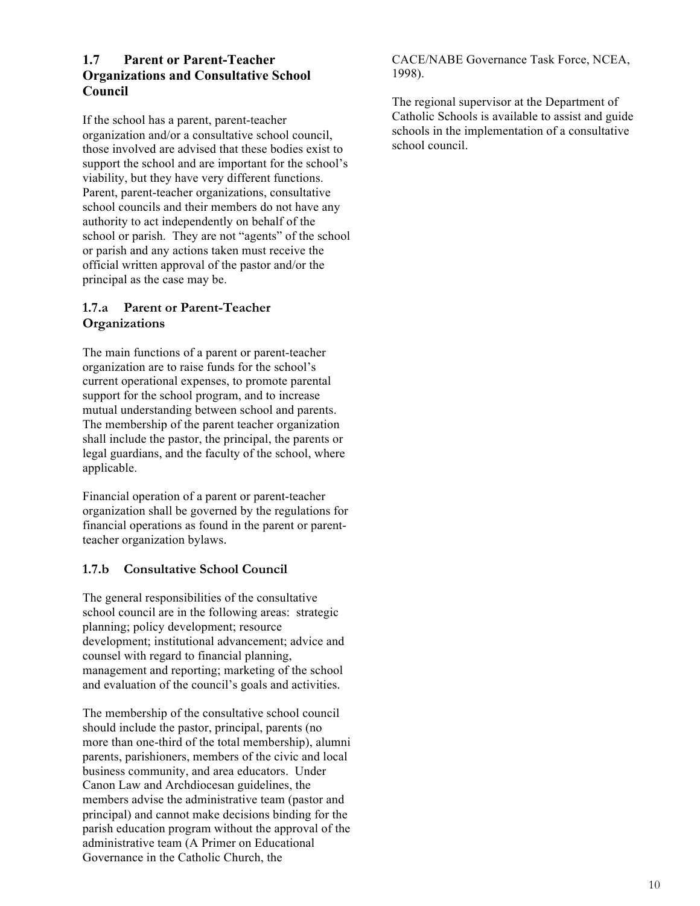## 1.7 Parent or Parent-Teacher Organizations and Consultative School Council

If the school has a parent, parent-teacher organization and/or a consultative school council, those involved are advised that these bodies exist to support the school and are important for the school's viability, but they have very different functions. Parent, parent-teacher organizations, consultative school councils and their members do not have any authority to act independently on behalf of the school or parish. They are not "agents" of the school or parish and any actions taken must receive the official written approval of the pastor and/or the principal as the case may be.

### 1.7.a Parent or Parent-Teacher Organizations

The main functions of a parent or parent-teacher organization are to raise funds for the school's current operational expenses, to promote parental support for the school program, and to increase mutual understanding between school and parents. The membership of the parent teacher organization shall include the pastor, the principal, the parents or legal guardians, and the faculty of the school, where applicable.

Financial operation of a parent or parent-teacher organization shall be governed by the regulations for financial operations as found in the parent or parent-teacher organization bylaws.

### 1.7.b Consultative School Council

The general responsibilities of the consultative school council are in the following areas: strategic planning; policy development; resource development; institutional advancement; advice and counsel with regard to financial planning, management and reporting; marketing of the school and evaluation of the council's goals and activities.

The membership of the consultative school council should include the pastor, principal, parents (no more than one-third of the total membership), alumni parents, parishioners, members of the civic and local business community, and area educators. Under Canon Law and Archdiocesan guidelines, the members advise the administrative team (pastor and principal) and cannot make decisions binding for the parish education program without the approval of the administrative team (A Primer on Educational Governance in the Catholic Church, the CACE/NABE Governance Task Force, NCEA, 1998).

The regional supervisor at the Department of Catholic Schools is available to assist and guide schools in the implementation of a consultative school council.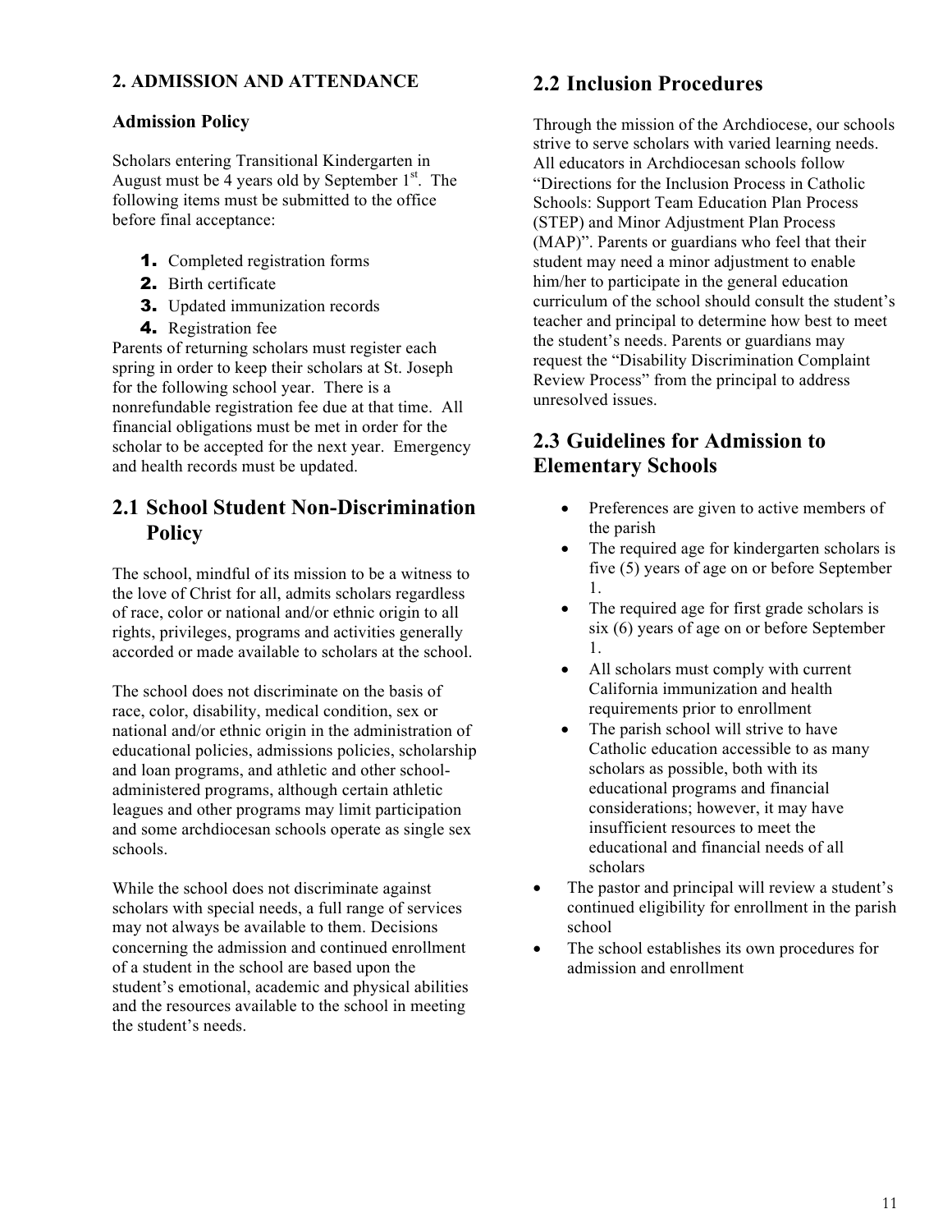## 2. ADMISSION AND ATTENDANCE

### Admission Policy

Scholars entering Transitional Kindergarten in August must be 4 years old by September 1st. The following items must be submitted to the office before final acceptance:

1. Completed registration forms
2. Birth certificate
3. Updated immunization records
4. Registration fee

Parents of returning scholars must register each spring in order to keep their scholars at St. Joseph for the following school year. There is a nonrefundable registration fee due at that time. All financial obligations must be met in order for the scholar to be accepted for the next year. Emergency and health records must be updated.

## 2.1 School Student Non-Discrimination Policy

The school, mindful of its mission to be a witness to the love of Christ for all, admits scholars regardless of race, color or national and/or ethnic origin to all rights, privileges, programs and activities generally accorded or made available to scholars at the school.

The school does not discriminate on the basis of race, color, disability, medical condition, sex or national and/or ethnic origin in the administration of educational policies, admissions policies, scholarship and loan programs, and athletic and other school-administered programs, although certain athletic leagues and other programs may limit participation and some archdiocesan schools operate as single sex schools.

While the school does not discriminate against scholars with special needs, a full range of services may not always be available to them. Decisions concerning the admission and continued enrollment of a student in the school are based upon the student's emotional, academic and physical abilities and the resources available to the school in meeting the student's needs.

## 2.2 Inclusion Procedures

Through the mission of the Archdiocese, our schools strive to serve scholars with varied learning needs. All educators in Archdiocesan schools follow "Directions for the Inclusion Process in Catholic Schools: Support Team Education Plan Process (STEP) and Minor Adjustment Plan Process (MAP)". Parents or guardians who feel that their student may need a minor adjustment to enable him/her to participate in the general education curriculum of the school should consult the student's teacher and principal to determine how best to meet the student's needs. Parents or guardians may request the "Disability Discrimination Complaint Review Process" from the principal to address unresolved issues.

## 2.3 Guidelines for Admission to Elementary Schools

- Preferences are given to active members of the parish
- The required age for kindergarten scholars is five (5) years of age on or before September 1.
- The required age for first grade scholars is six (6) years of age on or before September 1.
- All scholars must comply with current California immunization and health requirements prior to enrollment
- The parish school will strive to have Catholic education accessible to as many scholars as possible, both with its educational programs and financial considerations; however, it may have insufficient resources to meet the educational and financial needs of all scholars
- The pastor and principal will review a student's continued eligibility for enrollment in the parish school
- The school establishes its own procedures for admission and enrollment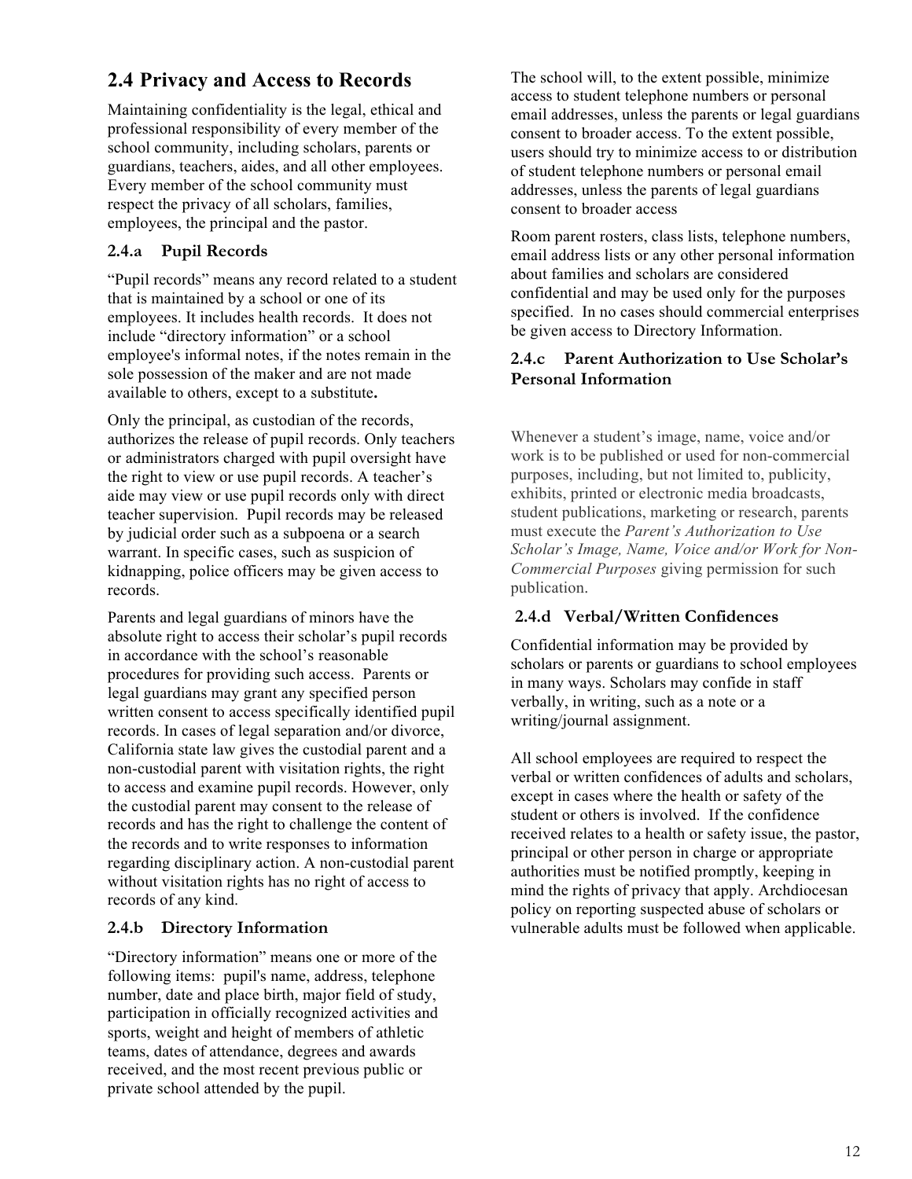## 2.4 Privacy and Access to Records

Maintaining confidentiality is the legal, ethical and professional responsibility of every member of the school community, including scholars, parents or guardians, teachers, aides, and all other employees. Every member of the school community must respect the privacy of all scholars, families, employees, the principal and the pastor.

### 2.4.a Pupil Records

"Pupil records" means any record related to a student that is maintained by a school or one of its employees. It includes health records. It does not include "directory information" or a school employee's informal notes, if the notes remain in the sole possession of the maker and are not made available to others, except to a substitute**.**

Only the principal, as custodian of the records, authorizes the release of pupil records. Only teachers or administrators charged with pupil oversight have the right to view or use pupil records. A teacher's aide may view or use pupil records only with direct teacher supervision. Pupil records may be released by judicial order such as a subpoena or a search warrant. In specific cases, such as suspicion of kidnapping, police officers may be given access to records.

Parents and legal guardians of minors have the absolute right to access their scholar's pupil records in accordance with the school's reasonable procedures for providing such access. Parents or legal guardians may grant any specified person written consent to access specifically identified pupil records. In cases of legal separation and/or divorce, California state law gives the custodial parent and a non-custodial parent with visitation rights, the right to access and examine pupil records. However, only the custodial parent may consent to the release of records and has the right to challenge the content of the records and to write responses to information regarding disciplinary action. A non-custodial parent without visitation rights has no right of access to records of any kind.

### 2.4.b Directory Information

"Directory information" means one or more of the following items: pupil's name, address, telephone number, date and place birth, major field of study, participation in officially recognized activities and sports, weight and height of members of athletic teams, dates of attendance, degrees and awards received, and the most recent previous public or private school attended by the pupil.

The school will, to the extent possible, minimize access to student telephone numbers or personal email addresses, unless the parents or legal guardians consent to broader access. To the extent possible, users should try to minimize access to or distribution of student telephone numbers or personal email addresses, unless the parents of legal guardians consent to broader access

Room parent rosters, class lists, telephone numbers, email address lists or any other personal information about families and scholars are considered confidential and may be used only for the purposes specified. In no cases should commercial enterprises be given access to Directory Information.

### 2.4.c Parent Authorization to Use Scholar's Personal Information

Whenever a student's image, name, voice and/or work is to be published or used for non-commercial purposes, including, but not limited to, publicity, exhibits, printed or electronic media broadcasts, student publications, marketing or research, parents must execute the *Parent's Authorization to Use Scholar's Image, Name, Voice and/or Work for Non-Commercial Purposes* giving permission for such publication.

### 2.4.d Verbal/Written Confidences

Confidential information may be provided by scholars or parents or guardians to school employees in many ways. Scholars may confide in staff verbally, in writing, such as a note or a writing/journal assignment.

All school employees are required to respect the verbal or written confidences of adults and scholars, except in cases where the health or safety of the student or others is involved. If the confidence received relates to a health or safety issue, the pastor, principal or other person in charge or appropriate authorities must be notified promptly, keeping in mind the rights of privacy that apply. Archdiocesan policy on reporting suspected abuse of scholars or vulnerable adults must be followed when applicable.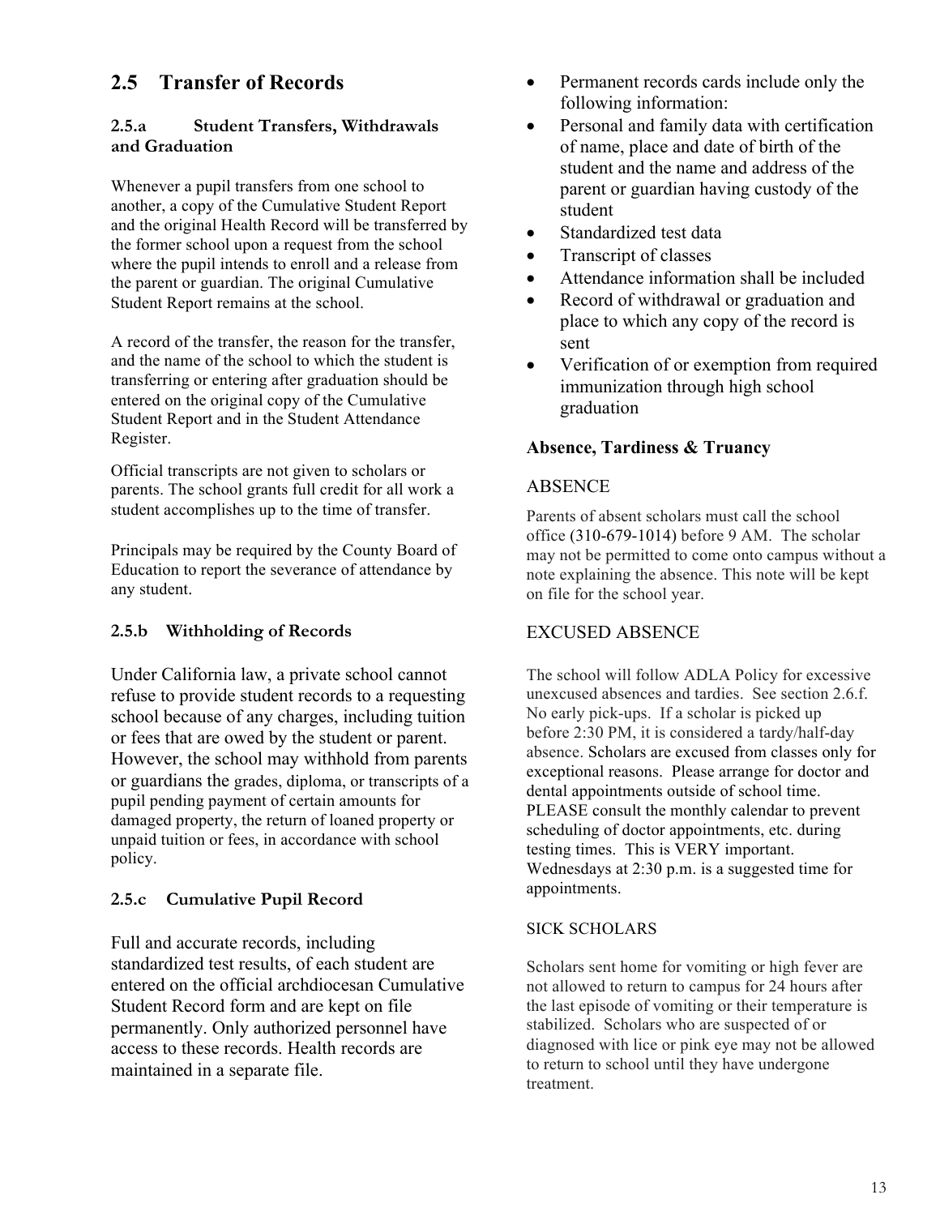## 2.5 Transfer of Records

### 2.5.a Student Transfers, Withdrawals and Graduation

Whenever a pupil transfers from one school to another, a copy of the Cumulative Student Report and the original Health Record will be transferred by the former school upon a request from the school where the pupil intends to enroll and a release from the parent or guardian. The original Cumulative Student Report remains at the school.

A record of the transfer, the reason for the transfer, and the name of the school to which the student is transferring or entering after graduation should be entered on the original copy of the Cumulative Student Report and in the Student Attendance Register.

Official transcripts are not given to scholars or parents. The school grants full credit for all work a student accomplishes up to the time of transfer.

Principals may be required by the County Board of Education to report the severance of attendance by any student.

### 2.5.b Withholding of Records

Under California law, a private school cannot refuse to provide student records to a requesting school because of any charges, including tuition or fees that are owed by the student or parent. However, the school may withhold from parents or guardians the grades, diploma, or transcripts of a pupil pending payment of certain amounts for damaged property, the return of loaned property or unpaid tuition or fees, in accordance with school policy.

### 2.5.c Cumulative Pupil Record

Full and accurate records, including standardized test results, of each student are entered on the official archdiocesan Cumulative Student Record form and are kept on file permanently. Only authorized personnel have access to these records. Health records are maintained in a separate file.

- Permanent records cards include only the following information:
- Personal and family data with certification of name, place and date of birth of the student and the name and address of the parent or guardian having custody of the student
- Standardized test data
- Transcript of classes
- Attendance information shall be included
- Record of withdrawal or graduation and place to which any copy of the record is sent
- Verification of or exemption from required immunization through high school graduation

### Absence, Tardiness & Truancy

#### ABSENCE

Parents of absent scholars must call the school office (310-679-1014) before 9 AM. The scholar may not be permitted to come onto campus without a note explaining the absence. This note will be kept on file for the school year.

#### EXCUSED ABSENCE

The school will follow ADLA Policy for excessive unexcused absences and tardies. See section 2.6.f. No early pick-ups. If a scholar is picked up before 2:30 PM, it is considered a tardy/half-day absence. Scholars are excused from classes only for exceptional reasons. Please arrange for doctor and dental appointments outside of school time. PLEASE consult the monthly calendar to prevent scheduling of doctor appointments, etc. during testing times. This is VERY important. Wednesdays at 2:30 p.m. is a suggested time for appointments.

#### SICK SCHOLARS

Scholars sent home for vomiting or high fever are not allowed to return to campus for 24 hours after the last episode of vomiting or their temperature is stabilized. Scholars who are suspected of or diagnosed with lice or pink eye may not be allowed to return to school until they have undergone treatment.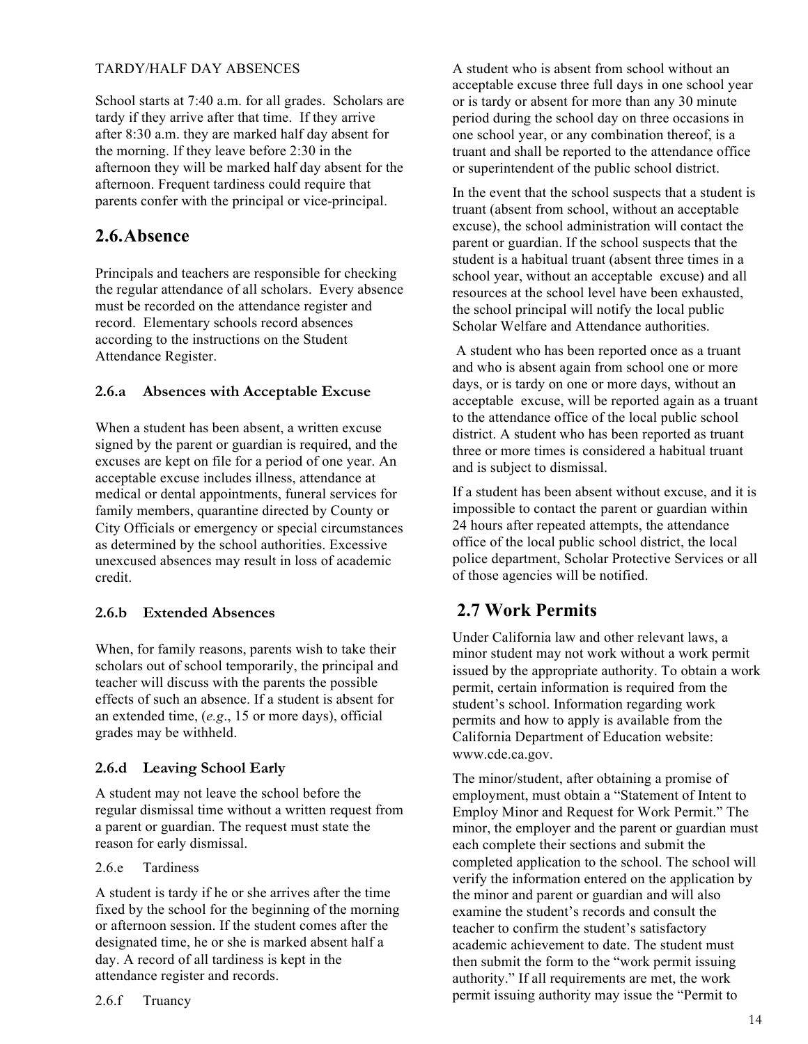TARDY/HALF DAY ABSENCES

School starts at 7:40 a.m. for all grades. Scholars are tardy if they arrive after that time. If they arrive after 8:30 a.m. they are marked half day absent for the morning. If they leave before 2:30 in the afternoon they will be marked half day absent for the afternoon. Frequent tardiness could require that parents confer with the principal or vice-principal.

## 2.6. Absence

Principals and teachers are responsible for checking the regular attendance of all scholars. Every absence must be recorded on the attendance register and record. Elementary schools record absences according to the instructions on the Student Attendance Register.

### 2.6.a Absences with Acceptable Excuse

When a student has been absent, a written excuse signed by the parent or guardian is required, and the excuses are kept on file for a period of one year. An acceptable excuse includes illness, attendance at medical or dental appointments, funeral services for family members, quarantine directed by County or City Officials or emergency or special circumstances as determined by the school authorities. Excessive unexcused absences may result in loss of academic credit.

### 2.6.b Extended Absences

When, for family reasons, parents wish to take their scholars out of school temporarily, the principal and teacher will discuss with the parents the possible effects of such an absence. If a student is absent for an extended time, (*e.g*., 15 or more days), official grades may be withheld.

### 2.6.d Leaving School Early

A student may not leave the school before the regular dismissal time without a written request from a parent or guardian. The request must state the reason for early dismissal.

2.6.e Tardiness

A student is tardy if he or she arrives after the time fixed by the school for the beginning of the morning or afternoon session. If the student comes after the designated time, he or she is marked absent half a day. A record of all tardiness is kept in the attendance register and records.

2.6.f Truancy

A student who is absent from school without an acceptable excuse three full days in one school year or is tardy or absent for more than any 30 minute period during the school day on three occasions in one school year, or any combination thereof, is a truant and shall be reported to the attendance office or superintendent of the public school district.

In the event that the school suspects that a student is truant (absent from school, without an acceptable excuse), the school administration will contact the parent or guardian. If the school suspects that the student is a habitual truant (absent three times in a school year, without an acceptable excuse) and all resources at the school level have been exhausted, the school principal will notify the local public Scholar Welfare and Attendance authorities.

A student who has been reported once as a truant and who is absent again from school one or more days, or is tardy on one or more days, without an acceptable excuse, will be reported again as a truant to the attendance office of the local public school district. A student who has been reported as truant three or more times is considered a habitual truant and is subject to dismissal.

If a student has been absent without excuse, and it is impossible to contact the parent or guardian within 24 hours after repeated attempts, the attendance office of the local public school district, the local police department, Scholar Protective Services or all of those agencies will be notified.

## 2.7 Work Permits

Under California law and other relevant laws, a minor student may not work without a work permit issued by the appropriate authority. To obtain a work permit, certain information is required from the student's school. Information regarding work permits and how to apply is available from the California Department of Education website: www.cde.ca.gov.

The minor/student, after obtaining a promise of employment, must obtain a "Statement of Intent to Employ Minor and Request for Work Permit." The minor, the employer and the parent or guardian must each complete their sections and submit the completed application to the school. The school will verify the information entered on the application by the minor and parent or guardian and will also examine the student's records and consult the teacher to confirm the student's satisfactory academic achievement to date. The student must then submit the form to the "work permit issuing authority." If all requirements are met, the work permit issuing authority may issue the "Permit to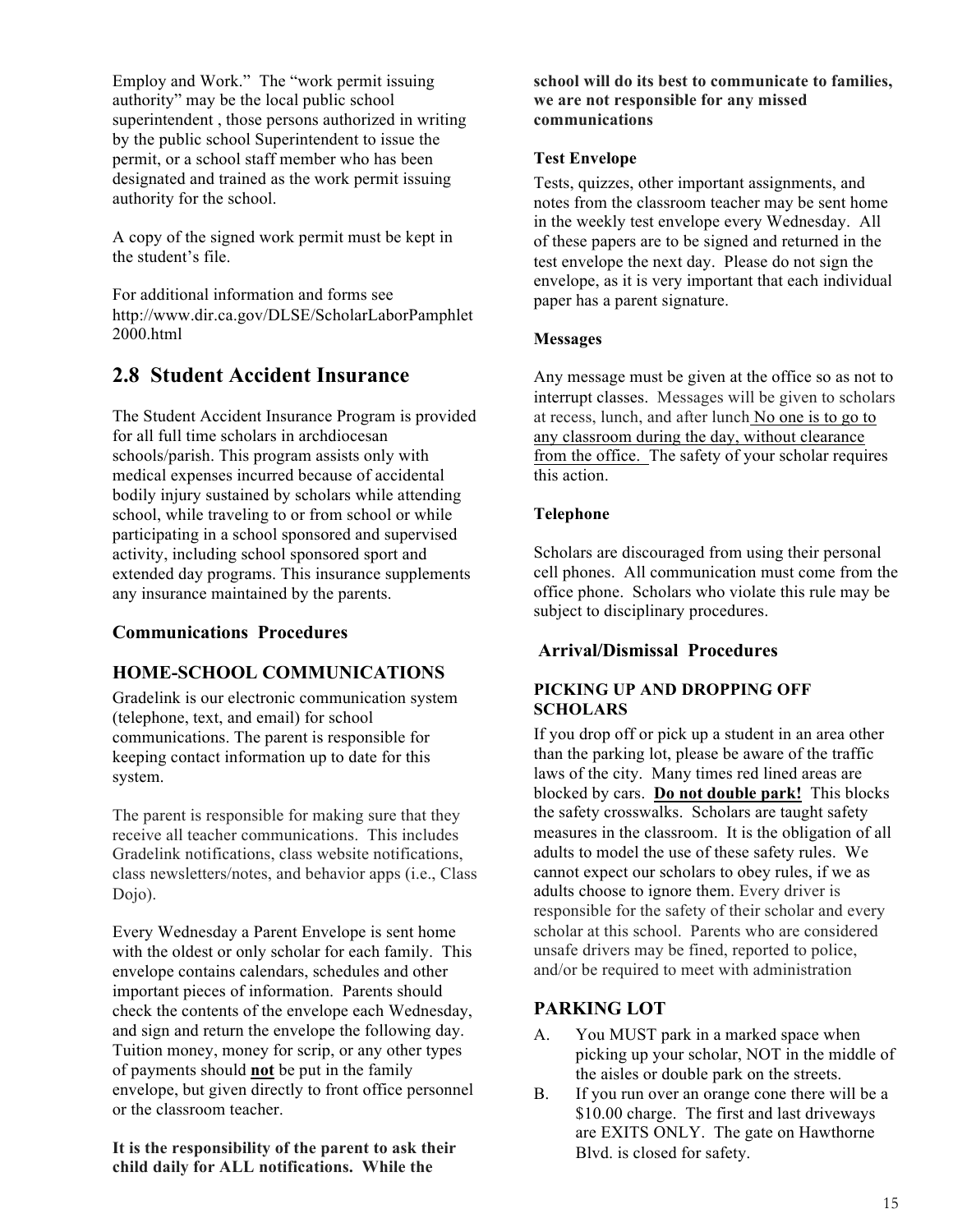Employ and Work." The "work permit issuing authority" may be the local public school superintendent , those persons authorized in writing by the public school Superintendent to issue the permit, or a school staff member who has been designated and trained as the work permit issuing authority for the school.

A copy of the signed work permit must be kept in the student's file.

For additional information and forms see http://www.dir.ca.gov/DLSE/ScholarLaborPamphlet2000.html

## 2.8 Student Accident Insurance

The Student Accident Insurance Program is provided for all full time scholars in archdiocesan schools/parish. This program assists only with medical expenses incurred because of accidental bodily injury sustained by scholars while attending school, while traveling to or from school or while participating in a school sponsored and supervised activity, including school sponsored sport and extended day programs. This insurance supplements any insurance maintained by the parents.

### Communications Procedures

### HOME-SCHOOL COMMUNICATIONS

Gradelink is our electronic communication system (telephone, text, and email) for school communications. The parent is responsible for keeping contact information up to date for this system.

The parent is responsible for making sure that they receive all teacher communications. This includes Gradelink notifications, class website notifications, class newsletters/notes, and behavior apps (i.e., Class Dojo).

Every Wednesday a Parent Envelope is sent home with the oldest or only scholar for each family. This envelope contains calendars, schedules and other important pieces of information. Parents should check the contents of the envelope each Wednesday, and sign and return the envelope the following day. Tuition money, money for scrip, or any other types of payments should **not** be put in the family envelope, but given directly to front office personnel or the classroom teacher.

**It is the responsibility of the parent to ask their child daily for ALL notifications. While the school will do its best to communicate to families, we are not responsible for any missed communications**

#### Test Envelope

Tests, quizzes, other important assignments, and notes from the classroom teacher may be sent home in the weekly test envelope every Wednesday. All of these papers are to be signed and returned in the test envelope the next day. Please do not sign the envelope, as it is very important that each individual paper has a parent signature.

#### Messages

Any message must be given at the office so as not to interrupt classes. Messages will be given to scholars at recess, lunch, and after lunch No one is to go to any classroom during the day, without clearance from the office. The safety of your scholar requires this action.

#### Telephone

Scholars are discouraged from using their personal cell phones. All communication must come from the office phone. Scholars who violate this rule may be subject to disciplinary procedures.

### Arrival/Dismissal Procedures

#### PICKING UP AND DROPPING OFF SCHOLARS

If you drop off or pick up a student in an area other than the parking lot, please be aware of the traffic laws of the city. Many times red lined areas are blocked by cars. **Do not double park!** This blocks the safety crosswalks. Scholars are taught safety measures in the classroom. It is the obligation of all adults to model the use of these safety rules. We cannot expect our scholars to obey rules, if we as adults choose to ignore them. Every driver is responsible for the safety of their scholar and every scholar at this school. Parents who are considered unsafe drivers may be fined, reported to police, and/or be required to meet with administration

### PARKING LOT

A. You MUST park in a marked space when picking up your scholar, NOT in the middle of the aisles or double park on the streets.

B. If you run over an orange cone there will be a $10.00 charge. The first and last driveways are EXITS ONLY. The gate on Hawthorne Blvd. is closed for safety.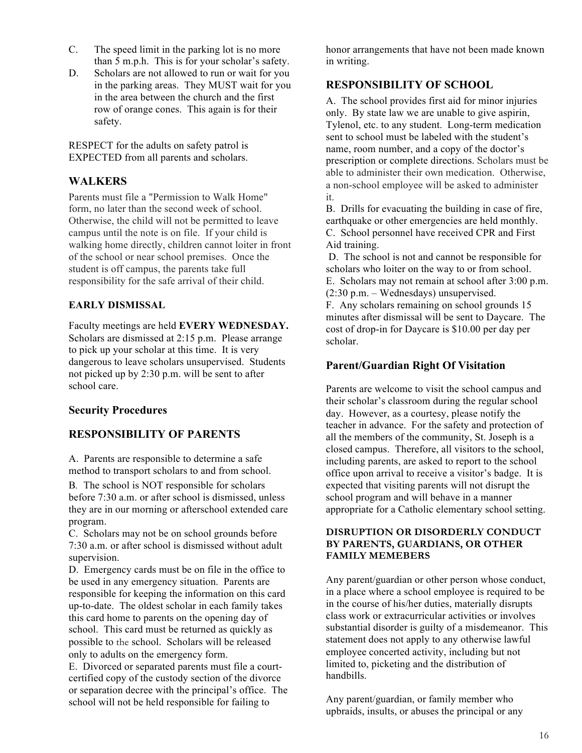C. The speed limit in the parking lot is no more than 5 m.p.h. This is for your scholar's safety.

D. Scholars are not allowed to run or wait for you in the parking areas. They MUST wait for you in the area between the church and the first row of orange cones. This again is for their safety.

RESPECT for the adults on safety patrol is EXPECTED from all parents and scholars.

## WALKERS

Parents must file a "Permission to Walk Home" form, no later than the second week of school. Otherwise, the child will not be permitted to leave campus until the note is on file. If your child is walking home directly, children cannot loiter in front of the school or near school premises. Once the student is off campus, the parents take full responsibility for the safe arrival of their child.

### EARLY DISMISSAL

Faculty meetings are held **EVERY WEDNESDAY.** Scholars are dismissed at 2:15 p.m. Please arrange to pick up your scholar at this time. It is very dangerous to leave scholars unsupervised. Students not picked up by 2:30 p.m. will be sent to after school care.

## Security Procedures

## RESPONSIBILITY OF PARENTS

A. Parents are responsible to determine a safe method to transport scholars to and from school.

B. The school is NOT responsible for scholars before 7:30 a.m. or after school is dismissed, unless they are in our morning or afterschool extended care program.

C. Scholars may not be on school grounds before 7:30 a.m. or after school is dismissed without adult supervision.

D. Emergency cards must be on file in the office to be used in any emergency situation. Parents are responsible for keeping the information on this card up-to-date. The oldest scholar in each family takes this card home to parents on the opening day of school. This card must be returned as quickly as possible to the school. Scholars will be released only to adults on the emergency form.

E. Divorced or separated parents must file a court-certified copy of the custody section of the divorce or separation decree with the principal's office. The school will not be held responsible for failing to honor arrangements that have not been made known in writing.

## RESPONSIBILITY OF SCHOOL

A. The school provides first aid for minor injuries only. By state law we are unable to give aspirin, Tylenol, etc. to any student. Long-term medication sent to school must be labeled with the student's name, room number, and a copy of the doctor's prescription or complete directions. Scholars must be able to administer their own medication. Otherwise, a non-school employee will be asked to administer it.

B. Drills for evacuating the building in case of fire, earthquake or other emergencies are held monthly.

C. School personnel have received CPR and First Aid training.

D. The school is not and cannot be responsible for scholars who loiter on the way to or from school.

E. Scholars may not remain at school after 3:00 p.m. (2:30 p.m. – Wednesdays) unsupervised.

F. Any scholars remaining on school grounds 15 minutes after dismissal will be sent to Daycare. The cost of drop-in for Daycare is $10.00 per day per scholar.

## Parent/Guardian Right Of Visitation

Parents are welcome to visit the school campus and their scholar's classroom during the regular school day. However, as a courtesy, please notify the teacher in advance. For the safety and protection of all the members of the community, St. Joseph is a closed campus. Therefore, all visitors to the school, including parents, are asked to report to the school office upon arrival to receive a visitor's badge. It is expected that visiting parents will not disrupt the school program and will behave in a manner appropriate for a Catholic elementary school setting.

### DISRUPTION OR DISORDERLY CONDUCT BY PARENTS, GUARDIANS, OR OTHER FAMILY MEMEBERS

Any parent/guardian or other person whose conduct, in a place where a school employee is required to be in the course of his/her duties, materially disrupts class work or extracurricular activities or involves substantial disorder is guilty of a misdemeanor. This statement does not apply to any otherwise lawful employee concerted activity, including but not limited to, picketing and the distribution of handbills.

Any parent/guardian, or family member who upbraids, insults, or abuses the principal or any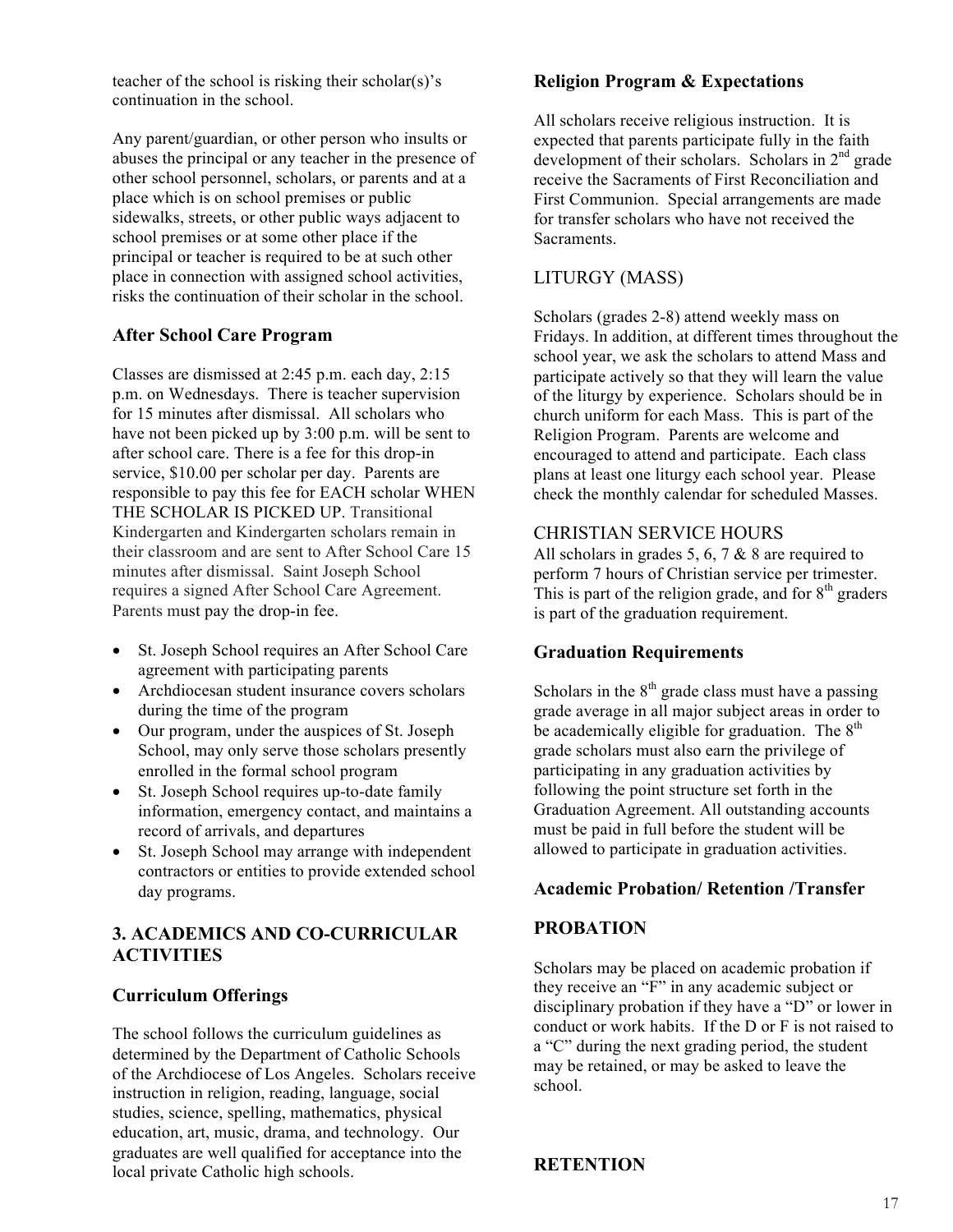teacher of the school is risking their scholar(s)'s continuation in the school.

Any parent/guardian, or other person who insults or abuses the principal or any teacher in the presence of other school personnel, scholars, or parents and at a place which is on school premises or public sidewalks, streets, or other public ways adjacent to school premises or at some other place if the principal or teacher is required to be at such other place in connection with assigned school activities, risks the continuation of their scholar in the school.

### After School Care Program

Classes are dismissed at 2:45 p.m. each day, 2:15 p.m. on Wednesdays. There is teacher supervision for 15 minutes after dismissal. All scholars who have not been picked up by 3:00 p.m. will be sent to after school care. There is a fee for this drop-in service, $10.00 per scholar per day. Parents are responsible to pay this fee for EACH scholar WHEN THE SCHOLAR IS PICKED UP. Transitional Kindergarten and Kindergarten scholars remain in their classroom and are sent to After School Care 15 minutes after dismissal. Saint Joseph School requires a signed After School Care Agreement. Parents must pay the drop-in fee.

- St. Joseph School requires an After School Care agreement with participating parents
- Archdiocesan student insurance covers scholars during the time of the program
- Our program, under the auspices of St. Joseph School, may only serve those scholars presently enrolled in the formal school program
- St. Joseph School requires up-to-date family information, emergency contact, and maintains a record of arrivals, and departures
- St. Joseph School may arrange with independent contractors or entities to provide extended school day programs.

## 3. ACADEMICS AND CO-CURRICULAR ACTIVITIES

### Curriculum Offerings

The school follows the curriculum guidelines as determined by the Department of Catholic Schools of the Archdiocese of Los Angeles. Scholars receive instruction in religion, reading, language, social studies, science, spelling, mathematics, physical education, art, music, drama, and technology. Our graduates are well qualified for acceptance into the local private Catholic high schools.

### Religion Program & Expectations

All scholars receive religious instruction. It is expected that parents participate fully in the faith development of their scholars. Scholars in 2nd grade receive the Sacraments of First Reconciliation and First Communion. Special arrangements are made for transfer scholars who have not received the Sacraments.

#### LITURGY (MASS)

Scholars (grades 2-8) attend weekly mass on Fridays. In addition, at different times throughout the school year, we ask the scholars to attend Mass and participate actively so that they will learn the value of the liturgy by experience. Scholars should be in church uniform for each Mass. This is part of the Religion Program. Parents are welcome and encouraged to attend and participate. Each class plans at least one liturgy each school year. Please check the monthly calendar for scheduled Masses.

#### CHRISTIAN SERVICE HOURS

All scholars in grades 5, 6, 7 & 8 are required to perform 7 hours of Christian service per trimester. This is part of the religion grade, and for 8th graders is part of the graduation requirement.

### Graduation Requirements

Scholars in the 8th grade class must have a passing grade average in all major subject areas in order to be academically eligible for graduation. The 8th grade scholars must also earn the privilege of participating in any graduation activities by following the point structure set forth in the Graduation Agreement. All outstanding accounts must be paid in full before the student will be allowed to participate in graduation activities.

### Academic Probation/ Retention /Transfer

#### PROBATION

Scholars may be placed on academic probation if they receive an "F" in any academic subject or disciplinary probation if they have a "D" or lower in conduct or work habits. If the D or F is not raised to a "C" during the next grading period, the student may be retained, or may be asked to leave the school.

#### RETENTION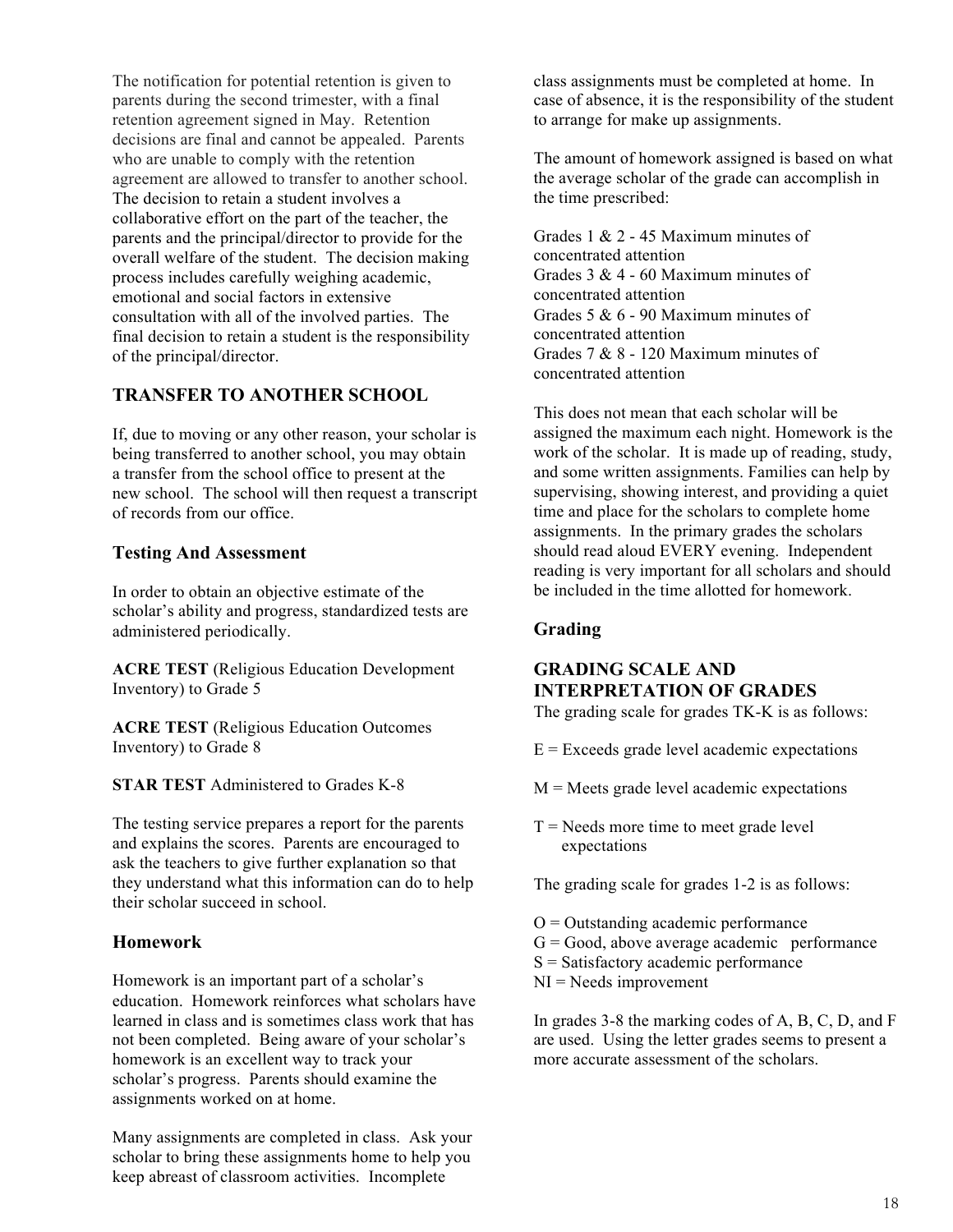The notification for potential retention is given to parents during the second trimester, with a final retention agreement signed in May. Retention decisions are final and cannot be appealed. Parents who are unable to comply with the retention agreement are allowed to transfer to another school. The decision to retain a student involves a collaborative effort on the part of the teacher, the parents and the principal/director to provide for the overall welfare of the student. The decision making process includes carefully weighing academic, emotional and social factors in extensive consultation with all of the involved parties. The final decision to retain a student is the responsibility of the principal/director.

## TRANSFER TO ANOTHER SCHOOL

If, due to moving or any other reason, your scholar is being transferred to another school, you may obtain a transfer from the school office to present at the new school. The school will then request a transcript of records from our office.

### Testing And Assessment

In order to obtain an objective estimate of the scholar's ability and progress, standardized tests are administered periodically.

**ACRE TEST** (Religious Education Development Inventory) to Grade 5

**ACRE TEST** (Religious Education Outcomes Inventory) to Grade 8

**STAR TEST** Administered to Grades K-8

The testing service prepares a report for the parents and explains the scores. Parents are encouraged to ask the teachers to give further explanation so that they understand what this information can do to help their scholar succeed in school.

### Homework

Homework is an important part of a scholar's education. Homework reinforces what scholars have learned in class and is sometimes class work that has not been completed. Being aware of your scholar's homework is an excellent way to track your scholar's progress. Parents should examine the assignments worked on at home.

Many assignments are completed in class. Ask your scholar to bring these assignments home to help you keep abreast of classroom activities. Incomplete class assignments must be completed at home. In case of absence, it is the responsibility of the student to arrange for make up assignments.

The amount of homework assigned is based on what the average scholar of the grade can accomplish in the time prescribed:

Grades 1 & 2 - 45 Maximum minutes of concentrated attention
Grades 3 & 4 - 60 Maximum minutes of concentrated attention
Grades 5 & 6 - 90 Maximum minutes of concentrated attention
Grades 7 & 8 - 120 Maximum minutes of concentrated attention

This does not mean that each scholar will be assigned the maximum each night. Homework is the work of the scholar. It is made up of reading, study, and some written assignments. Families can help by supervising, showing interest, and providing a quiet time and place for the scholars to complete home assignments. In the primary grades the scholars should read aloud EVERY evening. Independent reading is very important for all scholars and should be included in the time allotted for homework.

### Grading

## GRADING SCALE AND INTERPRETATION OF GRADES

The grading scale for grades TK-K is as follows:

E = Exceeds grade level academic expectations

M = Meets grade level academic expectations

T = Needs more time to meet grade level expectations

The grading scale for grades 1-2 is as follows:

O = Outstanding academic performance
G = Good, above average academic performance
S = Satisfactory academic performance
NI = Needs improvement

In grades 3-8 the marking codes of A, B, C, D, and F are used. Using the letter grades seems to present a more accurate assessment of the scholars.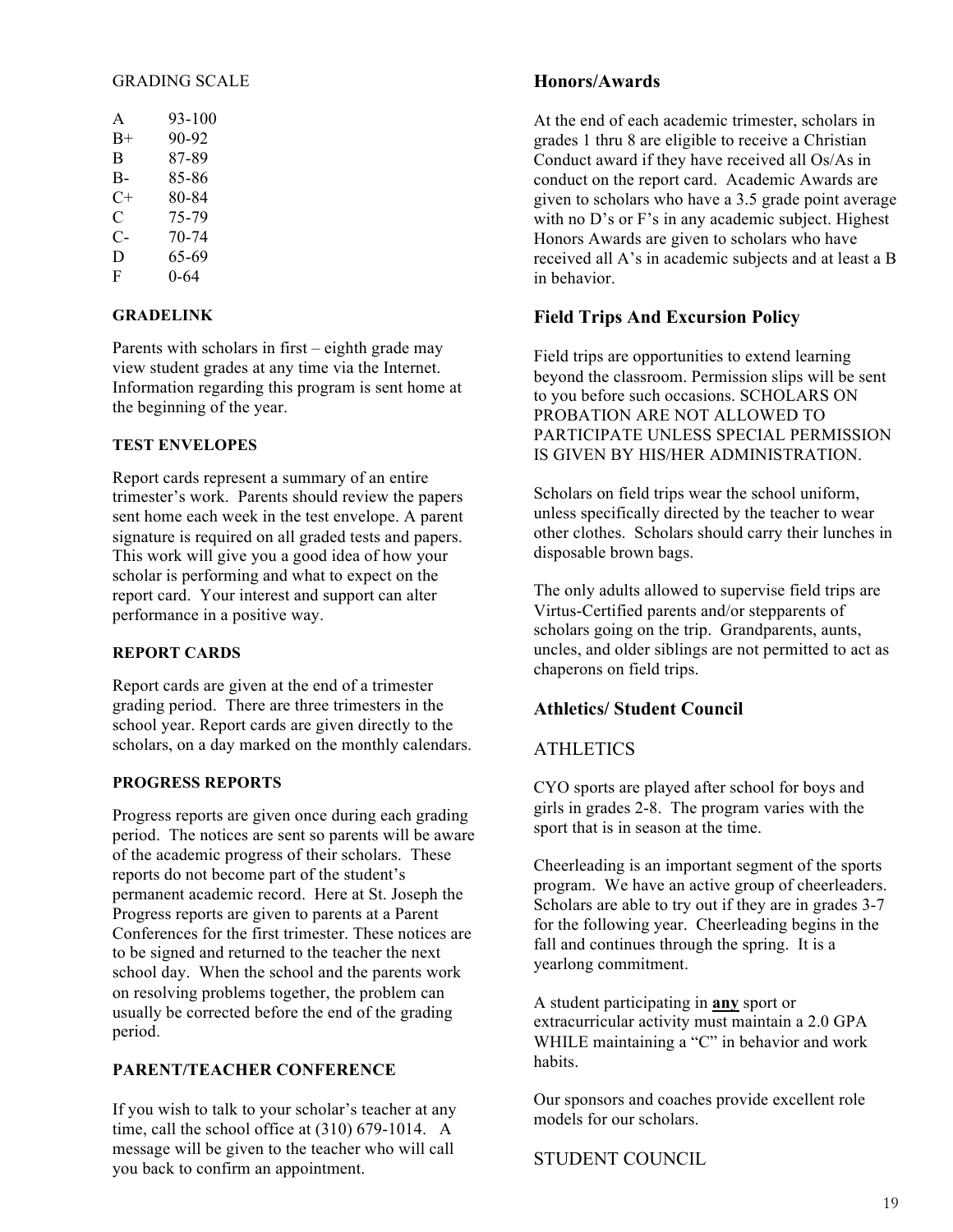GRADING SCALE

| | |
|---|---|
| A | 93-100 |
| B+ | 90-92 |
| B | 87-89 |
| B- | 85-86 |
| C+ | 80-84 |
| C | 75-79 |
| C- | 70-74 |
| D | 65-69 |
| F | 0-64 |

**GRADELINK**

Parents with scholars in first – eighth grade may view student grades at any time via the Internet. Information regarding this program is sent home at the beginning of the year.

**TEST ENVELOPES**

Report cards represent a summary of an entire trimester's work. Parents should review the papers sent home each week in the test envelope. A parent signature is required on all graded tests and papers. This work will give you a good idea of how your scholar is performing and what to expect on the report card. Your interest and support can alter performance in a positive way.

**REPORT CARDS**

Report cards are given at the end of a trimester grading period. There are three trimesters in the school year. Report cards are given directly to the scholars, on a day marked on the monthly calendars.

**PROGRESS REPORTS**

Progress reports are given once during each grading period. The notices are sent so parents will be aware of the academic progress of their scholars. These reports do not become part of the student's permanent academic record. Here at St. Joseph the Progress reports are given to parents at a Parent Conferences for the first trimester. These notices are to be signed and returned to the teacher the next school day. When the school and the parents work on resolving problems together, the problem can usually be corrected before the end of the grading period.

**PARENT/TEACHER CONFERENCE**

If you wish to talk to your scholar's teacher at any time, call the school office at (310) 679-1014. A message will be given to the teacher who will call you back to confirm an appointment.

## Honors/Awards

At the end of each academic trimester, scholars in grades 1 thru 8 are eligible to receive a Christian Conduct award if they have received all Os/As in conduct on the report card. Academic Awards are given to scholars who have a 3.5 grade point average with no D's or F's in any academic subject. Highest Honors Awards are given to scholars who have received all A's in academic subjects and at least a B in behavior.

## Field Trips And Excursion Policy

Field trips are opportunities to extend learning beyond the classroom. Permission slips will be sent to you before such occasions. SCHOLARS ON PROBATION ARE NOT ALLOWED TO PARTICIPATE UNLESS SPECIAL PERMISSION IS GIVEN BY HIS/HER ADMINISTRATION.

Scholars on field trips wear the school uniform, unless specifically directed by the teacher to wear other clothes. Scholars should carry their lunches in disposable brown bags.

The only adults allowed to supervise field trips are Virtus-Certified parents and/or stepparents of scholars going on the trip. Grandparents, aunts, uncles, and older siblings are not permitted to act as chaperons on field trips.

## Athletics/ Student Council

### ATHLETICS

CYO sports are played after school for boys and girls in grades 2-8. The program varies with the sport that is in season at the time.

Cheerleading is an important segment of the sports program. We have an active group of cheerleaders. Scholars are able to try out if they are in grades 3-7 for the following year. Cheerleading begins in the fall and continues through the spring. It is a yearlong commitment.

A student participating in **<u>any</u>** sport or extracurricular activity must maintain a 2.0 GPA WHILE maintaining a "C" in behavior and work habits.

Our sponsors and coaches provide excellent role models for our scholars.

### STUDENT COUNCIL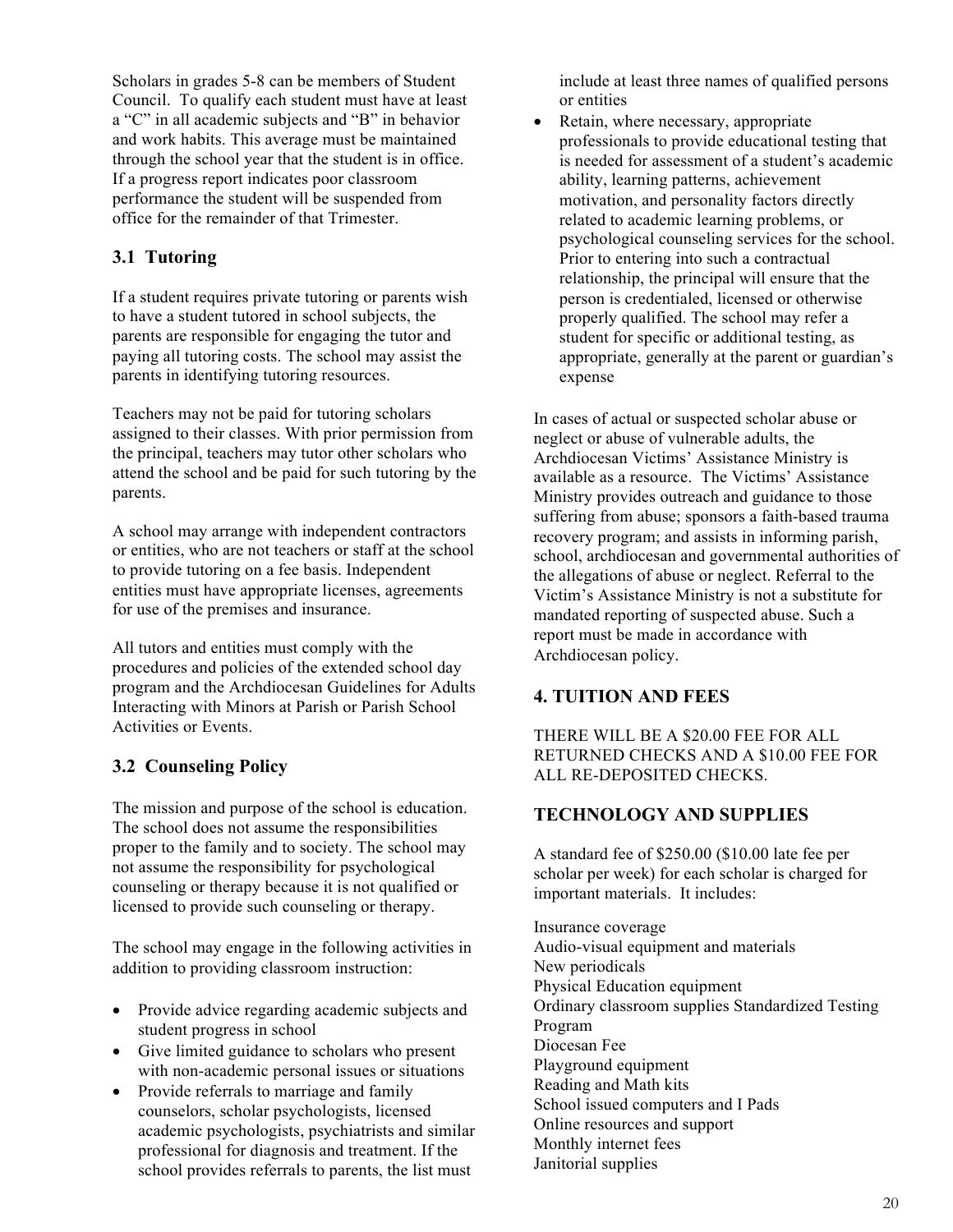Scholars in grades 5-8 can be members of Student Council. To qualify each student must have at least a "C" in all academic subjects and "B" in behavior and work habits. This average must be maintained through the school year that the student is in office. If a progress report indicates poor classroom performance the student will be suspended from office for the remainder of that Trimester.

### 3.1 Tutoring

If a student requires private tutoring or parents wish to have a student tutored in school subjects, the parents are responsible for engaging the tutor and paying all tutoring costs. The school may assist the parents in identifying tutoring resources.

Teachers may not be paid for tutoring scholars assigned to their classes. With prior permission from the principal, teachers may tutor other scholars who attend the school and be paid for such tutoring by the parents.

A school may arrange with independent contractors or entities, who are not teachers or staff at the school to provide tutoring on a fee basis. Independent entities must have appropriate licenses, agreements for use of the premises and insurance.

All tutors and entities must comply with the procedures and policies of the extended school day program and the Archdiocesan Guidelines for Adults Interacting with Minors at Parish or Parish School Activities or Events.

### 3.2 Counseling Policy

The mission and purpose of the school is education. The school does not assume the responsibilities proper to the family and to society. The school may not assume the responsibility for psychological counseling or therapy because it is not qualified or licensed to provide such counseling or therapy.

The school may engage in the following activities in addition to providing classroom instruction:

- Provide advice regarding academic subjects and student progress in school
- Give limited guidance to scholars who present with non-academic personal issues or situations
- Provide referrals to marriage and family counselors, scholar psychologists, licensed academic psychologists, psychiatrists and similar professional for diagnosis and treatment. If the school provides referrals to parents, the list must include at least three names of qualified persons or entities
- Retain, where necessary, appropriate professionals to provide educational testing that is needed for assessment of a student's academic ability, learning patterns, achievement motivation, and personality factors directly related to academic learning problems, or psychological counseling services for the school. Prior to entering into such a contractual relationship, the principal will ensure that the person is credentialed, licensed or otherwise properly qualified. The school may refer a student for specific or additional testing, as appropriate, generally at the parent or guardian's expense

In cases of actual or suspected scholar abuse or neglect or abuse of vulnerable adults, the Archdiocesan Victims' Assistance Ministry is available as a resource. The Victims' Assistance Ministry provides outreach and guidance to those suffering from abuse; sponsors a faith-based trauma recovery program; and assists in informing parish, school, archdiocesan and governmental authorities of the allegations of abuse or neglect. Referral to the Victim's Assistance Ministry is not a substitute for mandated reporting of suspected abuse. Such a report must be made in accordance with Archdiocesan policy.

## 4. TUITION AND FEES

THERE WILL BE A $20.00 FEE FOR ALL RETURNED CHECKS AND A $10.00 FEE FOR ALL RE-DEPOSITED CHECKS.

## TECHNOLOGY AND SUPPLIES

A standard fee of $250.00 ($10.00 late fee per scholar per week) for each scholar is charged for important materials. It includes:

Insurance coverage
Audio-visual equipment and materials
New periodicals
Physical Education equipment
Ordinary classroom supplies Standardized Testing Program
Diocesan Fee
Playground equipment
Reading and Math kits
School issued computers and I Pads
Online resources and support
Monthly internet fees
Janitorial supplies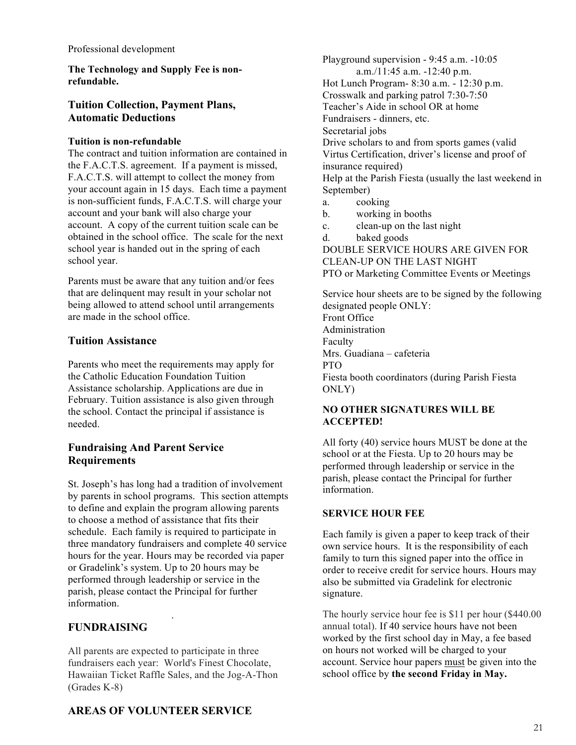Professional development

**The Technology and Supply Fee is non-refundable.**

## Tuition Collection, Payment Plans, Automatic Deductions

**Tuition is non-refundable**

The contract and tuition information are contained in the F.A.C.T.S. agreement. If a payment is missed, F.A.C.T.S. will attempt to collect the money from your account again in 15 days. Each time a payment is non-sufficient funds, F.A.C.T.S. will charge your account and your bank will also charge your account. A copy of the current tuition scale can be obtained in the school office. The scale for the next school year is handed out in the spring of each school year.

Parents must be aware that any tuition and/or fees that are delinquent may result in your scholar not being allowed to attend school until arrangements are made in the school office.

## Tuition Assistance

Parents who meet the requirements may apply for the Catholic Education Foundation Tuition Assistance scholarship. Applications are due in February. Tuition assistance is also given through the school. Contact the principal if assistance is needed.

## Fundraising And Parent Service Requirements

St. Joseph's has long had a tradition of involvement by parents in school programs. This section attempts to define and explain the program allowing parents to choose a method of assistance that fits their schedule. Each family is required to participate in three mandatory fundraisers and complete 40 service hours for the year. Hours may be recorded via paper or Gradelink's system. Up to 20 hours may be performed through leadership or service in the parish, please contact the Principal for further information.

## FUNDRAISING

All parents are expected to participate in three fundraisers each year: World's Finest Chocolate, Hawaiian Ticket Raffle Sales, and the Jog-A-Thon (Grades K-8)

## AREAS OF VOLUNTEER SERVICE

Playground supervision - 9:45 a.m. -10:05 a.m./11:45 a.m. -12:40 p.m.
Hot Lunch Program- 8:30 a.m. - 12:30 p.m.
Crosswalk and parking patrol 7:30-7:50
Teacher's Aide in school OR at home
Fundraisers - dinners, etc.
Secretarial jobs
Drive scholars to and from sports games (valid Virtus Certification, driver's license and proof of insurance required)
Help at the Parish Fiesta (usually the last weekend in September)

a. cooking
b. working in booths
c. clean-up on the last night
d. baked goods

DOUBLE SERVICE HOURS ARE GIVEN FOR CLEAN-UP ON THE LAST NIGHT
PTO or Marketing Committee Events or Meetings

Service hour sheets are to be signed by the following designated people ONLY:
Front Office
Administration
Faculty
Mrs. Guadiana – cafeteria
PTO
Fiesta booth coordinators (during Parish Fiesta ONLY)

**NO OTHER SIGNATURES WILL BE ACCEPTED!**

All forty (40) service hours MUST be done at the school or at the Fiesta. Up to 20 hours may be performed through leadership or service in the parish, please contact the Principal for further information.

**SERVICE HOUR FEE**

Each family is given a paper to keep track of their own service hours. It is the responsibility of each family to turn this signed paper into the office in order to receive credit for service hours. Hours may also be submitted via Gradelink for electronic signature.

The hourly service hour fee is $11 per hour ($440.00 annual total). If 40 service hours have not been worked by the first school day in May, a fee based on hours not worked will be charged to your account. Service hour papers <u>must</u> be given into the school office by **the second Friday in May.**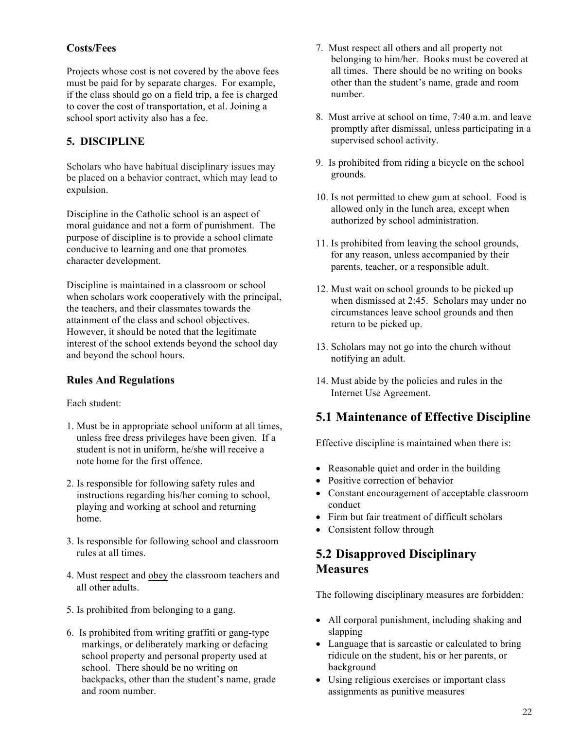### Costs/Fees

Projects whose cost is not covered by the above fees must be paid for by separate charges. For example, if the class should go on a field trip, a fee is charged to cover the cost of transportation, et al. Joining a school sport activity also has a fee.

## 5. DISCIPLINE

Scholars who have habitual disciplinary issues may be placed on a behavior contract, which may lead to expulsion.

Discipline in the Catholic school is an aspect of moral guidance and not a form of punishment. The purpose of discipline is to provide a school climate conducive to learning and one that promotes character development.

Discipline is maintained in a classroom or school when scholars work cooperatively with the principal, the teachers, and their classmates towards the attainment of the class and school objectives. However, it should be noted that the legitimate interest of the school extends beyond the school day and beyond the school hours.

### Rules And Regulations

Each student:

1. Must be in appropriate school uniform at all times, unless free dress privileges have been given. If a student is not in uniform, he/she will receive a note home for the first offence.
2. Is responsible for following safety rules and instructions regarding his/her coming to school, playing and working at school and returning home.
3. Is responsible for following school and classroom rules at all times.
4. Must <u>respect</u> and <u>obey</u> the classroom teachers and all other adults.
5. Is prohibited from belonging to a gang.
6. Is prohibited from writing graffiti or gang-type markings, or deliberately marking or defacing school property and personal property used at school. There should be no writing on backpacks, other than the student's name, grade and room number.
7. Must respect all others and all property not belonging to him/her. Books must be covered at all times. There should be no writing on books other than the student's name, grade and room number.
8. Must arrive at school on time, 7:40 a.m. and leave promptly after dismissal, unless participating in a supervised school activity.
9. Is prohibited from riding a bicycle on the school grounds.
10. Is not permitted to chew gum at school. Food is allowed only in the lunch area, except when authorized by school administration.
11. Is prohibited from leaving the school grounds, for any reason, unless accompanied by their parents, teacher, or a responsible adult.
12. Must wait on school grounds to be picked up when dismissed at 2:45. Scholars may under no circumstances leave school grounds and then return to be picked up.
13. Scholars may not go into the church without notifying an adult.
14. Must abide by the policies and rules in the Internet Use Agreement.

## 5.1 Maintenance of Effective Discipline

Effective discipline is maintained when there is:

- Reasonable quiet and order in the building
- Positive correction of behavior
- Constant encouragement of acceptable classroom conduct
- Firm but fair treatment of difficult scholars
- Consistent follow through

## 5.2 Disapproved Disciplinary Measures

The following disciplinary measures are forbidden:

- All corporal punishment, including shaking and slapping
- Language that is sarcastic or calculated to bring ridicule on the student, his or her parents, or background
- Using religious exercises or important class assignments as punitive measures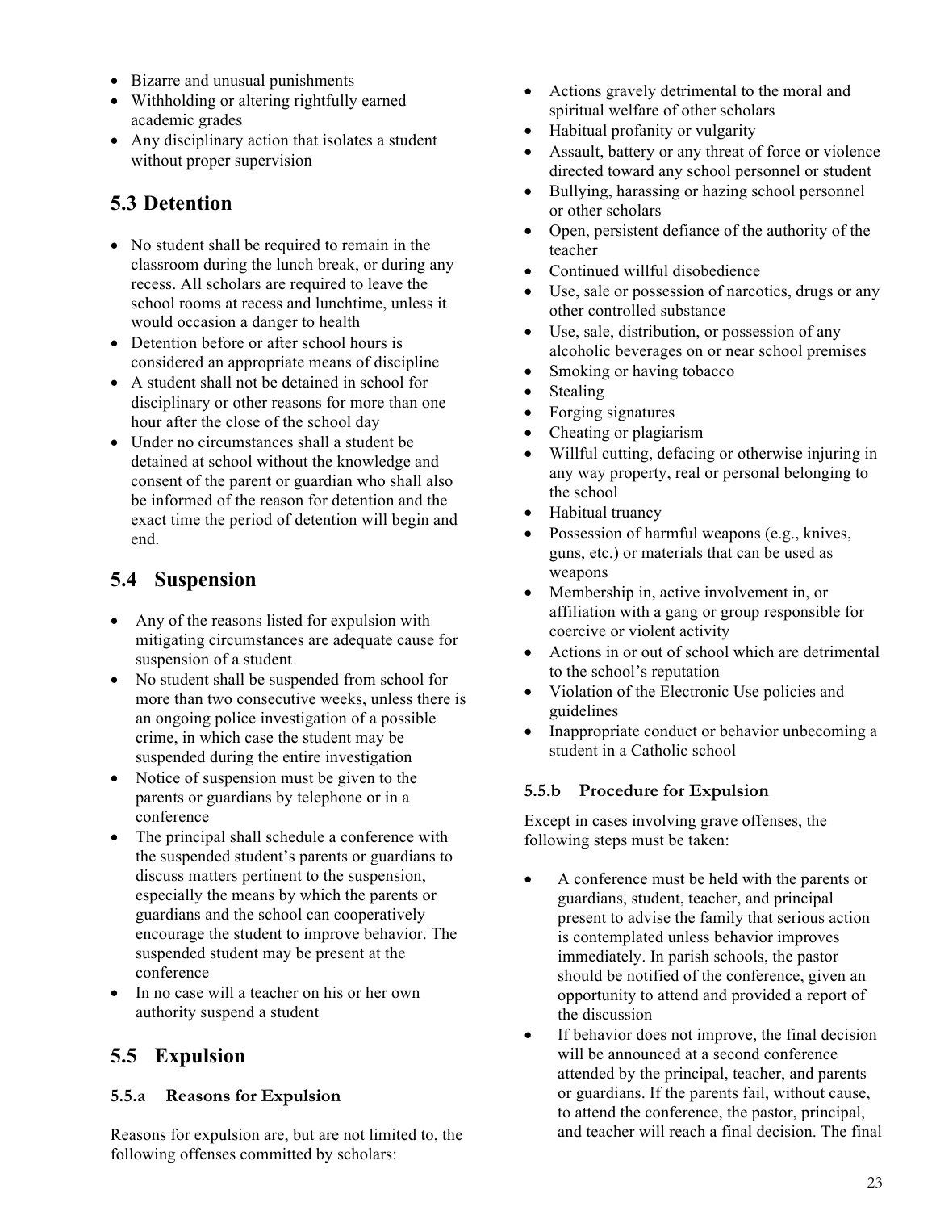- Bizarre and unusual punishments
- Withholding or altering rightfully earned academic grades
- Any disciplinary action that isolates a student without proper supervision

## 5.3 Detention

- No student shall be required to remain in the classroom during the lunch break, or during any recess. All scholars are required to leave the school rooms at recess and lunchtime, unless it would occasion a danger to health
- Detention before or after school hours is considered an appropriate means of discipline
- A student shall not be detained in school for disciplinary or other reasons for more than one hour after the close of the school day
- Under no circumstances shall a student be detained at school without the knowledge and consent of the parent or guardian who shall also be informed of the reason for detention and the exact time the period of detention will begin and end.

## 5.4 Suspension

- Any of the reasons listed for expulsion with mitigating circumstances are adequate cause for suspension of a student
- No student shall be suspended from school for more than two consecutive weeks, unless there is an ongoing police investigation of a possible crime, in which case the student may be suspended during the entire investigation
- Notice of suspension must be given to the parents or guardians by telephone or in a conference
- The principal shall schedule a conference with the suspended student's parents or guardians to discuss matters pertinent to the suspension, especially the means by which the parents or guardians and the school can cooperatively encourage the student to improve behavior. The suspended student may be present at the conference
- In no case will a teacher on his or her own authority suspend a student

## 5.5 Expulsion

### 5.5.a Reasons for Expulsion

Reasons for expulsion are, but are not limited to, the following offenses committed by scholars:

- Actions gravely detrimental to the moral and spiritual welfare of other scholars
- Habitual profanity or vulgarity
- Assault, battery or any threat of force or violence directed toward any school personnel or student
- Bullying, harassing or hazing school personnel or other scholars
- Open, persistent defiance of the authority of the teacher
- Continued willful disobedience
- Use, sale or possession of narcotics, drugs or any other controlled substance
- Use, sale, distribution, or possession of any alcoholic beverages on or near school premises
- Smoking or having tobacco
- Stealing
- Forging signatures
- Cheating or plagiarism
- Willful cutting, defacing or otherwise injuring in any way property, real or personal belonging to the school
- Habitual truancy
- Possession of harmful weapons (e.g., knives, guns, etc.) or materials that can be used as weapons
- Membership in, active involvement in, or affiliation with a gang or group responsible for coercive or violent activity
- Actions in or out of school which are detrimental to the school's reputation
- Violation of the Electronic Use policies and guidelines
- Inappropriate conduct or behavior unbecoming a student in a Catholic school

### 5.5.b Procedure for Expulsion

Except in cases involving grave offenses, the following steps must be taken:

- A conference must be held with the parents or guardians, student, teacher, and principal present to advise the family that serious action is contemplated unless behavior improves immediately. In parish schools, the pastor should be notified of the conference, given an opportunity to attend and provided a report of the discussion
- If behavior does not improve, the final decision will be announced at a second conference attended by the principal, teacher, and parents or guardians. If the parents fail, without cause, to attend the conference, the pastor, principal, and teacher will reach a final decision. The final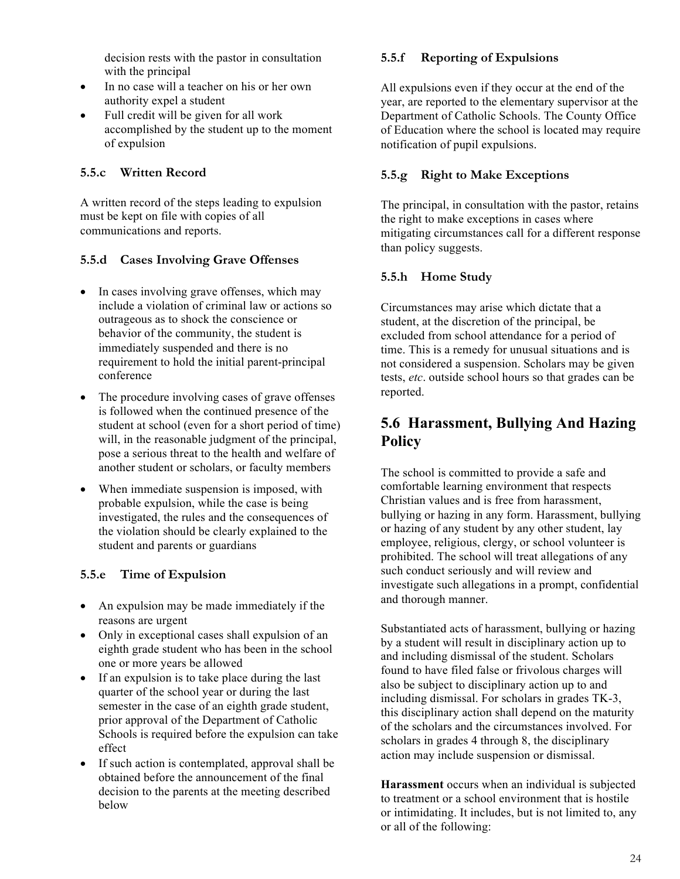decision rests with the pastor in consultation with the principal

- In no case will a teacher on his or her own authority expel a student
- Full credit will be given for all work accomplished by the student up to the moment of expulsion

### 5.5.c Written Record

A written record of the steps leading to expulsion must be kept on file with copies of all communications and reports.

### 5.5.d Cases Involving Grave Offenses

- In cases involving grave offenses, which may include a violation of criminal law or actions so outrageous as to shock the conscience or behavior of the community, the student is immediately suspended and there is no requirement to hold the initial parent-principal conference
- The procedure involving cases of grave offenses is followed when the continued presence of the student at school (even for a short period of time) will, in the reasonable judgment of the principal, pose a serious threat to the health and welfare of another student or scholars, or faculty members
- When immediate suspension is imposed, with probable expulsion, while the case is being investigated, the rules and the consequences of the violation should be clearly explained to the student and parents or guardians

### 5.5.e Time of Expulsion

- An expulsion may be made immediately if the reasons are urgent
- Only in exceptional cases shall expulsion of an eighth grade student who has been in the school one or more years be allowed
- If an expulsion is to take place during the last quarter of the school year or during the last semester in the case of an eighth grade student, prior approval of the Department of Catholic Schools is required before the expulsion can take effect
- If such action is contemplated, approval shall be obtained before the announcement of the final decision to the parents at the meeting described below

### 5.5.f Reporting of Expulsions

All expulsions even if they occur at the end of the year, are reported to the elementary supervisor at the Department of Catholic Schools. The County Office of Education where the school is located may require notification of pupil expulsions.

### 5.5.g Right to Make Exceptions

The principal, in consultation with the pastor, retains the right to make exceptions in cases where mitigating circumstances call for a different response than policy suggests.

### 5.5.h Home Study

Circumstances may arise which dictate that a student, at the discretion of the principal, be excluded from school attendance for a period of time. This is a remedy for unusual situations and is not considered a suspension. Scholars may be given tests, *etc*. outside school hours so that grades can be reported.

## 5.6 Harassment, Bullying And Hazing Policy

The school is committed to provide a safe and comfortable learning environment that respects Christian values and is free from harassment, bullying or hazing in any form. Harassment, bullying or hazing of any student by any other student, lay employee, religious, clergy, or school volunteer is prohibited. The school will treat allegations of any such conduct seriously and will review and investigate such allegations in a prompt, confidential and thorough manner.

Substantiated acts of harassment, bullying or hazing by a student will result in disciplinary action up to and including dismissal of the student. Scholars found to have filed false or frivolous charges will also be subject to disciplinary action up to and including dismissal. For scholars in grades TK-3, this disciplinary action shall depend on the maturity of the scholars and the circumstances involved. For scholars in grades 4 through 8, the disciplinary action may include suspension or dismissal.

**Harassment** occurs when an individual is subjected to treatment or a school environment that is hostile or intimidating. It includes, but is not limited to, any or all of the following: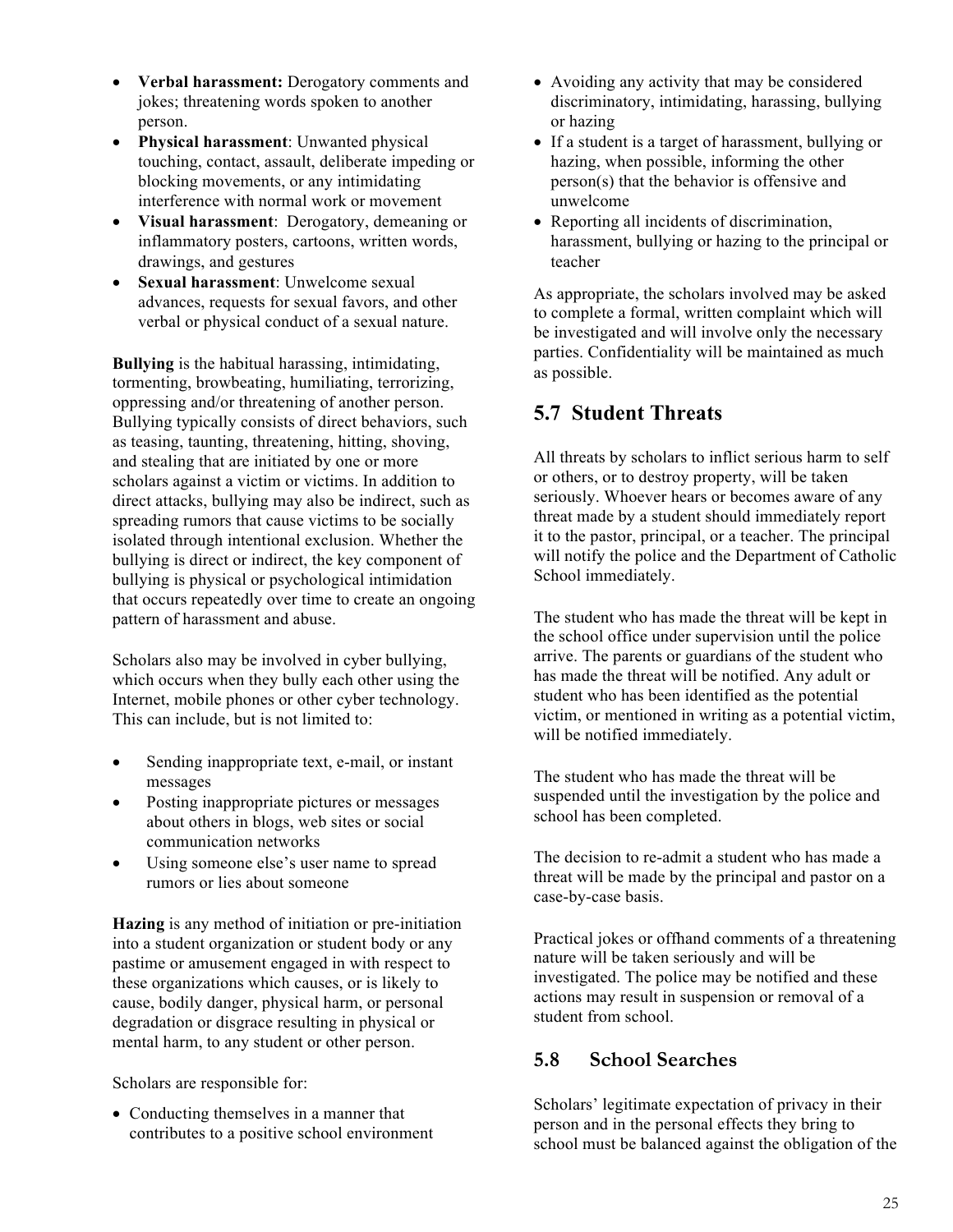- **Verbal harassment:** Derogatory comments and jokes; threatening words spoken to another person.
- **Physical harassment**: Unwanted physical touching, contact, assault, deliberate impeding or blocking movements, or any intimidating interference with normal work or movement
- **Visual harassment**: Derogatory, demeaning or inflammatory posters, cartoons, written words, drawings, and gestures
- **Sexual harassment**: Unwelcome sexual advances, requests for sexual favors, and other verbal or physical conduct of a sexual nature.

**Bullying** is the habitual harassing, intimidating, tormenting, browbeating, humiliating, terrorizing, oppressing and/or threatening of another person. Bullying typically consists of direct behaviors, such as teasing, taunting, threatening, hitting, shoving, and stealing that are initiated by one or more scholars against a victim or victims. In addition to direct attacks, bullying may also be indirect, such as spreading rumors that cause victims to be socially isolated through intentional exclusion. Whether the bullying is direct or indirect, the key component of bullying is physical or psychological intimidation that occurs repeatedly over time to create an ongoing pattern of harassment and abuse.

Scholars also may be involved in cyber bullying, which occurs when they bully each other using the Internet, mobile phones or other cyber technology. This can include, but is not limited to:

- Sending inappropriate text, e-mail, or instant messages
- Posting inappropriate pictures or messages about others in blogs, web sites or social communication networks
- Using someone else's user name to spread rumors or lies about someone

**Hazing** is any method of initiation or pre-initiation into a student organization or student body or any pastime or amusement engaged in with respect to these organizations which causes, or is likely to cause, bodily danger, physical harm, or personal degradation or disgrace resulting in physical or mental harm, to any student or other person.

Scholars are responsible for:

- Conducting themselves in a manner that contributes to a positive school environment
- Avoiding any activity that may be considered discriminatory, intimidating, harassing, bullying or hazing
- If a student is a target of harassment, bullying or hazing, when possible, informing the other person(s) that the behavior is offensive and unwelcome
- Reporting all incidents of discrimination, harassment, bullying or hazing to the principal or teacher

As appropriate, the scholars involved may be asked to complete a formal, written complaint which will be investigated and will involve only the necessary parties. Confidentiality will be maintained as much as possible.

## 5.7 Student Threats

All threats by scholars to inflict serious harm to self or others, or to destroy property, will be taken seriously. Whoever hears or becomes aware of any threat made by a student should immediately report it to the pastor, principal, or a teacher. The principal will notify the police and the Department of Catholic School immediately.

The student who has made the threat will be kept in the school office under supervision until the police arrive. The parents or guardians of the student who has made the threat will be notified. Any adult or student who has been identified as the potential victim, or mentioned in writing as a potential victim, will be notified immediately.

The student who has made the threat will be suspended until the investigation by the police and school has been completed.

The decision to re-admit a student who has made a threat will be made by the principal and pastor on a case-by-case basis.

Practical jokes or offhand comments of a threatening nature will be taken seriously and will be investigated. The police may be notified and these actions may result in suspension or removal of a student from school.

## 5.8 School Searches

Scholars' legitimate expectation of privacy in their person and in the personal effects they bring to school must be balanced against the obligation of the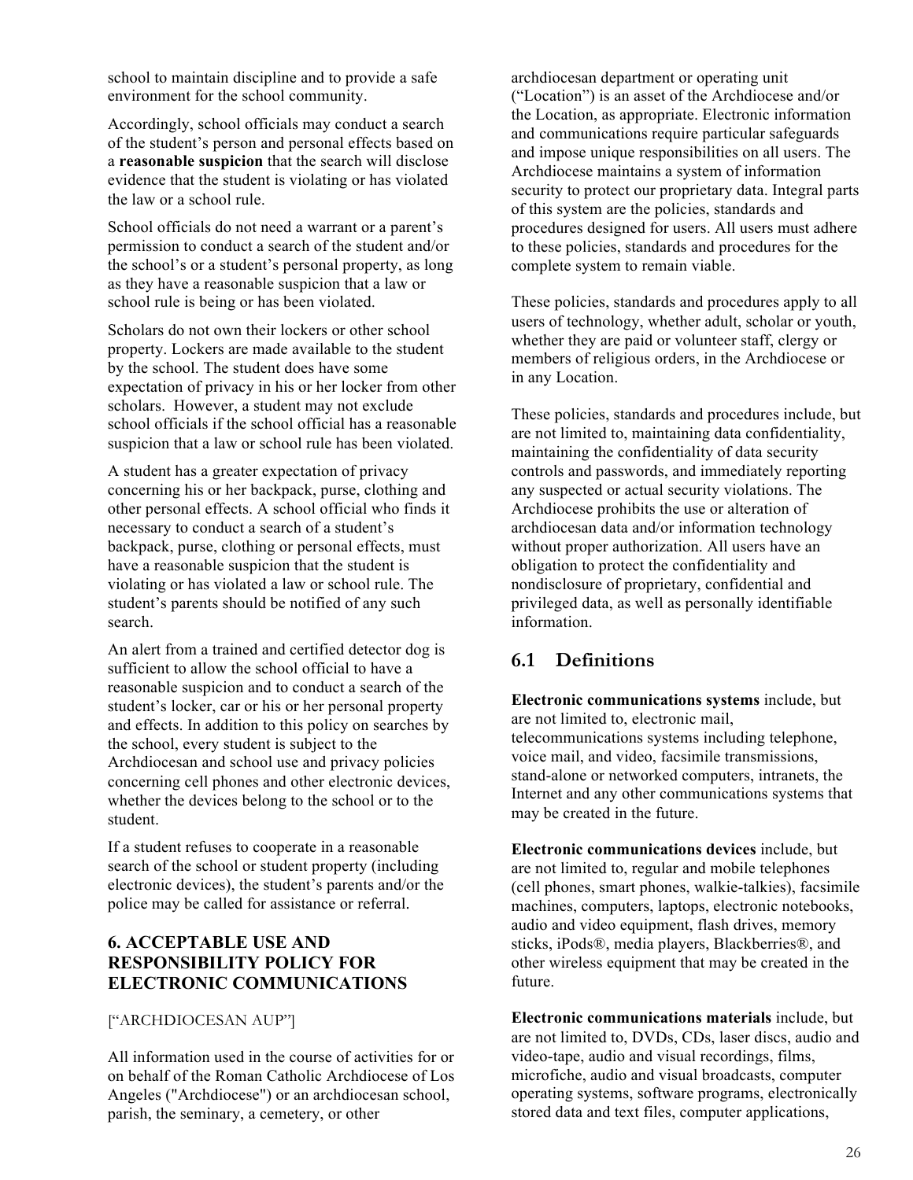school to maintain discipline and to provide a safe environment for the school community.

Accordingly, school officials may conduct a search of the student's person and personal effects based on a **reasonable suspicion** that the search will disclose evidence that the student is violating or has violated the law or a school rule.

School officials do not need a warrant or a parent's permission to conduct a search of the student and/or the school's or a student's personal property, as long as they have a reasonable suspicion that a law or school rule is being or has been violated.

Scholars do not own their lockers or other school property. Lockers are made available to the student by the school. The student does have some expectation of privacy in his or her locker from other scholars. However, a student may not exclude school officials if the school official has a reasonable suspicion that a law or school rule has been violated.

A student has a greater expectation of privacy concerning his or her backpack, purse, clothing and other personal effects. A school official who finds it necessary to conduct a search of a student's backpack, purse, clothing or personal effects, must have a reasonable suspicion that the student is violating or has violated a law or school rule. The student's parents should be notified of any such search.

An alert from a trained and certified detector dog is sufficient to allow the school official to have a reasonable suspicion and to conduct a search of the student's locker, car or his or her personal property and effects. In addition to this policy on searches by the school, every student is subject to the Archdiocesan and school use and privacy policies concerning cell phones and other electronic devices, whether the devices belong to the school or to the student.

If a student refuses to cooperate in a reasonable search of the school or student property (including electronic devices), the student's parents and/or the police may be called for assistance or referral.

## 6. ACCEPTABLE USE AND RESPONSIBILITY POLICY FOR ELECTRONIC COMMUNICATIONS

["ARCHDIOCESAN AUP"]

All information used in the course of activities for or on behalf of the Roman Catholic Archdiocese of Los Angeles ("Archdiocese") or an archdiocesan school, parish, the seminary, a cemetery, or other archdiocesan department or operating unit ("Location") is an asset of the Archdiocese and/or the Location, as appropriate. Electronic information and communications require particular safeguards and impose unique responsibilities on all users. The Archdiocese maintains a system of information security to protect our proprietary data. Integral parts of this system are the policies, standards and procedures designed for users. All users must adhere to these policies, standards and procedures for the complete system to remain viable.

These policies, standards and procedures apply to all users of technology, whether adult, scholar or youth, whether they are paid or volunteer staff, clergy or members of religious orders, in the Archdiocese or in any Location.

These policies, standards and procedures include, but are not limited to, maintaining data confidentiality, maintaining the confidentiality of data security controls and passwords, and immediately reporting any suspected or actual security violations. The Archdiocese prohibits the use or alteration of archdiocesan data and/or information technology without proper authorization. All users have an obligation to protect the confidentiality and nondisclosure of proprietary, confidential and privileged data, as well as personally identifiable information.

### 6.1 Definitions

**Electronic communications systems** include, but are not limited to, electronic mail, telecommunications systems including telephone, voice mail, and video, facsimile transmissions, stand-alone or networked computers, intranets, the Internet and any other communications systems that may be created in the future.

**Electronic communications devices** include, but are not limited to, regular and mobile telephones (cell phones, smart phones, walkie-talkies), facsimile machines, computers, laptops, electronic notebooks, audio and video equipment, flash drives, memory sticks, iPods®, media players, Blackberries®, and other wireless equipment that may be created in the future.

**Electronic communications materials** include, but are not limited to, DVDs, CDs, laser discs, audio and video-tape, audio and visual recordings, films, microfiche, audio and visual broadcasts, computer operating systems, software programs, electronically stored data and text files, computer applications,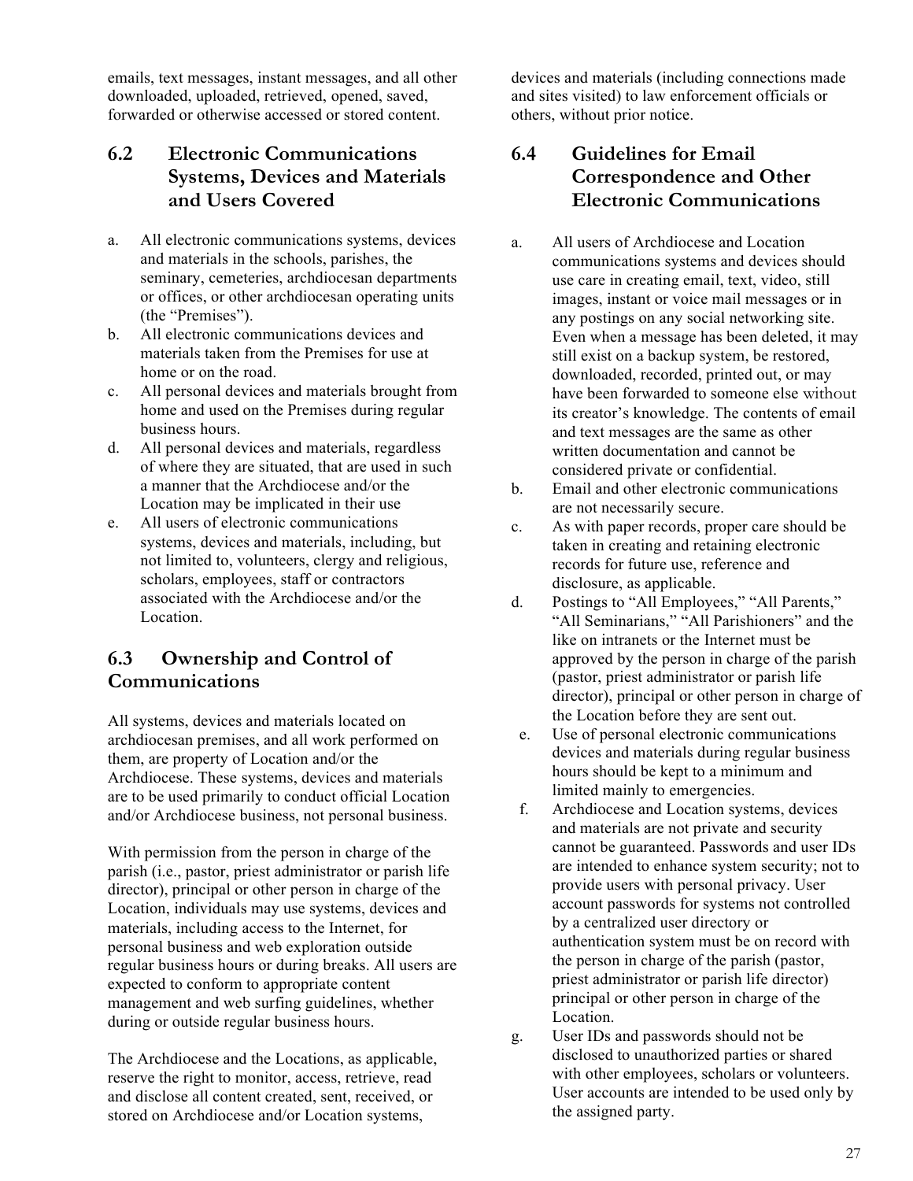emails, text messages, instant messages, and all other downloaded, uploaded, retrieved, opened, saved, forwarded or otherwise accessed or stored content.

## 6.2 Electronic Communications Systems, Devices and Materials and Users Covered

a. All electronic communications systems, devices and materials in the schools, parishes, the seminary, cemeteries, archdiocesan departments or offices, or other archdiocesan operating units (the "Premises").
b. All electronic communications devices and materials taken from the Premises for use at home or on the road.
c. All personal devices and materials brought from home and used on the Premises during regular business hours.
d. All personal devices and materials, regardless of where they are situated, that are used in such a manner that the Archdiocese and/or the Location may be implicated in their use
e. All users of electronic communications systems, devices and materials, including, but not limited to, volunteers, clergy and religious, scholars, employees, staff or contractors associated with the Archdiocese and/or the Location.

## 6.3 Ownership and Control of Communications

All systems, devices and materials located on archdiocesan premises, and all work performed on them, are property of Location and/or the Archdiocese. These systems, devices and materials are to be used primarily to conduct official Location and/or Archdiocese business, not personal business.

With permission from the person in charge of the parish (i.e., pastor, priest administrator or parish life director), principal or other person in charge of the Location, individuals may use systems, devices and materials, including access to the Internet, for personal business and web exploration outside regular business hours or during breaks. All users are expected to conform to appropriate content management and web surfing guidelines, whether during or outside regular business hours.

The Archdiocese and the Locations, as applicable, reserve the right to monitor, access, retrieve, read and disclose all content created, sent, received, or stored on Archdiocese and/or Location systems, devices and materials (including connections made and sites visited) to law enforcement officials or others, without prior notice.

## 6.4 Guidelines for Email Correspondence and Other Electronic Communications

a. All users of Archdiocese and Location communications systems and devices should use care in creating email, text, video, still images, instant or voice mail messages or in any postings on any social networking site. Even when a message has been deleted, it may still exist on a backup system, be restored, downloaded, recorded, printed out, or may have been forwarded to someone else without its creator's knowledge. The contents of email and text messages are the same as other written documentation and cannot be considered private or confidential.
b. Email and other electronic communications are not necessarily secure.
c. As with paper records, proper care should be taken in creating and retaining electronic records for future use, reference and disclosure, as applicable.
d. Postings to "All Employees," "All Parents," "All Seminarians," "All Parishioners" and the like on intranets or the Internet must be approved by the person in charge of the parish (pastor, priest administrator or parish life director), principal or other person in charge of the Location before they are sent out.
e. Use of personal electronic communications devices and materials during regular business hours should be kept to a minimum and limited mainly to emergencies.
f. Archdiocese and Location systems, devices and materials are not private and security cannot be guaranteed. Passwords and user IDs are intended to enhance system security; not to provide users with personal privacy. User account passwords for systems not controlled by a centralized user directory or authentication system must be on record with the person in charge of the parish (pastor, priest administrator or parish life director) principal or other person in charge of the Location.
g. User IDs and passwords should not be disclosed to unauthorized parties or shared with other employees, scholars or volunteers. User accounts are intended to be used only by the assigned party.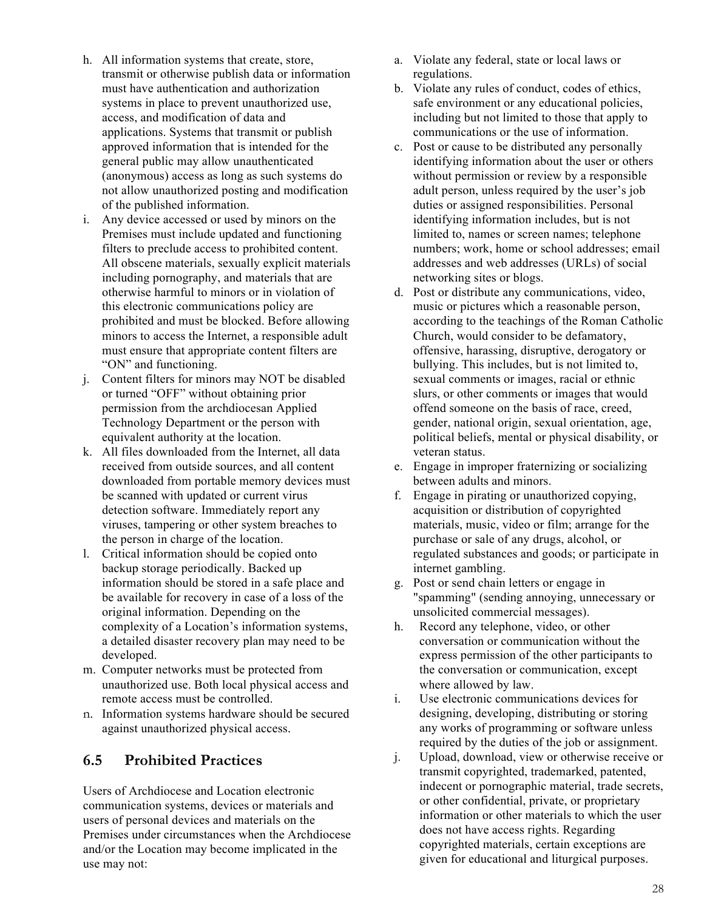h. All information systems that create, store, transmit or otherwise publish data or information must have authentication and authorization systems in place to prevent unauthorized use, access, and modification of data and applications. Systems that transmit or publish approved information that is intended for the general public may allow unauthenticated (anonymous) access as long as such systems do not allow unauthorized posting and modification of the published information.
i. Any device accessed or used by minors on the Premises must include updated and functioning filters to preclude access to prohibited content. All obscene materials, sexually explicit materials including pornography, and materials that are otherwise harmful to minors or in violation of this electronic communications policy are prohibited and must be blocked. Before allowing minors to access the Internet, a responsible adult must ensure that appropriate content filters are "ON" and functioning.
j. Content filters for minors may NOT be disabled or turned "OFF" without obtaining prior permission from the archdiocesan Applied Technology Department or the person with equivalent authority at the location.
k. All files downloaded from the Internet, all data received from outside sources, and all content downloaded from portable memory devices must be scanned with updated or current virus detection software. Immediately report any viruses, tampering or other system breaches to the person in charge of the location.
l. Critical information should be copied onto backup storage periodically. Backed up information should be stored in a safe place and be available for recovery in case of a loss of the original information. Depending on the complexity of a Location's information systems, a detailed disaster recovery plan may need to be developed.
m. Computer networks must be protected from unauthorized use. Both local physical access and remote access must be controlled.
n. Information systems hardware should be secured against unauthorized physical access.

## 6.5 Prohibited Practices

Users of Archdiocese and Location electronic communication systems, devices or materials and users of personal devices and materials on the Premises under circumstances when the Archdiocese and/or the Location may become implicated in the use may not:

a. Violate any federal, state or local laws or regulations.
b. Violate any rules of conduct, codes of ethics, safe environment or any educational policies, including but not limited to those that apply to communications or the use of information.
c. Post or cause to be distributed any personally identifying information about the user or others without permission or review by a responsible adult person, unless required by the user's job duties or assigned responsibilities. Personal identifying information includes, but is not limited to, names or screen names; telephone numbers; work, home or school addresses; email addresses and web addresses (URLs) of social networking sites or blogs.
d. Post or distribute any communications, video, music or pictures which a reasonable person, according to the teachings of the Roman Catholic Church, would consider to be defamatory, offensive, harassing, disruptive, derogatory or bullying. This includes, but is not limited to, sexual comments or images, racial or ethnic slurs, or other comments or images that would offend someone on the basis of race, creed, gender, national origin, sexual orientation, age, political beliefs, mental or physical disability, or veteran status.
e. Engage in improper fraternizing or socializing between adults and minors.
f. Engage in pirating or unauthorized copying, acquisition or distribution of copyrighted materials, music, video or film; arrange for the purchase or sale of any drugs, alcohol, or regulated substances and goods; or participate in internet gambling.
g. Post or send chain letters or engage in "spamming" (sending annoying, unnecessary or unsolicited commercial messages).
h. Record any telephone, video, or other conversation or communication without the express permission of the other participants to the conversation or communication, except where allowed by law.
i. Use electronic communications devices for designing, developing, distributing or storing any works of programming or software unless required by the duties of the job or assignment.
j. Upload, download, view or otherwise receive or transmit copyrighted, trademarked, patented, indecent or pornographic material, trade secrets, or other confidential, private, or proprietary information or other materials to which the user does not have access rights. Regarding copyrighted materials, certain exceptions are given for educational and liturgical purposes.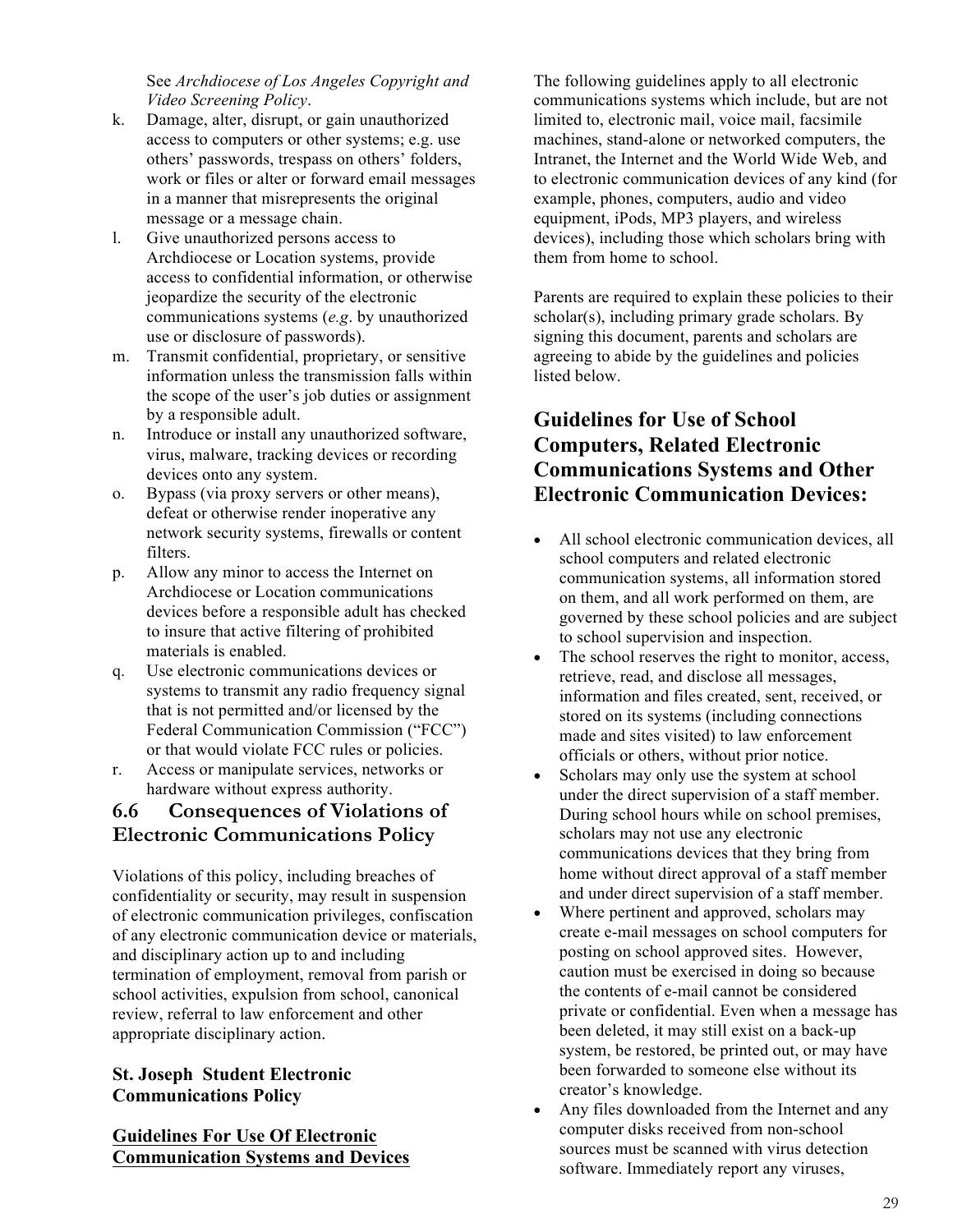See *Archdiocese of Los Angeles Copyright and Video Screening Policy*.

k. Damage, alter, disrupt, or gain unauthorized access to computers or other systems; e.g. use others' passwords, trespass on others' folders, work or files or alter or forward email messages in a manner that misrepresents the original message or a message chain.
l. Give unauthorized persons access to Archdiocese or Location systems, provide access to confidential information, or otherwise jeopardize the security of the electronic communications systems (*e.g*. by unauthorized use or disclosure of passwords).
m. Transmit confidential, proprietary, or sensitive information unless the transmission falls within the scope of the user's job duties or assignment by a responsible adult.
n. Introduce or install any unauthorized software, virus, malware, tracking devices or recording devices onto any system.
o. Bypass (via proxy servers or other means), defeat or otherwise render inoperative any network security systems, firewalls or content filters.
p. Allow any minor to access the Internet on Archdiocese or Location communications devices before a responsible adult has checked to insure that active filtering of prohibited materials is enabled.
q. Use electronic communications devices or systems to transmit any radio frequency signal that is not permitted and/or licensed by the Federal Communication Commission ("FCC") or that would violate FCC rules or policies.
r. Access or manipulate services, networks or hardware without express authority.

## 6.6 Consequences of Violations of Electronic Communications Policy

Violations of this policy, including breaches of confidentiality or security, may result in suspension of electronic communication privileges, confiscation of any electronic communication device or materials, and disciplinary action up to and including termination of employment, removal from parish or school activities, expulsion from school, canonical review, referral to law enforcement and other appropriate disciplinary action.

**St. Joseph Student Electronic Communications Policy**

**Guidelines For Use Of Electronic Communication Systems and Devices**

The following guidelines apply to all electronic communications systems which include, but are not limited to, electronic mail, voice mail, facsimile machines, stand-alone or networked computers, the Intranet, the Internet and the World Wide Web, and to electronic communication devices of any kind (for example, phones, computers, audio and video equipment, iPods, MP3 players, and wireless devices), including those which scholars bring with them from home to school.

Parents are required to explain these policies to their scholar(s), including primary grade scholars. By signing this document, parents and scholars are agreeing to abide by the guidelines and policies listed below.

## Guidelines for Use of School Computers, Related Electronic Communications Systems and Other Electronic Communication Devices:

- All school electronic communication devices, all school computers and related electronic communication systems, all information stored on them, and all work performed on them, are governed by these school policies and are subject to school supervision and inspection.
- The school reserves the right to monitor, access, retrieve, read, and disclose all messages, information and files created, sent, received, or stored on its systems (including connections made and sites visited) to law enforcement officials or others, without prior notice.
- Scholars may only use the system at school under the direct supervision of a staff member. During school hours while on school premises, scholars may not use any electronic communications devices that they bring from home without direct approval of a staff member and under direct supervision of a staff member.
- Where pertinent and approved, scholars may create e-mail messages on school computers for posting on school approved sites. However, caution must be exercised in doing so because the contents of e-mail cannot be considered private or confidential. Even when a message has been deleted, it may still exist on a back-up system, be restored, be printed out, or may have been forwarded to someone else without its creator's knowledge.
- Any files downloaded from the Internet and any computer disks received from non-school sources must be scanned with virus detection software. Immediately report any viruses,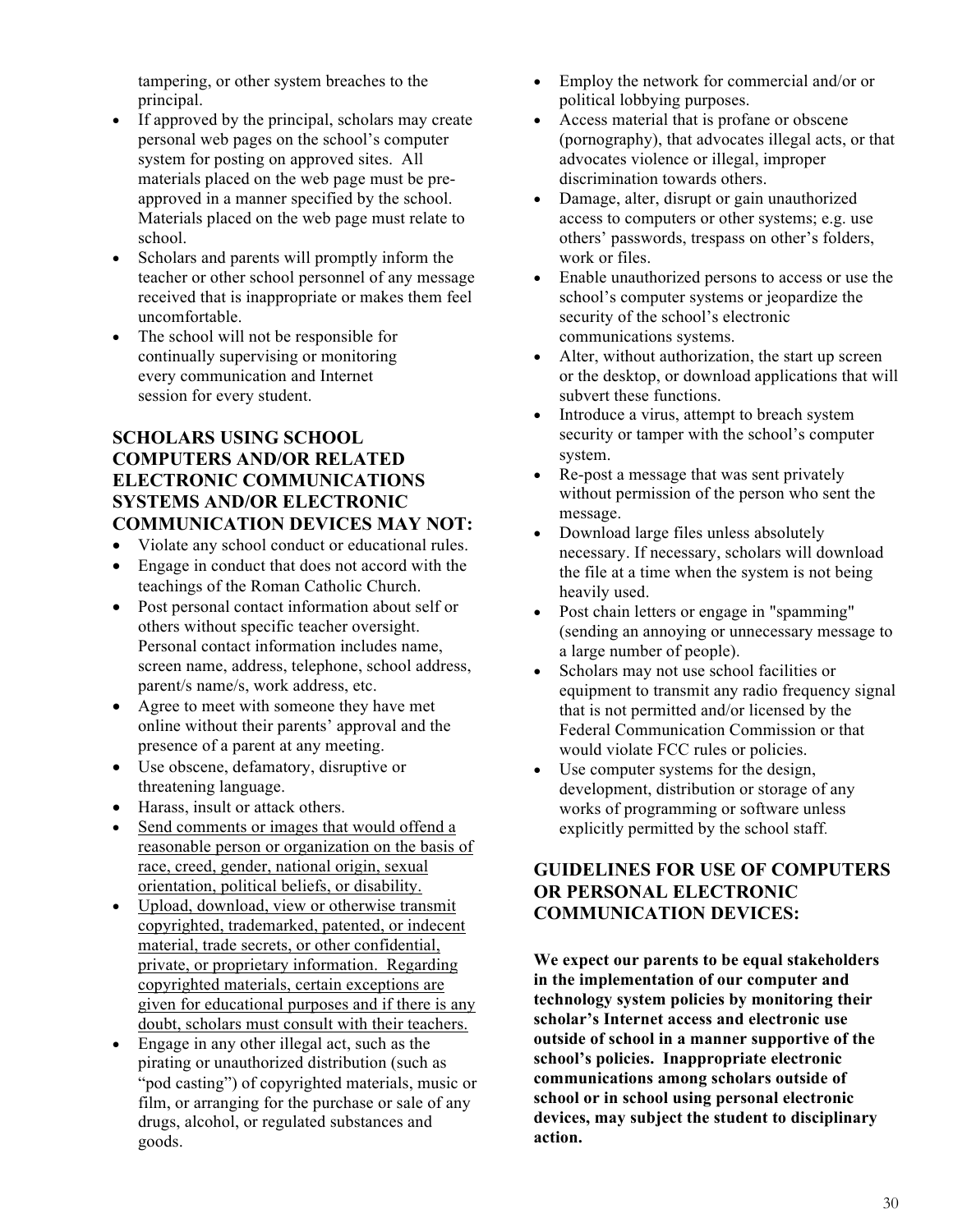tampering, or other system breaches to the principal.

- If approved by the principal, scholars may create personal web pages on the school's computer system for posting on approved sites. All materials placed on the web page must be pre-approved in a manner specified by the school. Materials placed on the web page must relate to school.
- Scholars and parents will promptly inform the teacher or other school personnel of any message received that is inappropriate or makes them feel uncomfortable.
- The school will not be responsible for continually supervising or monitoring every communication and Internet session for every student.

## SCHOLARS USING SCHOOL COMPUTERS AND/OR RELATED ELECTRONIC COMMUNICATIONS SYSTEMS AND/OR ELECTRONIC COMMUNICATION DEVICES MAY NOT:

- Violate any school conduct or educational rules.
- Engage in conduct that does not accord with the teachings of the Roman Catholic Church.
- Post personal contact information about self or others without specific teacher oversight. Personal contact information includes name, screen name, address, telephone, school address, parent/s name/s, work address, etc.
- Agree to meet with someone they have met online without their parents' approval and the presence of a parent at any meeting.
- Use obscene, defamatory, disruptive or threatening language.
- Harass, insult or attack others.
- <u>Send comments or images that would offend a reasonable person or organization on the basis of race, creed, gender, national origin, sexual orientation, political beliefs, or disability.</u>
- <u>Upload, download, view or otherwise transmit copyrighted, trademarked, patented, or indecent material, trade secrets, or other confidential, private, or proprietary information. Regarding copyrighted materials, certain exceptions are given for educational purposes and if there is any doubt, scholars must consult with their teachers.</u>
- Engage in any other illegal act, such as the pirating or unauthorized distribution (such as "pod casting") of copyrighted materials, music or film, or arranging for the purchase or sale of any drugs, alcohol, or regulated substances and goods.
- Employ the network for commercial and/or or political lobbying purposes.
- Access material that is profane or obscene (pornography), that advocates illegal acts, or that advocates violence or illegal, improper discrimination towards others.
- Damage, alter, disrupt or gain unauthorized access to computers or other systems; e.g. use others' passwords, trespass on other's folders, work or files.
- Enable unauthorized persons to access or use the school's computer systems or jeopardize the security of the school's electronic communications systems.
- Alter, without authorization, the start up screen or the desktop, or download applications that will subvert these functions.
- Introduce a virus, attempt to breach system security or tamper with the school's computer system.
- Re-post a message that was sent privately without permission of the person who sent the message.
- Download large files unless absolutely necessary. If necessary, scholars will download the file at a time when the system is not being heavily used.
- Post chain letters or engage in "spamming" (sending an annoying or unnecessary message to a large number of people).
- Scholars may not use school facilities or equipment to transmit any radio frequency signal that is not permitted and/or licensed by the Federal Communication Commission or that would violate FCC rules or policies.
- Use computer systems for the design, development, distribution or storage of any works of programming or software unless explicitly permitted by the school staff.

## GUIDELINES FOR USE OF COMPUTERS OR PERSONAL ELECTRONIC COMMUNICATION DEVICES:

**We expect our parents to be equal stakeholders in the implementation of our computer and technology system policies by monitoring their scholar's Internet access and electronic use outside of school in a manner supportive of the school's policies. Inappropriate electronic communications among scholars outside of school or in school using personal electronic devices, may subject the student to disciplinary action.**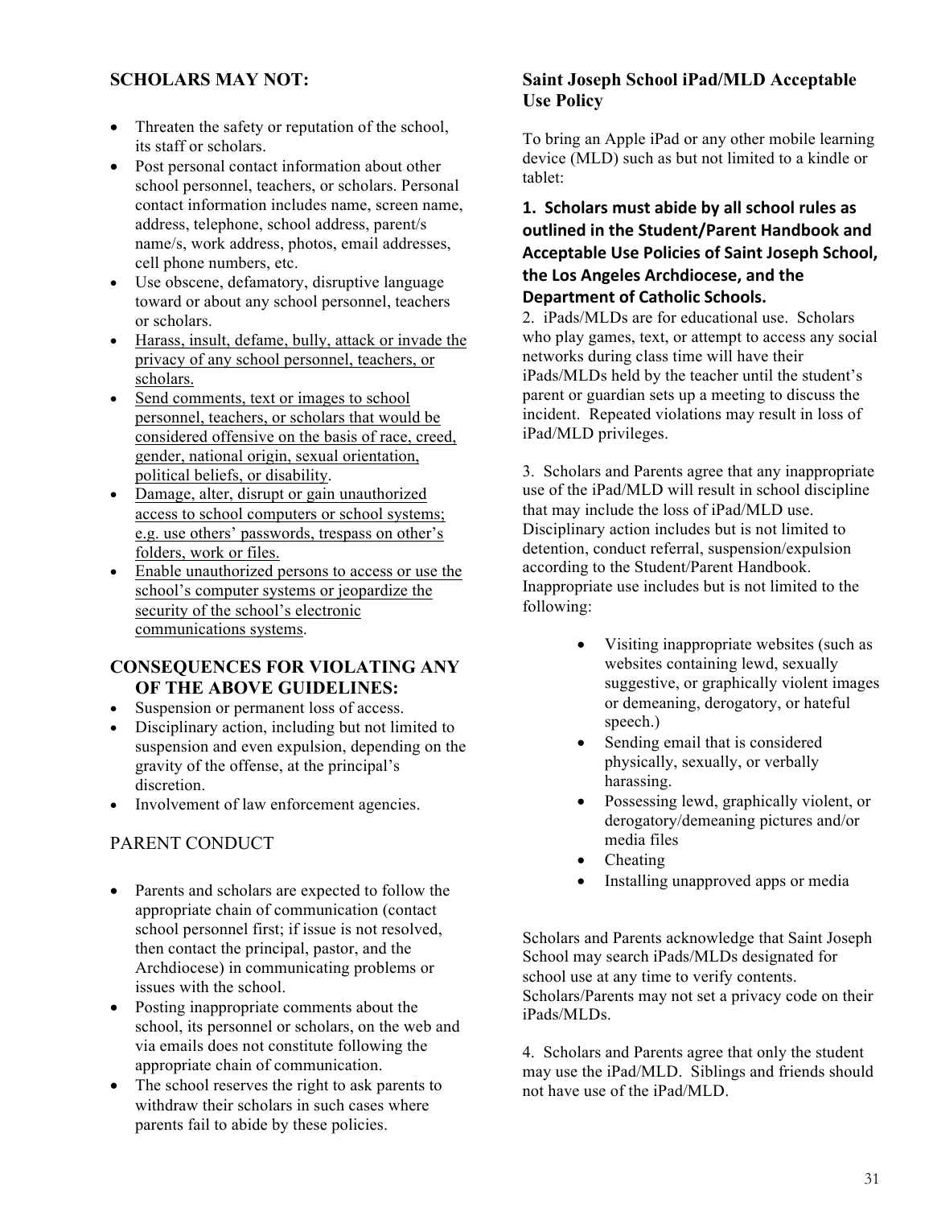### SCHOLARS MAY NOT:

- Threaten the safety or reputation of the school, its staff or scholars.
- Post personal contact information about other school personnel, teachers, or scholars. Personal contact information includes name, screen name, address, telephone, school address, parent/s name/s, work address, photos, email addresses, cell phone numbers, etc.
- Use obscene, defamatory, disruptive language toward or about any school personnel, teachers or scholars.
- <u>Harass, insult, defame, bully, attack or invade the privacy of any school personnel, teachers, or scholars.</u>
- <u>Send comments, text or images to school personnel, teachers, or scholars that would be considered offensive on the basis of race, creed, gender, national origin, sexual orientation, political beliefs, or disability</u>.
- <u>Damage, alter, disrupt or gain unauthorized access to school computers or school systems; e.g. use others' passwords, trespass on other's folders, work or files.</u>
- <u>Enable unauthorized persons to access or use the school's computer systems or jeopardize the security of the school's electronic communications systems</u>.

### CONSEQUENCES FOR VIOLATING ANY OF THE ABOVE GUIDELINES:

- Suspension or permanent loss of access.
- Disciplinary action, including but not limited to suspension and even expulsion, depending on the gravity of the offense, at the principal's discretion.
- Involvement of law enforcement agencies.

### PARENT CONDUCT

- Parents and scholars are expected to follow the appropriate chain of communication (contact school personnel first; if issue is not resolved, then contact the principal, pastor, and the Archdiocese) in communicating problems or issues with the school.
- Posting inappropriate comments about the school, its personnel or scholars, on the web and via emails does not constitute following the appropriate chain of communication.
- The school reserves the right to ask parents to withdraw their scholars in such cases where parents fail to abide by these policies.

### Saint Joseph School iPad/MLD Acceptable Use Policy

To bring an Apple iPad or any other mobile learning device (MLD) such as but not limited to a kindle or tablet:

**1. Scholars must abide by all school rules as outlined in the Student/Parent Handbook and Acceptable Use Policies of Saint Joseph School, the Los Angeles Archdiocese, and the Department of Catholic Schools.**

2. iPads/MLDs are for educational use. Scholars who play games, text, or attempt to access any social networks during class time will have their iPads/MLDs held by the teacher until the student's parent or guardian sets up a meeting to discuss the incident. Repeated violations may result in loss of iPad/MLD privileges.

3. Scholars and Parents agree that any inappropriate use of the iPad/MLD will result in school discipline that may include the loss of iPad/MLD use. Disciplinary action includes but is not limited to detention, conduct referral, suspension/expulsion according to the Student/Parent Handbook. Inappropriate use includes but is not limited to the following:

- Visiting inappropriate websites (such as websites containing lewd, sexually suggestive, or graphically violent images or demeaning, derogatory, or hateful speech.)
- Sending email that is considered physically, sexually, or verbally harassing.
- Possessing lewd, graphically violent, or derogatory/demeaning pictures and/or media files
- Cheating
- Installing unapproved apps or media

Scholars and Parents acknowledge that Saint Joseph School may search iPads/MLDs designated for school use at any time to verify contents. Scholars/Parents may not set a privacy code on their iPads/MLDs.

4. Scholars and Parents agree that only the student may use the iPad/MLD. Siblings and friends should not have use of the iPad/MLD.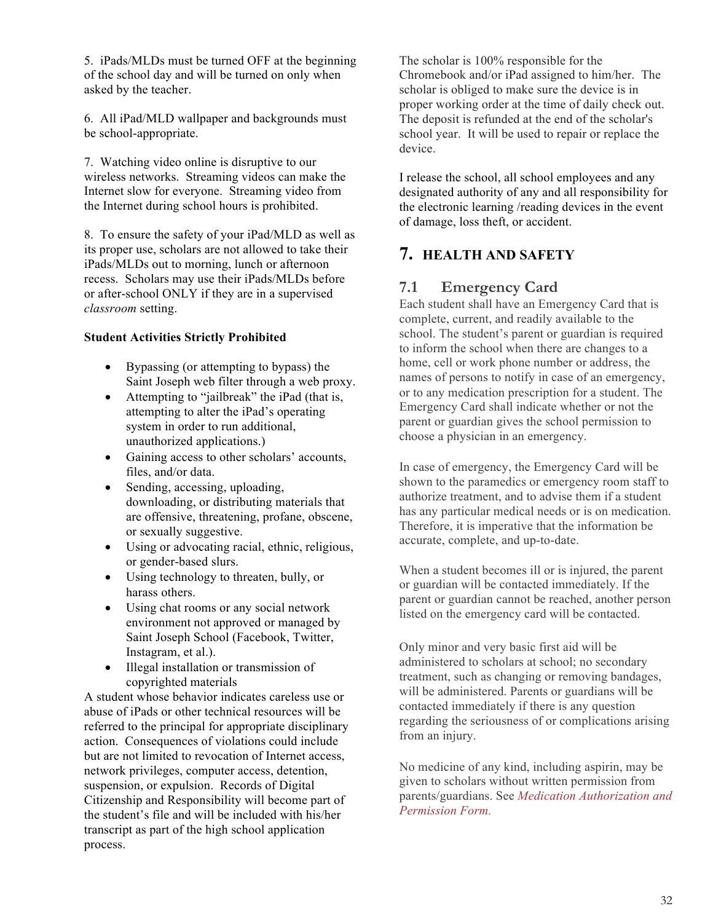5. iPads/MLDs must be turned OFF at the beginning of the school day and will be turned on only when asked by the teacher.

6. All iPad/MLD wallpaper and backgrounds must be school-appropriate.

7. Watching video online is disruptive to our wireless networks. Streaming videos can make the Internet slow for everyone. Streaming video from the Internet during school hours is prohibited.

8. To ensure the safety of your iPad/MLD as well as its proper use, scholars are not allowed to take their iPads/MLDs out to morning, lunch or afternoon recess. Scholars may use their iPads/MLDs before or after-school ONLY if they are in a supervised *classroom* setting.

**Student Activities Strictly Prohibited**

- Bypassing (or attempting to bypass) the Saint Joseph web filter through a web proxy.
- Attempting to "jailbreak" the iPad (that is, attempting to alter the iPad's operating system in order to run additional, unauthorized applications.)
- Gaining access to other scholars' accounts, files, and/or data.
- Sending, accessing, uploading, downloading, or distributing materials that are offensive, threatening, profane, obscene, or sexually suggestive.
- Using or advocating racial, ethnic, religious, or gender-based slurs.
- Using technology to threaten, bully, or harass others.
- Using chat rooms or any social network environment not approved or managed by Saint Joseph School (Facebook, Twitter, Instagram, et al.).
- Illegal installation or transmission of copyrighted materials

A student whose behavior indicates careless use or abuse of iPads or other technical resources will be referred to the principal for appropriate disciplinary action. Consequences of violations could include but are not limited to revocation of Internet access, network privileges, computer access, detention, suspension, or expulsion. Records of Digital Citizenship and Responsibility will become part of the student's file and will be included with his/her transcript as part of the high school application process.

The scholar is 100% responsible for the Chromebook and/or iPad assigned to him/her. The scholar is obliged to make sure the device is in proper working order at the time of daily check out. The deposit is refunded at the end of the scholar's school year. It will be used to repair or replace the device.

I release the school, all school employees and any designated authority of any and all responsibility for the electronic learning /reading devices in the event of damage, loss theft, or accident.

# 7. HEALTH AND SAFETY

## 7.1 Emergency Card

Each student shall have an Emergency Card that is complete, current, and readily available to the school. The student's parent or guardian is required to inform the school when there are changes to a home, cell or work phone number or address, the names of persons to notify in case of an emergency, or to any medication prescription for a student. The Emergency Card shall indicate whether or not the parent or guardian gives the school permission to choose a physician in an emergency.

In case of emergency, the Emergency Card will be shown to the paramedics or emergency room staff to authorize treatment, and to advise them if a student has any particular medical needs or is on medication. Therefore, it is imperative that the information be accurate, complete, and up-to-date.

When a student becomes ill or is injured, the parent or guardian will be contacted immediately. If the parent or guardian cannot be reached, another person listed on the emergency card will be contacted.

Only minor and very basic first aid will be administered to scholars at school; no secondary treatment, such as changing or removing bandages, will be administered. Parents or guardians will be contacted immediately if there is any question regarding the seriousness of or complications arising from an injury.

No medicine of any kind, including aspirin, may be given to scholars without written permission from parents/guardians. See *Medication Authorization and Permission Form.*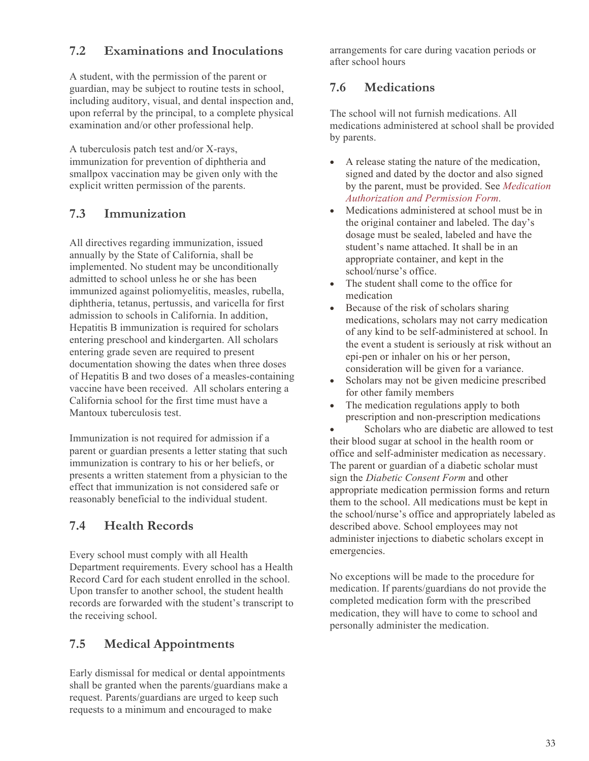## 7.2 Examinations and Inoculations

A student, with the permission of the parent or guardian, may be subject to routine tests in school, including auditory, visual, and dental inspection and, upon referral by the principal, to a complete physical examination and/or other professional help.

A tuberculosis patch test and/or X-rays, immunization for prevention of diphtheria and smallpox vaccination may be given only with the explicit written permission of the parents.

## 7.3 Immunization

All directives regarding immunization, issued annually by the State of California, shall be implemented. No student may be unconditionally admitted to school unless he or she has been immunized against poliomyelitis, measles, rubella, diphtheria, tetanus, pertussis, and varicella for first admission to schools in California. In addition, Hepatitis B immunization is required for scholars entering preschool and kindergarten. All scholars entering grade seven are required to present documentation showing the dates when three doses of Hepatitis B and two doses of a measles-containing vaccine have been received. All scholars entering a California school for the first time must have a Mantoux tuberculosis test.

Immunization is not required for admission if a parent or guardian presents a letter stating that such immunization is contrary to his or her beliefs, or presents a written statement from a physician to the effect that immunization is not considered safe or reasonably beneficial to the individual student.

## 7.4 Health Records

Every school must comply with all Health Department requirements. Every school has a Health Record Card for each student enrolled in the school. Upon transfer to another school, the student health records are forwarded with the student's transcript to the receiving school.

## 7.5 Medical Appointments

Early dismissal for medical or dental appointments shall be granted when the parents/guardians make a request. Parents/guardians are urged to keep such requests to a minimum and encouraged to make arrangements for care during vacation periods or after school hours

## 7.6 Medications

The school will not furnish medications. All medications administered at school shall be provided by parents.

- A release stating the nature of the medication, signed and dated by the doctor and also signed by the parent, must be provided. See *Medication Authorization and Permission Form*.
- Medications administered at school must be in the original container and labeled. The day's dosage must be sealed, labeled and have the student's name attached. It shall be in an appropriate container, and kept in the school/nurse's office.
- The student shall come to the office for medication
- Because of the risk of scholars sharing medications, scholars may not carry medication of any kind to be self-administered at school. In the event a student is seriously at risk without an epi-pen or inhaler on his or her person, consideration will be given for a variance.
- Scholars may not be given medicine prescribed for other family members
- The medication regulations apply to both prescription and non-prescription medications
- Scholars who are diabetic are allowed to test their blood sugar at school in the health room or office and self-administer medication as necessary. The parent or guardian of a diabetic scholar must sign the *Diabetic Consent Form* and other appropriate medication permission forms and return them to the school. All medications must be kept in the school/nurse's office and appropriately labeled as described above. School employees may not administer injections to diabetic scholars except in emergencies.

No exceptions will be made to the procedure for medication. If parents/guardians do not provide the completed medication form with the prescribed medication, they will have to come to school and personally administer the medication.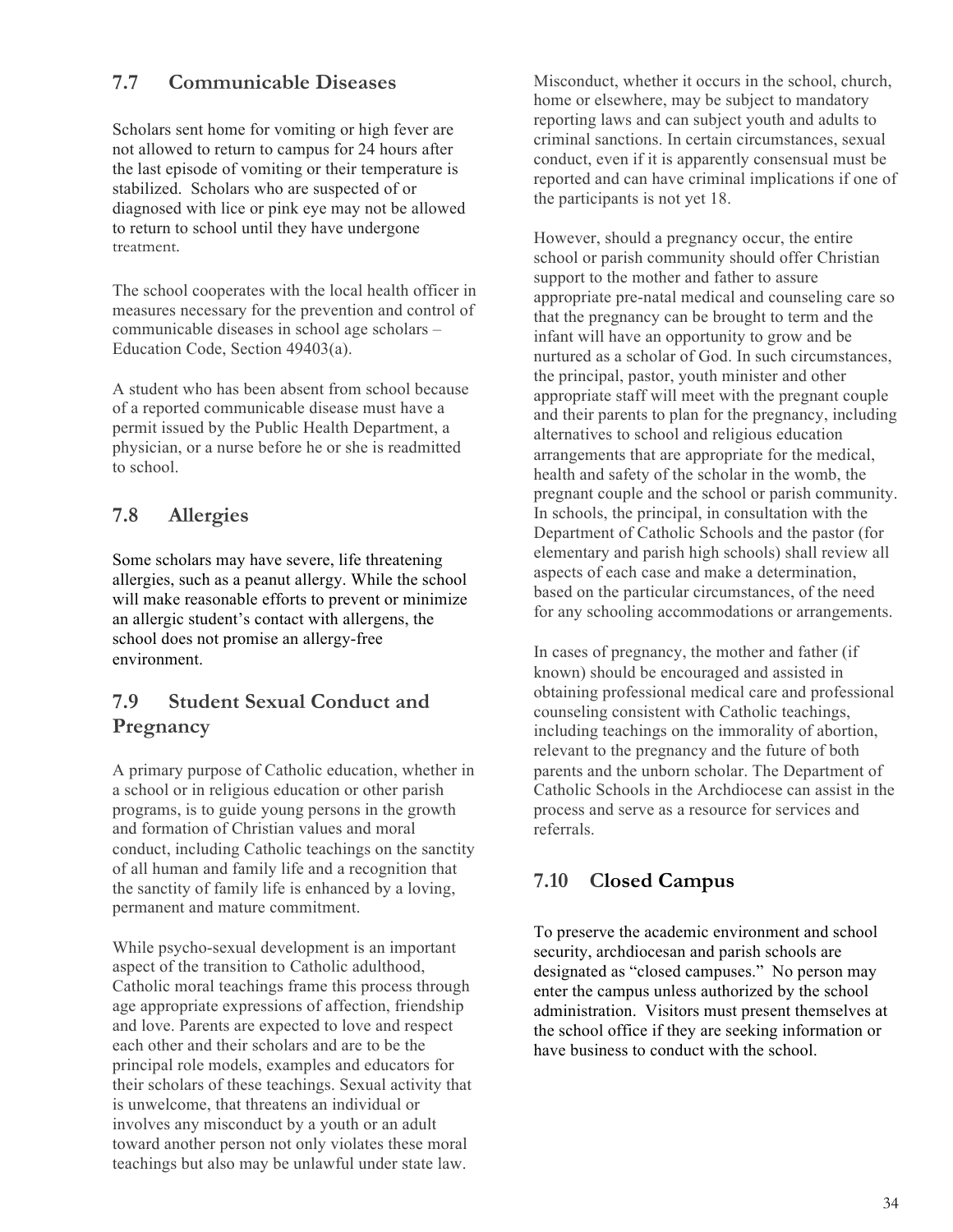## 7.7 Communicable Diseases

Scholars sent home for vomiting or high fever are not allowed to return to campus for 24 hours after the last episode of vomiting or their temperature is stabilized. Scholars who are suspected of or diagnosed with lice or pink eye may not be allowed to return to school until they have undergone treatment.

The school cooperates with the local health officer in measures necessary for the prevention and control of communicable diseases in school age scholars – Education Code, Section 49403(a).

A student who has been absent from school because of a reported communicable disease must have a permit issued by the Public Health Department, a physician, or a nurse before he or she is readmitted to school.

## 7.8 Allergies

Some scholars may have severe, life threatening allergies, such as a peanut allergy. While the school will make reasonable efforts to prevent or minimize an allergic student's contact with allergens, the school does not promise an allergy-free environment.

## 7.9 Student Sexual Conduct and Pregnancy

A primary purpose of Catholic education, whether in a school or in religious education or other parish programs, is to guide young persons in the growth and formation of Christian values and moral conduct, including Catholic teachings on the sanctity of all human and family life and a recognition that the sanctity of family life is enhanced by a loving, permanent and mature commitment.

While psycho-sexual development is an important aspect of the transition to Catholic adulthood, Catholic moral teachings frame this process through age appropriate expressions of affection, friendship and love. Parents are expected to love and respect each other and their scholars and are to be the principal role models, examples and educators for their scholars of these teachings. Sexual activity that is unwelcome, that threatens an individual or involves any misconduct by a youth or an adult toward another person not only violates these moral teachings but also may be unlawful under state law. Misconduct, whether it occurs in the school, church, home or elsewhere, may be subject to mandatory reporting laws and can subject youth and adults to criminal sanctions. In certain circumstances, sexual conduct, even if it is apparently consensual must be reported and can have criminal implications if one of the participants is not yet 18.

However, should a pregnancy occur, the entire school or parish community should offer Christian support to the mother and father to assure appropriate pre-natal medical and counseling care so that the pregnancy can be brought to term and the infant will have an opportunity to grow and be nurtured as a scholar of God. In such circumstances, the principal, pastor, youth minister and other appropriate staff will meet with the pregnant couple and their parents to plan for the pregnancy, including alternatives to school and religious education arrangements that are appropriate for the medical, health and safety of the scholar in the womb, the pregnant couple and the school or parish community. In schools, the principal, in consultation with the Department of Catholic Schools and the pastor (for elementary and parish high schools) shall review all aspects of each case and make a determination, based on the particular circumstances, of the need for any schooling accommodations or arrangements.

In cases of pregnancy, the mother and father (if known) should be encouraged and assisted in obtaining professional medical care and professional counseling consistent with Catholic teachings, including teachings on the immorality of abortion, relevant to the pregnancy and the future of both parents and the unborn scholar. The Department of Catholic Schools in the Archdiocese can assist in the process and serve as a resource for services and referrals.

## 7.10 Closed Campus

To preserve the academic environment and school security, archdiocesan and parish schools are designated as "closed campuses." No person may enter the campus unless authorized by the school administration. Visitors must present themselves at the school office if they are seeking information or have business to conduct with the school.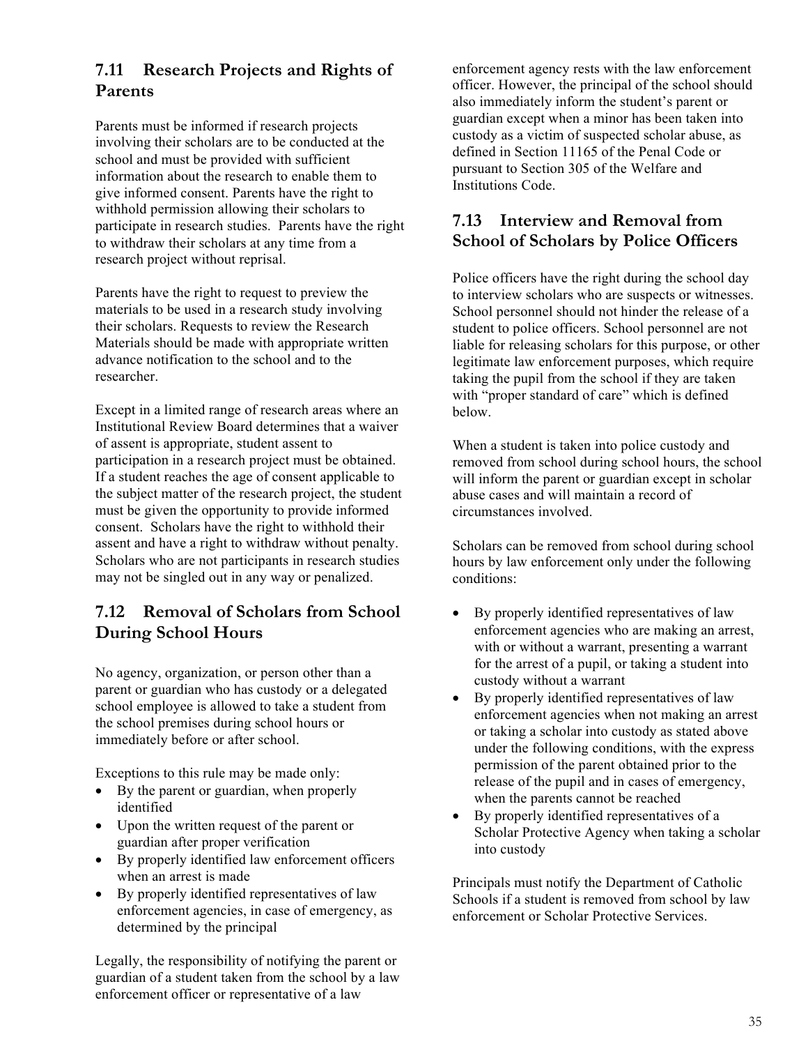## 7.11 Research Projects and Rights of Parents

Parents must be informed if research projects involving their scholars are to be conducted at the school and must be provided with sufficient information about the research to enable them to give informed consent. Parents have the right to withhold permission allowing their scholars to participate in research studies. Parents have the right to withdraw their scholars at any time from a research project without reprisal.

Parents have the right to request to preview the materials to be used in a research study involving their scholars. Requests to review the Research Materials should be made with appropriate written advance notification to the school and to the researcher.

Except in a limited range of research areas where an Institutional Review Board determines that a waiver of assent is appropriate, student assent to participation in a research project must be obtained. If a student reaches the age of consent applicable to the subject matter of the research project, the student must be given the opportunity to provide informed consent. Scholars have the right to withhold their assent and have a right to withdraw without penalty. Scholars who are not participants in research studies may not be singled out in any way or penalized.

## 7.12 Removal of Scholars from School During School Hours

No agency, organization, or person other than a parent or guardian who has custody or a delegated school employee is allowed to take a student from the school premises during school hours or immediately before or after school.

Exceptions to this rule may be made only:

- By the parent or guardian, when properly identified
- Upon the written request of the parent or guardian after proper verification
- By properly identified law enforcement officers when an arrest is made
- By properly identified representatives of law enforcement agencies, in case of emergency, as determined by the principal

Legally, the responsibility of notifying the parent or guardian of a student taken from the school by a law enforcement officer or representative of a law enforcement agency rests with the law enforcement officer. However, the principal of the school should also immediately inform the student's parent or guardian except when a minor has been taken into custody as a victim of suspected scholar abuse, as defined in Section 11165 of the Penal Code or pursuant to Section 305 of the Welfare and Institutions Code.

## 7.13 Interview and Removal from School of Scholars by Police Officers

Police officers have the right during the school day to interview scholars who are suspects or witnesses. School personnel should not hinder the release of a student to police officers. School personnel are not liable for releasing scholars for this purpose, or other legitimate law enforcement purposes, which require taking the pupil from the school if they are taken with "proper standard of care" which is defined below.

When a student is taken into police custody and removed from school during school hours, the school will inform the parent or guardian except in scholar abuse cases and will maintain a record of circumstances involved.

Scholars can be removed from school during school hours by law enforcement only under the following conditions:

- By properly identified representatives of law enforcement agencies who are making an arrest, with or without a warrant, presenting a warrant for the arrest of a pupil, or taking a student into custody without a warrant
- By properly identified representatives of law enforcement agencies when not making an arrest or taking a scholar into custody as stated above under the following conditions, with the express permission of the parent obtained prior to the release of the pupil and in cases of emergency, when the parents cannot be reached
- By properly identified representatives of a Scholar Protective Agency when taking a scholar into custody

Principals must notify the Department of Catholic Schools if a student is removed from school by law enforcement or Scholar Protective Services.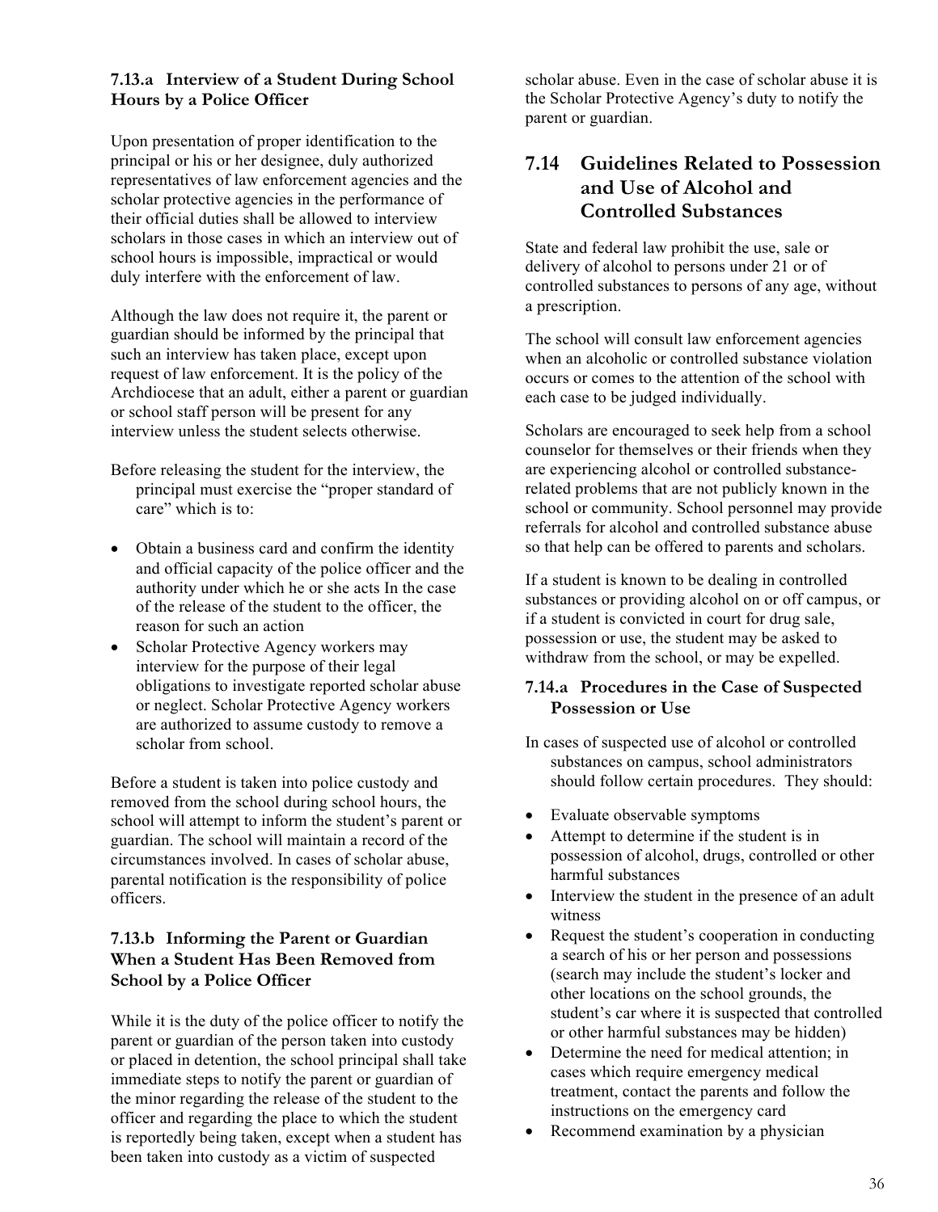### 7.13.a Interview of a Student During School Hours by a Police Officer

Upon presentation of proper identification to the principal or his or her designee, duly authorized representatives of law enforcement agencies and the scholar protective agencies in the performance of their official duties shall be allowed to interview scholars in those cases in which an interview out of school hours is impossible, impractical or would duly interfere with the enforcement of law.

Although the law does not require it, the parent or guardian should be informed by the principal that such an interview has taken place, except upon request of law enforcement. It is the policy of the Archdiocese that an adult, either a parent or guardian or school staff person will be present for any interview unless the student selects otherwise.

Before releasing the student for the interview, the principal must exercise the "proper standard of care" which is to:

- Obtain a business card and confirm the identity and official capacity of the police officer and the authority under which he or she acts In the case of the release of the student to the officer, the reason for such an action
- Scholar Protective Agency workers may interview for the purpose of their legal obligations to investigate reported scholar abuse or neglect. Scholar Protective Agency workers are authorized to assume custody to remove a scholar from school.

Before a student is taken into police custody and removed from the school during school hours, the school will attempt to inform the student's parent or guardian. The school will maintain a record of the circumstances involved. In cases of scholar abuse, parental notification is the responsibility of police officers.

### 7.13.b Informing the Parent or Guardian When a Student Has Been Removed from School by a Police Officer

While it is the duty of the police officer to notify the parent or guardian of the person taken into custody or placed in detention, the school principal shall take immediate steps to notify the parent or guardian of the minor regarding the release of the student to the officer and regarding the place to which the student is reportedly being taken, except when a student has been taken into custody as a victim of suspected scholar abuse. Even in the case of scholar abuse it is the Scholar Protective Agency's duty to notify the parent or guardian.

## 7.14 Guidelines Related to Possession and Use of Alcohol and Controlled Substances

State and federal law prohibit the use, sale or delivery of alcohol to persons under 21 or of controlled substances to persons of any age, without a prescription.

The school will consult law enforcement agencies when an alcoholic or controlled substance violation occurs or comes to the attention of the school with each case to be judged individually.

Scholars are encouraged to seek help from a school counselor for themselves or their friends when they are experiencing alcohol or controlled substance-related problems that are not publicly known in the school or community. School personnel may provide referrals for alcohol and controlled substance abuse so that help can be offered to parents and scholars.

If a student is known to be dealing in controlled substances or providing alcohol on or off campus, or if a student is convicted in court for drug sale, possession or use, the student may be asked to withdraw from the school, or may be expelled.

### 7.14.a Procedures in the Case of Suspected Possession or Use

In cases of suspected use of alcohol or controlled substances on campus, school administrators should follow certain procedures. They should:

- Evaluate observable symptoms
- Attempt to determine if the student is in possession of alcohol, drugs, controlled or other harmful substances
- Interview the student in the presence of an adult witness
- Request the student's cooperation in conducting a search of his or her person and possessions (search may include the student's locker and other locations on the school grounds, the student's car where it is suspected that controlled or other harmful substances may be hidden)
- Determine the need for medical attention; in cases which require emergency medical treatment, contact the parents and follow the instructions on the emergency card
- Recommend examination by a physician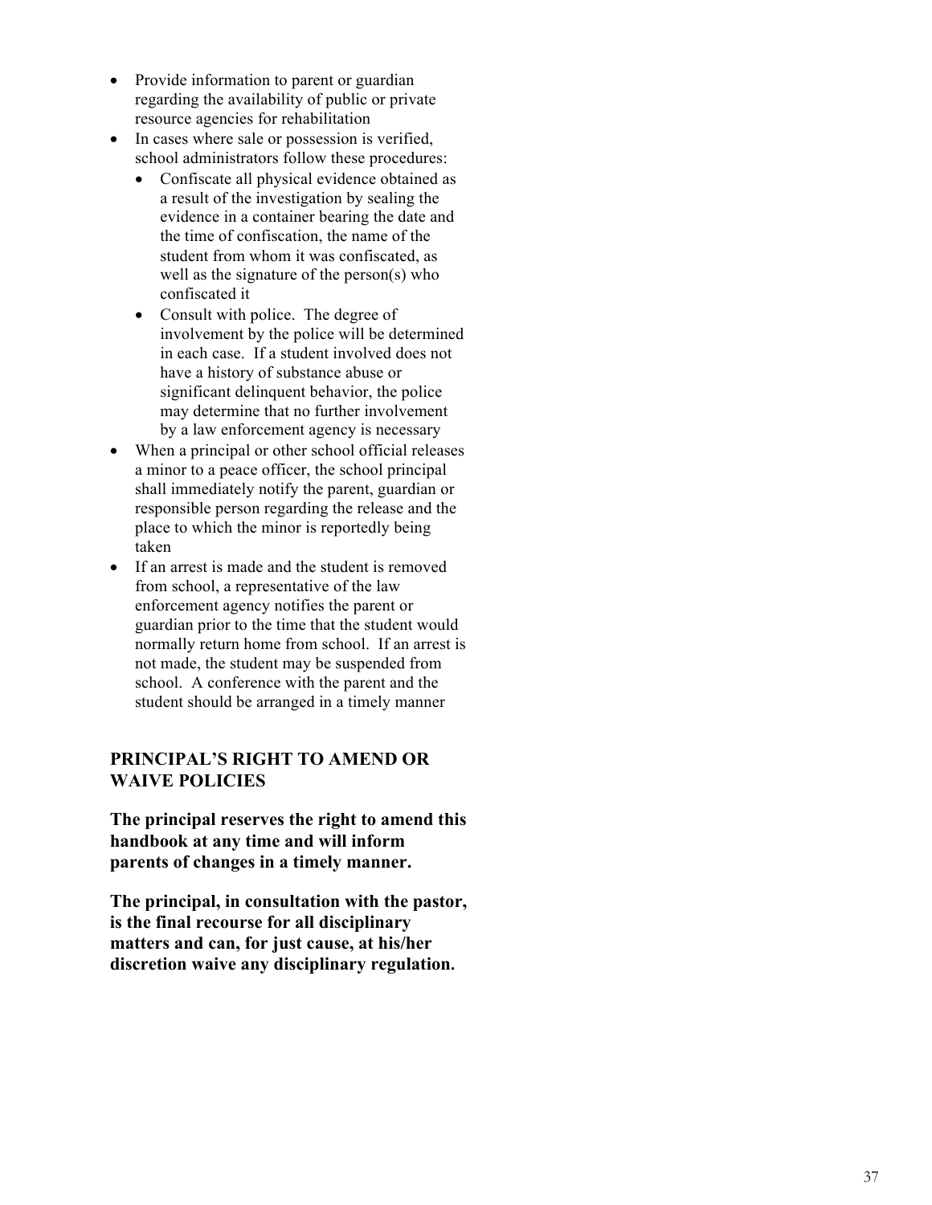- Provide information to parent or guardian regarding the availability of public or private resource agencies for rehabilitation
- In cases where sale or possession is verified, school administrators follow these procedures:
  - Confiscate all physical evidence obtained as a result of the investigation by sealing the evidence in a container bearing the date and the time of confiscation, the name of the student from whom it was confiscated, as well as the signature of the person(s) who confiscated it
  - Consult with police. The degree of involvement by the police will be determined in each case. If a student involved does not have a history of substance abuse or significant delinquent behavior, the police may determine that no further involvement by a law enforcement agency is necessary
- When a principal or other school official releases a minor to a peace officer, the school principal shall immediately notify the parent, guardian or responsible person regarding the release and the place to which the minor is reportedly being taken
- If an arrest is made and the student is removed from school, a representative of the law enforcement agency notifies the parent or guardian prior to the time that the student would normally return home from school. If an arrest is not made, the student may be suspended from school. A conference with the parent and the student should be arranged in a timely manner

## PRINCIPAL'S RIGHT TO AMEND OR WAIVE POLICIES

**The principal reserves the right to amend this handbook at any time and will inform parents of changes in a timely manner.**

**The principal, in consultation with the pastor, is the final recourse for all disciplinary matters and can, for just cause, at his/her discretion waive any disciplinary regulation.**